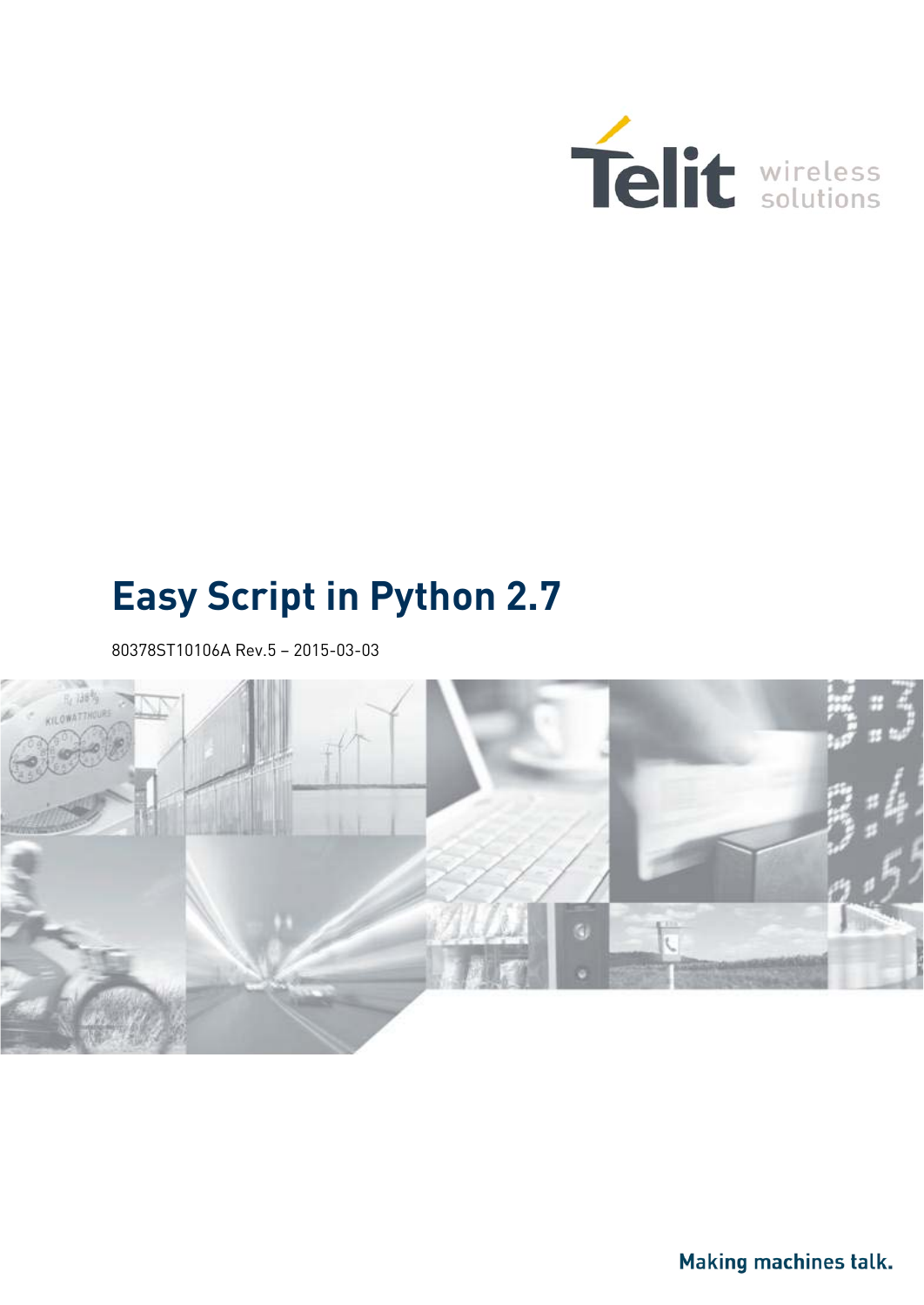Telit wireless solutions

# Easy Script in Python 2.7

80378ST10106A Rev.5 – 2015-03-03

Making machines talk.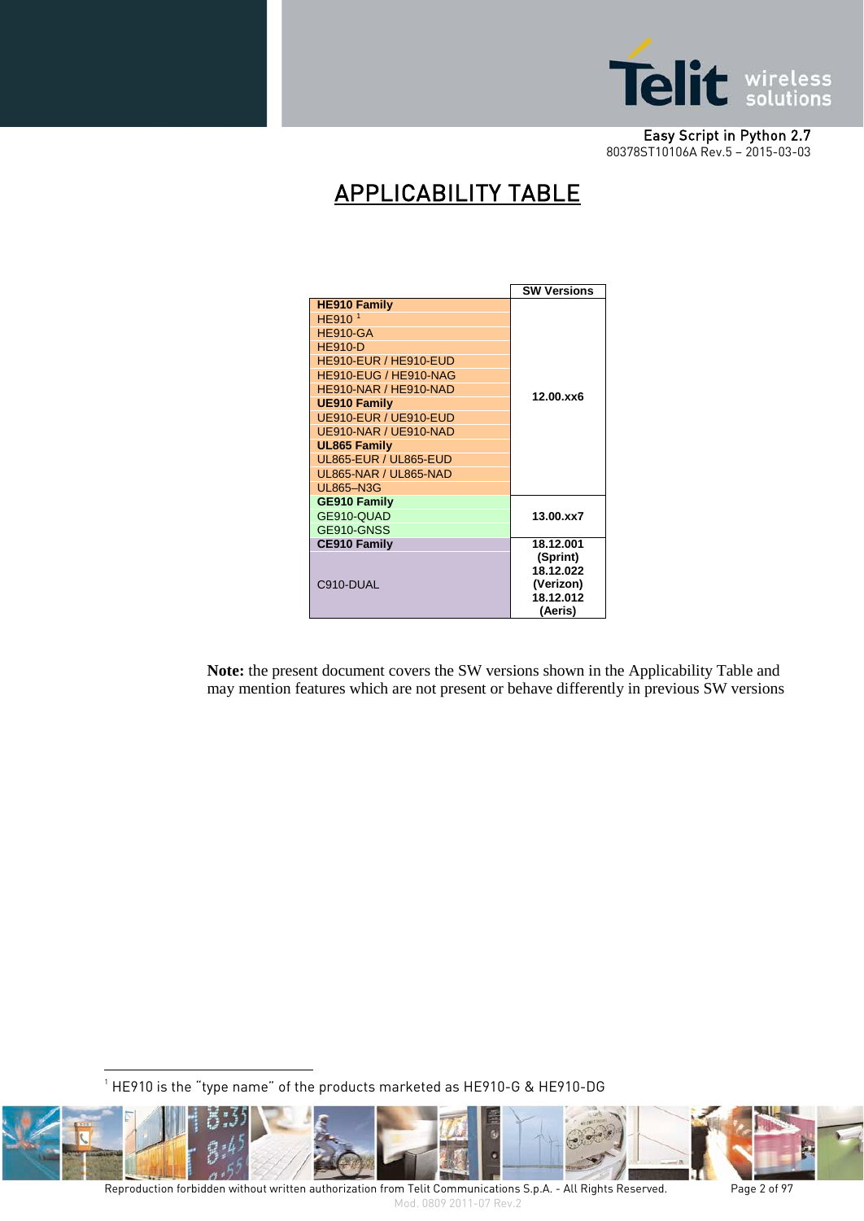# APPLICABILITY TABLE

| | SW Versions |
|---|---|
| **HE910 Family** | 12.00.xx6 |
| HE910 [1] | |
| HE910-GA | |
| HE910-D | |
| HE910-EUR / HE910-EUD | |
| HE910-EUG / HE910-NAG | |
| HE910-NAR / HE910-NAD | |
| **UE910 Family** | |
| UE910-EUR / UE910-EUD | |
| UE910-NAR / UE910-NAD | |
| **UL865 Family** | |
| UL865-EUR / UL865-EUD | |
| UL865-NAR / UL865-NAD | |
| UL865–N3G | |
| **GE910 Family** | 13.00.xx7 |
| GE910-QUAD | |
| GE910-GNSS | |
| **CE910 Family** | 18.12.001 (Sprint) 18.12.022 (Verizon) 18.12.012 (Aeris) |
| C910-DUAL | |

**Note:** the present document covers the SW versions shown in the Applicability Table and may mention features which are not present or behave differently in previous SW versions

[1] HE910 is the "type name" of the products marketed as HE910-G & HE910-DG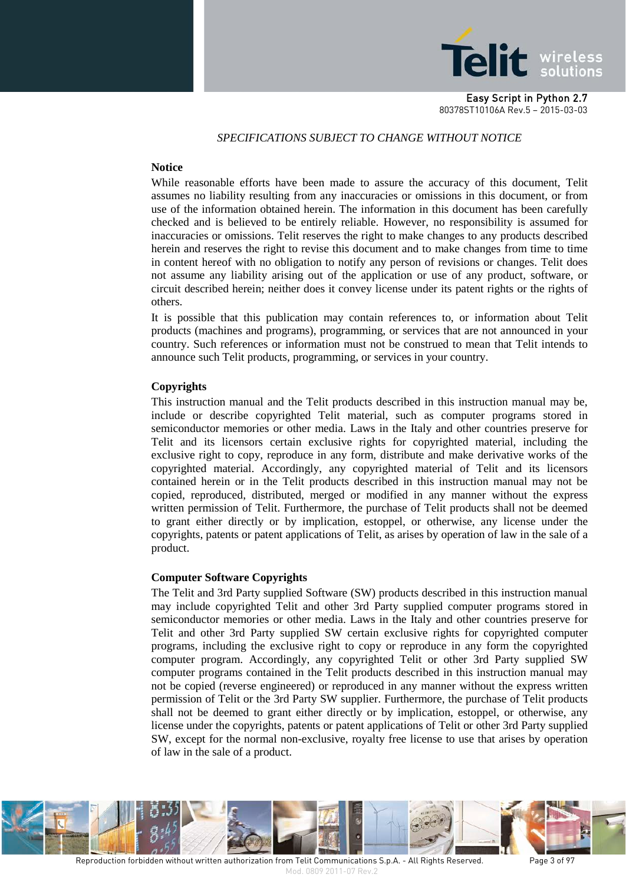*SPECIFICATIONS SUBJECT TO CHANGE WITHOUT NOTICE*

**Notice**

While reasonable efforts have been made to assure the accuracy of this document, Telit assumes no liability resulting from any inaccuracies or omissions in this document, or from use of the information obtained herein. The information in this document has been carefully checked and is believed to be entirely reliable. However, no responsibility is assumed for inaccuracies or omissions. Telit reserves the right to make changes to any products described herein and reserves the right to revise this document and to make changes from time to time in content hereof with no obligation to notify any person of revisions or changes. Telit does not assume any liability arising out of the application or use of any product, software, or circuit described herein; neither does it convey license under its patent rights or the rights of others.

It is possible that this publication may contain references to, or information about Telit products (machines and programs), programming, or services that are not announced in your country. Such references or information must not be construed to mean that Telit intends to announce such Telit products, programming, or services in your country.

**Copyrights**

This instruction manual and the Telit products described in this instruction manual may be, include or describe copyrighted Telit material, such as computer programs stored in semiconductor memories or other media. Laws in the Italy and other countries preserve for Telit and its licensors certain exclusive rights for copyrighted material, including the exclusive right to copy, reproduce in any form, distribute and make derivative works of the copyrighted material. Accordingly, any copyrighted material of Telit and its licensors contained herein or in the Telit products described in this instruction manual may not be copied, reproduced, distributed, merged or modified in any manner without the express written permission of Telit. Furthermore, the purchase of Telit products shall not be deemed to grant either directly or by implication, estoppel, or otherwise, any license under the copyrights, patents or patent applications of Telit, as arises by operation of law in the sale of a product.

**Computer Software Copyrights**

The Telit and 3rd Party supplied Software (SW) products described in this instruction manual may include copyrighted Telit and other 3rd Party supplied computer programs stored in semiconductor memories or other media. Laws in the Italy and other countries preserve for Telit and other 3rd Party supplied SW certain exclusive rights for copyrighted computer programs, including the exclusive right to copy or reproduce in any form the copyrighted computer program. Accordingly, any copyrighted Telit or other 3rd Party supplied SW computer programs contained in the Telit products described in this instruction manual may not be copied (reverse engineered) or reproduced in any manner without the express written permission of Telit or the 3rd Party SW supplier. Furthermore, the purchase of Telit products shall not be deemed to grant either directly or by implication, estoppel, or otherwise, any license under the copyrights, patents or patent applications of Telit or other 3rd Party supplied SW, except for the normal non-exclusive, royalty free license to use that arises by operation of law in the sale of a product.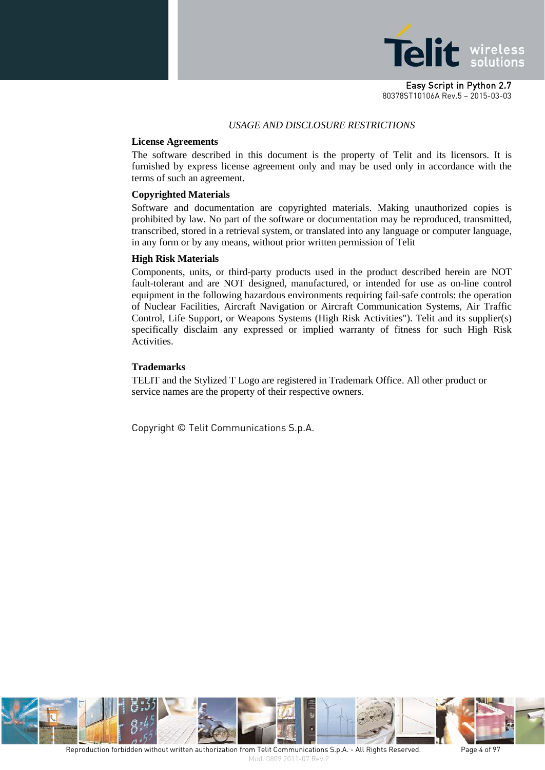*USAGE AND DISCLOSURE RESTRICTIONS*

**License Agreements**

The software described in this document is the property of Telit and its licensors. It is furnished by express license agreement only and may be used only in accordance with the terms of such an agreement.

**Copyrighted Materials**

Software and documentation are copyrighted materials. Making unauthorized copies is prohibited by law. No part of the software or documentation may be reproduced, transmitted, transcribed, stored in a retrieval system, or translated into any language or computer language, in any form or by any means, without prior written permission of Telit

**High Risk Materials**

Components, units, or third-party products used in the product described herein are NOT fault-tolerant and are NOT designed, manufactured, or intended for use as on-line control equipment in the following hazardous environments requiring fail-safe controls: the operation of Nuclear Facilities, Aircraft Navigation or Aircraft Communication Systems, Air Traffic Control, Life Support, or Weapons Systems (High Risk Activities"). Telit and its supplier(s) specifically disclaim any expressed or implied warranty of fitness for such High Risk Activities.

**Trademarks**

TELIT and the Stylized T Logo are registered in Trademark Office. All other product or service names are the property of their respective owners.

Copyright © Telit Communications S.p.A.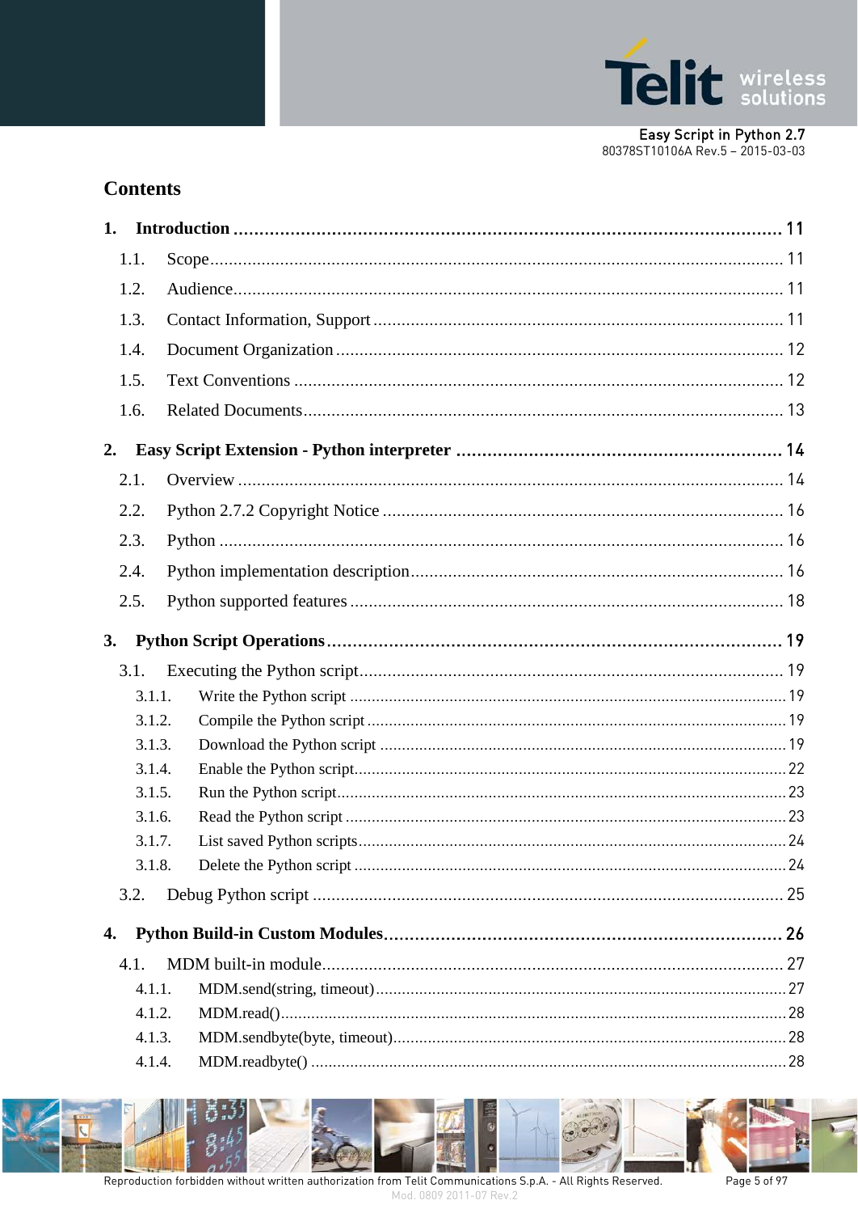# Contents

1. Introduction ........................................................................................................ 11
   1.1. Scope ........................................................................................................ 11
   1.2. Audience ........................................................................................................ 11
   1.3. Contact Information, Support ........................................................................................................ 11
   1.4. Document Organization ........................................................................................................ 12
   1.5. Text Conventions ........................................................................................................ 12
   1.6. Related Documents ........................................................................................................ 13
2. Easy Script Extension - Python interpreter ........................................................................................................ 14
   2.1. Overview ........................................................................................................ 14
   2.2. Python 2.7.2 Copyright Notice ........................................................................................................ 16
   2.3. Python ........................................................................................................ 16
   2.4. Python implementation description ........................................................................................................ 16
   2.5. Python supported features ........................................................................................................ 18
3. Python Script Operations ........................................................................................................ 19
   3.1. Executing the Python script ........................................................................................................ 19
      3.1.1. Write the Python script ........................................................................................................ 19
      3.1.2. Compile the Python script ........................................................................................................ 19
      3.1.3. Download the Python script ........................................................................................................ 19
      3.1.4. Enable the Python script ........................................................................................................ 22
      3.1.5. Run the Python script ........................................................................................................ 23
      3.1.6. Read the Python script ........................................................................................................ 23
      3.1.7. List saved Python scripts ........................................................................................................ 24
      3.1.8. Delete the Python script ........................................................................................................ 24
   3.2. Debug Python script ........................................................................................................ 25
4. Python Build-in Custom Modules ........................................................................................................ 26
   4.1. MDM built-in module ........................................................................................................ 27
      4.1.1. MDM.send(string, timeout) ........................................................................................................ 27
      4.1.2. MDM.read() ........................................................................................................ 28
      4.1.3. MDM.sendbyte(byte, timeout) ........................................................................................................ 28
      4.1.4. MDM.readbyte() ........................................................................................................ 28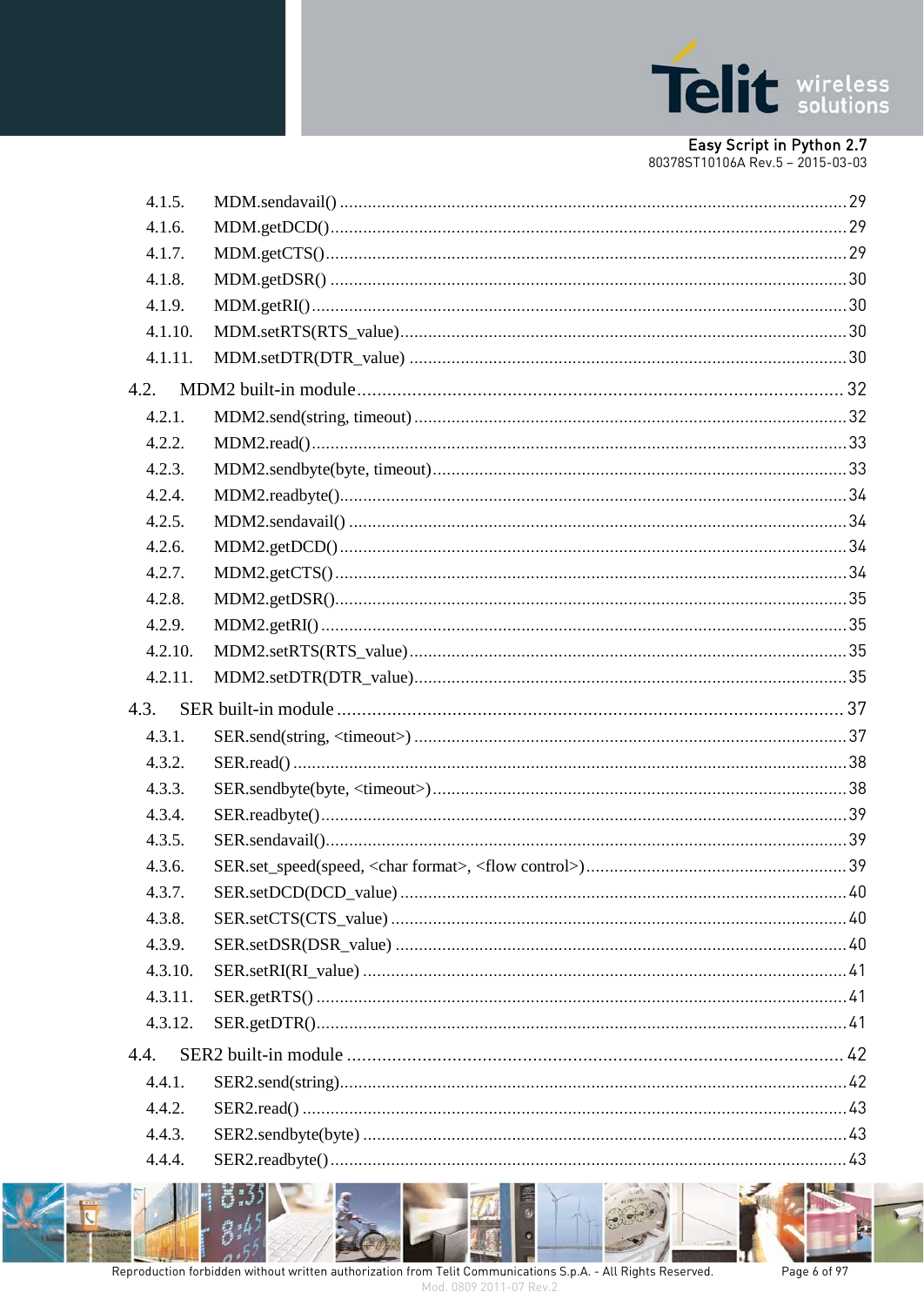4.1.5. MDM.sendavail() ............................................................................................................ 29
4.1.6. MDM.getDCD() ............................................................................................................ 29
4.1.7. MDM.getCTS() ............................................................................................................. 29
4.1.8. MDM.getDSR() ............................................................................................................ 30
4.1.9. MDM.getRI() ................................................................................................................ 30
4.1.10. MDM.setRTS(RTS_value) ............................................................................................ 30
4.1.11. MDM.setDTR(DTR_value) ........................................................................................... 30

4.2. MDM2 built-in module ................................................................................................. 32

4.2.1. MDM2.send(string, timeout) ......................................................................................... 32
4.2.2. MDM2.read() ............................................................................................................... 33
4.2.3. MDM2.sendbyte(byte, timeout) ..................................................................................... 33
4.2.4. MDM2.readbyte() ......................................................................................................... 34
4.2.5. MDM2.sendavail() ........................................................................................................ 34
4.2.6. MDM2.getDCD() .......................................................................................................... 34
4.2.7. MDM2.getCTS() ........................................................................................................... 34
4.2.8. MDM2.getDSR() .......................................................................................................... 35
4.2.9. MDM2.getRI() .............................................................................................................. 35
4.2.10. MDM2.setRTS(RTS_value) .......................................................................................... 35
4.2.11. MDM2.setDTR(DTR_value) ......................................................................................... 35

4.3. SER built-in module ..................................................................................................... 37

4.3.1. SER.send(string, <timeout>) ......................................................................................... 37
4.3.2. SER.read() ................................................................................................................... 38
4.3.3. SER.sendbyte(byte, <timeout>) ..................................................................................... 38
4.3.4. SER.readbyte() ............................................................................................................. 39
4.3.5. SER.sendavail() ............................................................................................................ 39
4.3.6. SER.set_speed(speed, <char format>, <flow control>) ...................................................... 39
4.3.7. SER.setDCD(DCD_value) ............................................................................................. 40
4.3.8. SER.setCTS(CTS_value) .............................................................................................. 40
4.3.9. SER.setDSR(DSR_value) ............................................................................................. 40
4.3.10. SER.setRI(RI_value) .................................................................................................... 41
4.3.11. SER.getRTS() .............................................................................................................. 41
4.3.12. SER.getDTR() .............................................................................................................. 41

4.4. SER2 built-in module ................................................................................................... 42

4.4.1. SER2.send(string) ......................................................................................................... 42
4.4.2. SER2.read() ................................................................................................................. 43
4.4.3. SER2.sendbyte(byte) .................................................................................................... 43
4.4.4. SER2.readbyte() ........................................................................................................... 43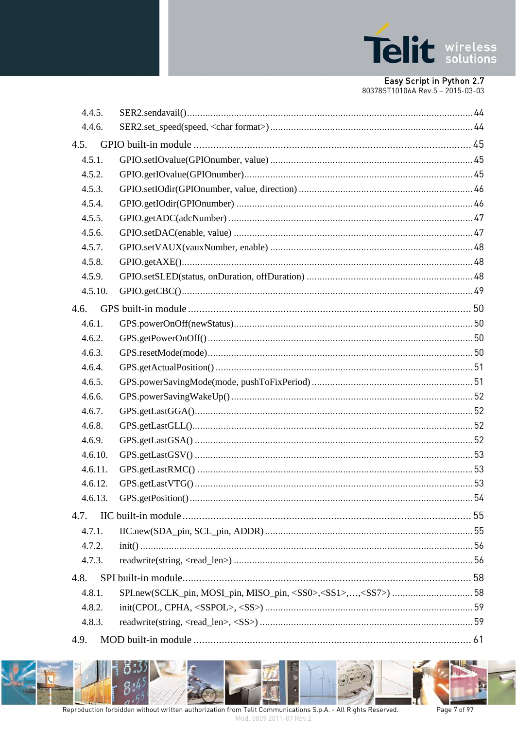4.4.5. SER2.sendavail() ..... 44
4.4.6. SER2.set_speed(speed, <char format>) ..... 44

4.5. GPIO built-in module ..... 45
4.5.1. GPIO.setIOvalue(GPIOnumber, value) ..... 45
4.5.2. GPIO.getIOvalue(GPIOnumber) ..... 45
4.5.3. GPIO.setIOdir(GPIOnumber, value, direction) ..... 46
4.5.4. GPIO.getIOdir(GPIOnumber) ..... 46
4.5.5. GPIO.getADC(adcNumber) ..... 47
4.5.6. GPIO.setDAC(enable, value) ..... 47
4.5.7. GPIO.setVAUX(vauxNumber, enable) ..... 48
4.5.8. GPIO.getAXE() ..... 48
4.5.9. GPIO.setSLED(status, onDuration, offDuration) ..... 48
4.5.10. GPIO.getCBC() ..... 49

4.6. GPS built-in module ..... 50
4.6.1. GPS.powerOnOff(newStatus) ..... 50
4.6.2. GPS.getPowerOnOff() ..... 50
4.6.3. GPS.resetMode(mode) ..... 50
4.6.4. GPS.getActualPosition() ..... 51
4.6.5. GPS.powerSavingMode(mode, pushToFixPeriod) ..... 51
4.6.6. GPS.powerSavingWakeUp() ..... 52
4.6.7. GPS.getLastGGA() ..... 52
4.6.8. GPS.getLastGLL() ..... 52
4.6.9. GPS.getLastGSA() ..... 52
4.6.10. GPS.getLastGSV() ..... 53
4.6.11. GPS.getLastRMC() ..... 53
4.6.12. GPS.getLastVTG() ..... 53
4.6.13. GPS.getPosition() ..... 54

4.7. IIC built-in module ..... 55
4.7.1. IIC.new(SDA_pin, SCL_pin, ADDR) ..... 55
4.7.2. init() ..... 56
4.7.3. readwrite(string, <read_len>) ..... 56

4.8. SPI built-in module ..... 58
4.8.1. SPI.new(SCLK_pin, MOSI_pin, MISO_pin, <SS0>,<SS1>,…,<SS7>) ..... 58
4.8.2. init(CPOL, CPHA, <SSPOL>, <SS>) ..... 59
4.8.3. readwrite(string, <read_len>, <SS>) ..... 59

4.9. MOD built-in module ..... 61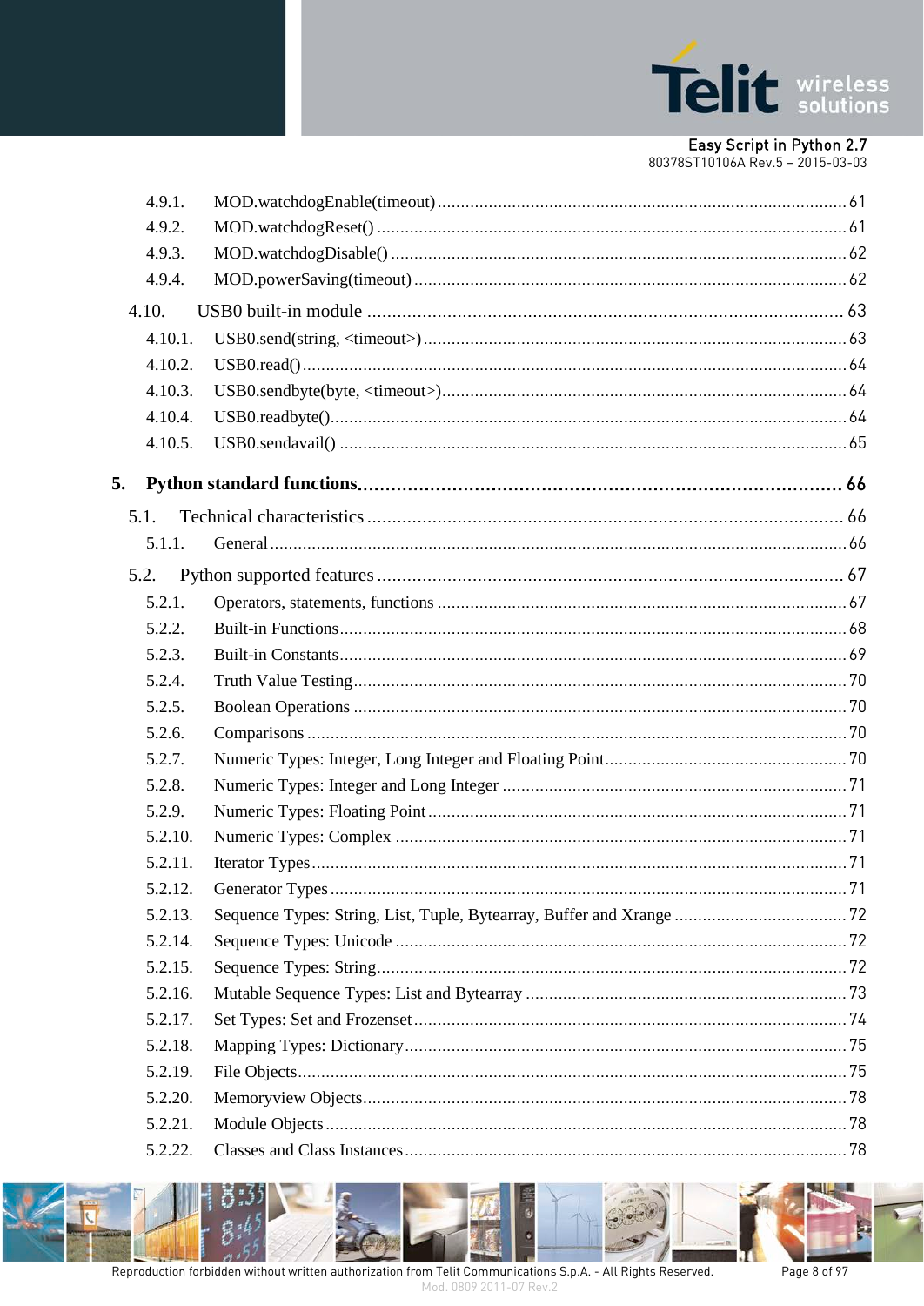4.9.1. MOD.watchdogEnable(timeout) ........ 61
4.9.2. MOD.watchdogReset() ........ 61
4.9.3. MOD.watchdogDisable() ........ 62
4.9.4. MOD.powerSaving(timeout) ........ 62

4.10. USB0 built-in module ........ 63

4.10.1. USB0.send(string, <timeout>) ........ 63
4.10.2. USB0.read() ........ 64
4.10.3. USB0.sendbyte(byte, <timeout>) ........ 64
4.10.4. USB0.readbyte() ........ 64
4.10.5. USB0.sendavail() ........ 65

**5. Python standard functions ........ 66**

5.1. Technical characteristics ........ 66

5.1.1. General ........ 66

5.2. Python supported features ........ 67

5.2.1. Operators, statements, functions ........ 67
5.2.2. Built-in Functions ........ 68
5.2.3. Built-in Constants ........ 69
5.2.4. Truth Value Testing ........ 70
5.2.5. Boolean Operations ........ 70
5.2.6. Comparisons ........ 70
5.2.7. Numeric Types: Integer, Long Integer and Floating Point ........ 70
5.2.8. Numeric Types: Integer and Long Integer ........ 71
5.2.9. Numeric Types: Floating Point ........ 71
5.2.10. Numeric Types: Complex ........ 71
5.2.11. Iterator Types ........ 71
5.2.12. Generator Types ........ 71
5.2.13. Sequence Types: String, List, Tuple, Bytearray, Buffer and Xrange ........ 72
5.2.14. Sequence Types: Unicode ........ 72
5.2.15. Sequence Types: String ........ 72
5.2.16. Mutable Sequence Types: List and Bytearray ........ 73
5.2.17. Set Types: Set and Frozenset ........ 74
5.2.18. Mapping Types: Dictionary ........ 75
5.2.19. File Objects ........ 75
5.2.20. Memoryview Objects ........ 78
5.2.21. Module Objects ........ 78
5.2.22. Classes and Class Instances ........ 78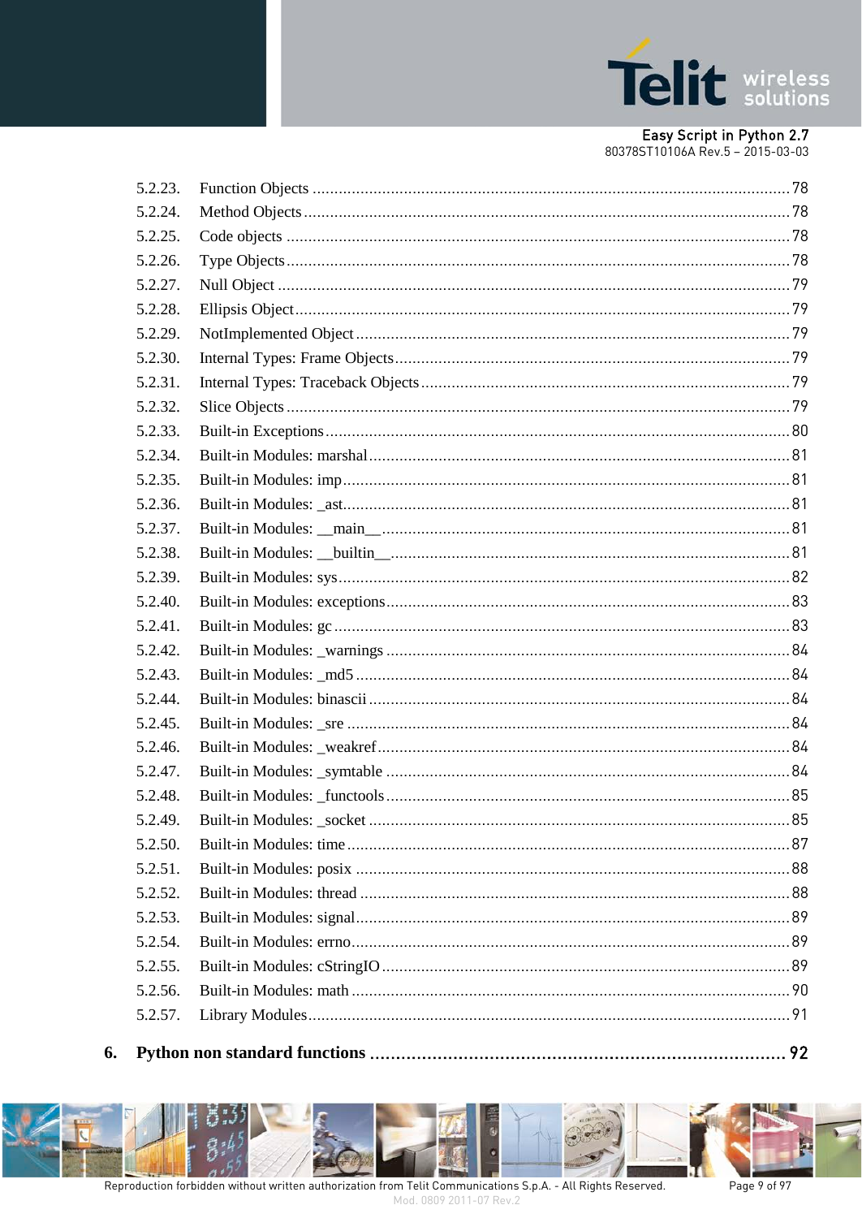5.2.23. Function Objects ............................................................ 78
5.2.24. Method Objects ............................................................ 78
5.2.25. Code objects ............................................................ 78
5.2.26. Type Objects ............................................................ 78
5.2.27. Null Object ............................................................ 79
5.2.28. Ellipsis Object ............................................................ 79
5.2.29. NotImplemented Object ............................................................ 79
5.2.30. Internal Types: Frame Objects ............................................................ 79
5.2.31. Internal Types: Traceback Objects ............................................................ 79
5.2.32. Slice Objects ............................................................ 79
5.2.33. Built-in Exceptions ............................................................ 80
5.2.34. Built-in Modules: marshal ............................................................ 81
5.2.35. Built-in Modules: imp ............................................................ 81
5.2.36. Built-in Modules: _ast ............................................................ 81
5.2.37. Built-in Modules: __main__ ............................................................ 81
5.2.38. Built-in Modules: __builtin__ ............................................................ 81
5.2.39. Built-in Modules: sys ............................................................ 82
5.2.40. Built-in Modules: exceptions ............................................................ 83
5.2.41. Built-in Modules: gc ............................................................ 83
5.2.42. Built-in Modules: _warnings ............................................................ 84
5.2.43. Built-in Modules: _md5 ............................................................ 84
5.2.44. Built-in Modules: binascii ............................................................ 84
5.2.45. Built-in Modules: _sre ............................................................ 84
5.2.46. Built-in Modules: _weakref ............................................................ 84
5.2.47. Built-in Modules: _symtable ............................................................ 84
5.2.48. Built-in Modules: _functools ............................................................ 85
5.2.49. Built-in Modules: _socket ............................................................ 85
5.2.50. Built-in Modules: time ............................................................ 87
5.2.51. Built-in Modules: posix ............................................................ 88
5.2.52. Built-in Modules: thread ............................................................ 88
5.2.53. Built-in Modules: signal ............................................................ 89
5.2.54. Built-in Modules: errno ............................................................ 89
5.2.55. Built-in Modules: cStringIO ............................................................ 89
5.2.56. Built-in Modules: math ............................................................ 90
5.2.57. Library Modules ............................................................ 91

**6. Python non standard functions ............................................................ 92**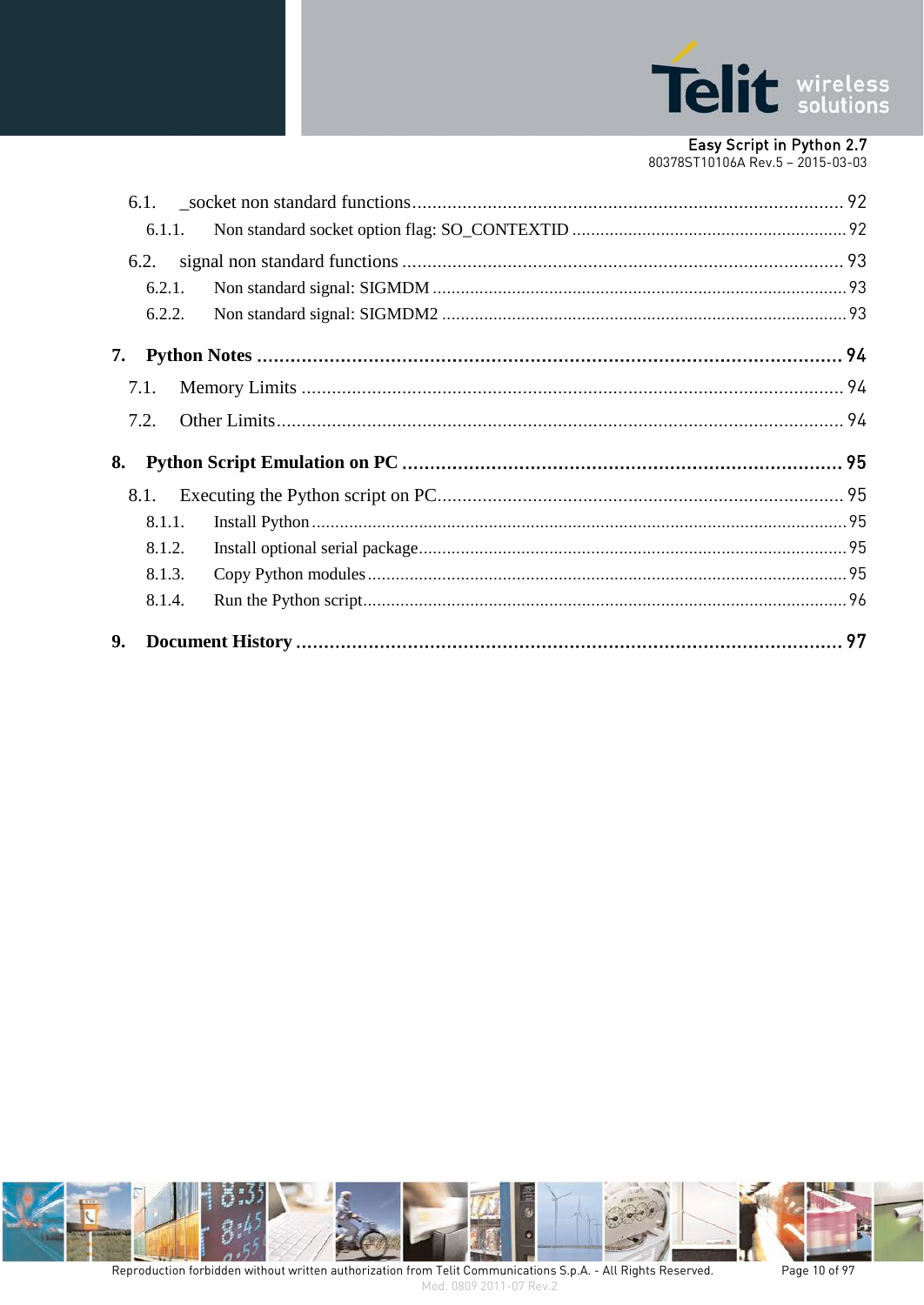6.1. _socket non standard functions ........................................................................................ 92

6.1.1. Non standard socket option flag: SO_CONTEXTID ........................................................... 92

6.2. signal non standard functions ......................................................................................... 93

6.2.1. Non standard signal: SIGMDM ......................................................................................... 93

6.2.2. Non standard signal: SIGMDM2 ....................................................................................... 93

**7. Python Notes ........................................................................................................... 94**

7.1. Memory Limits ............................................................................................................... 94

7.2. Other Limits .................................................................................................................... 94

**8. Python Script Emulation on PC ............................................................................... 95**

8.1. Executing the Python script on PC .................................................................................. 95

8.1.1. Install Python .................................................................................................................. 95

8.1.2. Install optional serial package ............................................................................................ 95

8.1.3. Copy Python modules ....................................................................................................... 95

8.1.4. Run the Python script ........................................................................................................ 96

**9. Document History .................................................................................................... 97**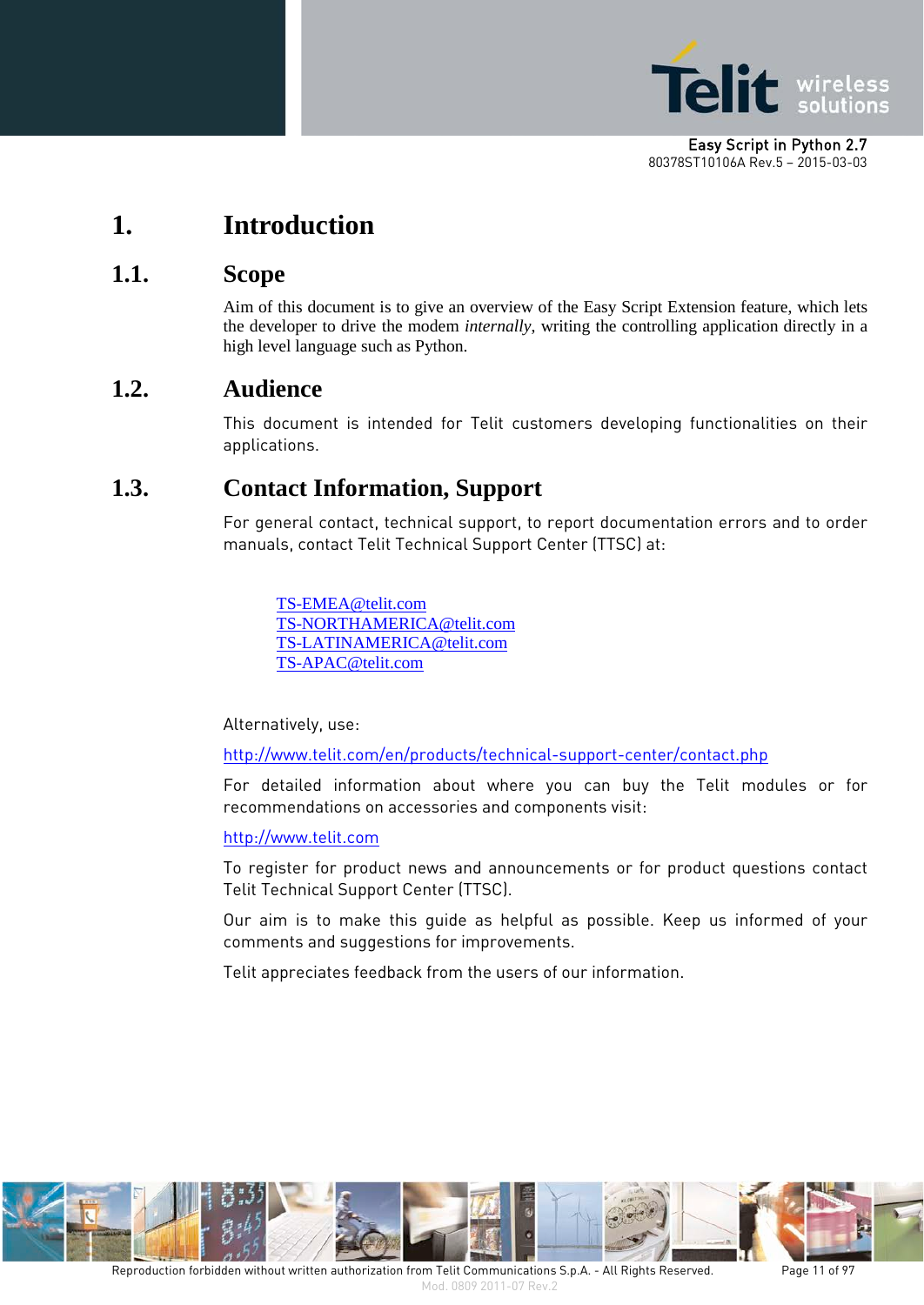# 1. Introduction

## 1.1. Scope

Aim of this document is to give an overview of the Easy Script Extension feature, which lets the developer to drive the modem *internally*, writing the controlling application directly in a high level language such as Python.

## 1.2. Audience

This document is intended for Telit customers developing functionalities on their applications.

## 1.3. Contact Information, Support

For general contact, technical support, to report documentation errors and to order manuals, contact Telit Technical Support Center (TTSC) at:

TS-EMEA@telit.com
TS-NORTHAMERICA@telit.com
TS-LATINAMERICA@telit.com
TS-APAC@telit.com

Alternatively, use:

http://www.telit.com/en/products/technical-support-center/contact.php

For detailed information about where you can buy the Telit modules or for recommendations on accessories and components visit:

http://www.telit.com

To register for product news and announcements or for product questions contact Telit Technical Support Center (TTSC).

Our aim is to make this guide as helpful as possible. Keep us informed of your comments and suggestions for improvements.

Telit appreciates feedback from the users of our information.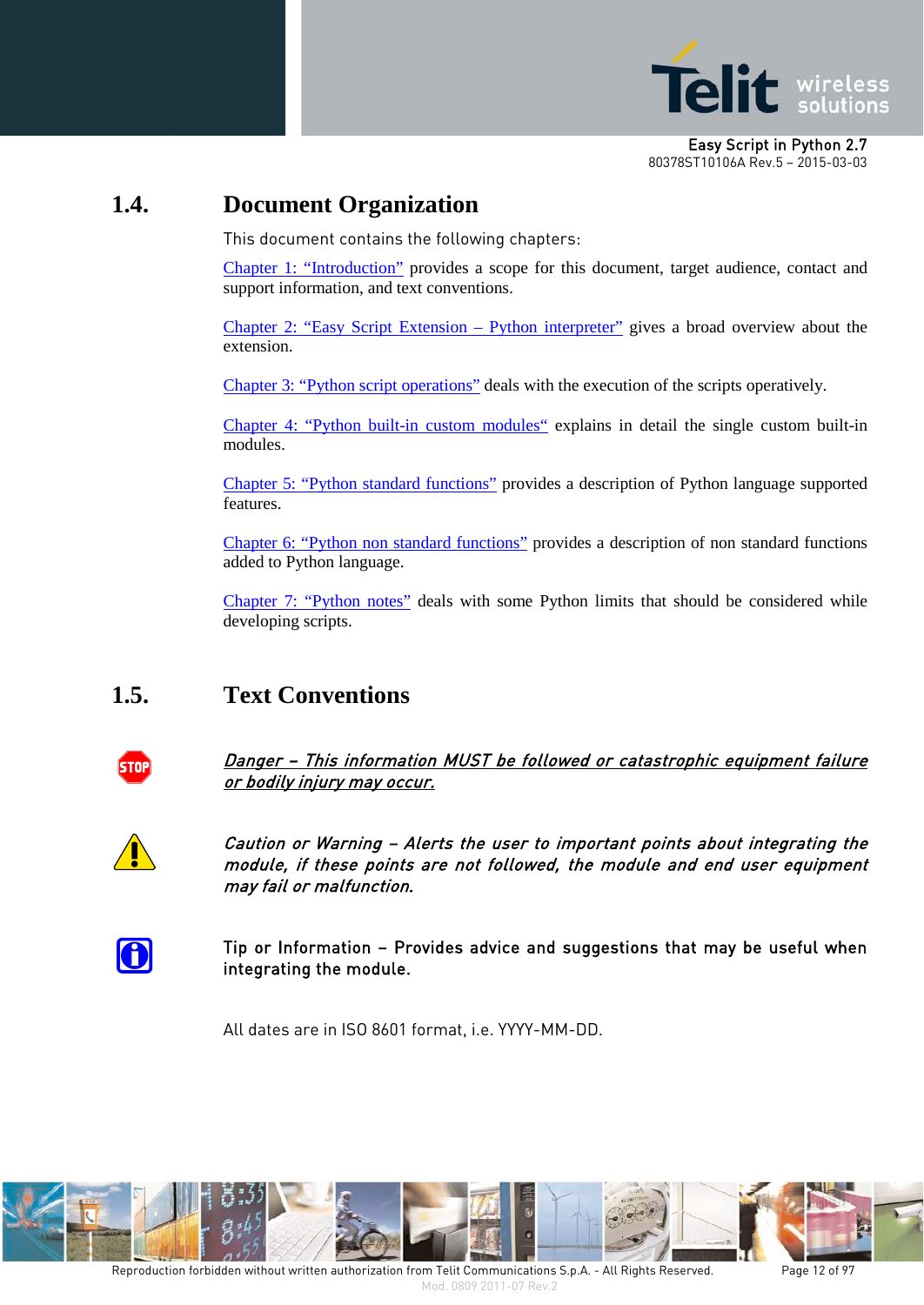## 1.4. Document Organization

This document contains the following chapters:

Chapter 1: "Introduction" provides a scope for this document, target audience, contact and support information, and text conventions.

Chapter 2: "Easy Script Extension – Python interpreter" gives a broad overview about the extension.

Chapter 3: "Python script operations" deals with the execution of the scripts operatively.

Chapter 4: "Python built-in custom modules" explains in detail the single custom built-in modules.

Chapter 5: "Python standard functions" provides a description of Python language supported features.

Chapter 6: "Python non standard functions" provides a description of non standard functions added to Python language.

Chapter 7: "Python notes" deals with some Python limits that should be considered while developing scripts.

## 1.5. Text Conventions

*Danger – This information MUST be followed or catastrophic equipment failure or bodily injury may occur.*

*Caution or Warning – Alerts the user to important points about integrating the module, if these points are not followed, the module and end user equipment may fail or malfunction.*

Tip or Information – Provides advice and suggestions that may be useful when integrating the module.

All dates are in ISO 8601 format, i.e. YYYY-MM-DD.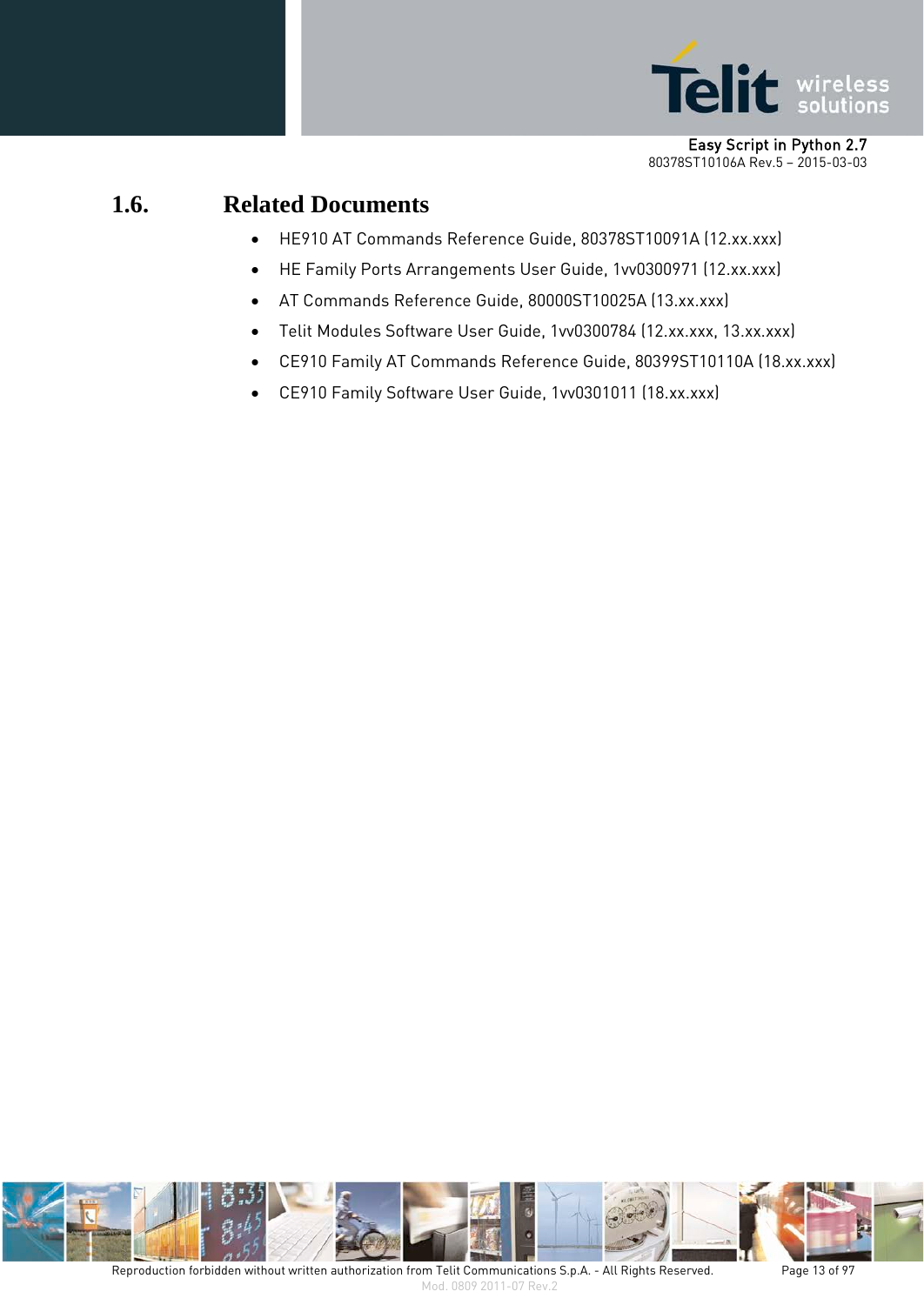## 1.6. Related Documents

- HE910 AT Commands Reference Guide, 80378ST10091A (12.xx.xxx)
- HE Family Ports Arrangements User Guide, 1vv0300971 (12.xx.xxx)
- AT Commands Reference Guide, 80000ST10025A (13.xx.xxx)
- Telit Modules Software User Guide, 1vv0300784 (12.xx.xxx, 13.xx.xxx)
- CE910 Family AT Commands Reference Guide, 80399ST10110A (18.xx.xxx)
- CE910 Family Software User Guide, 1vv0301011 (18.xx.xxx)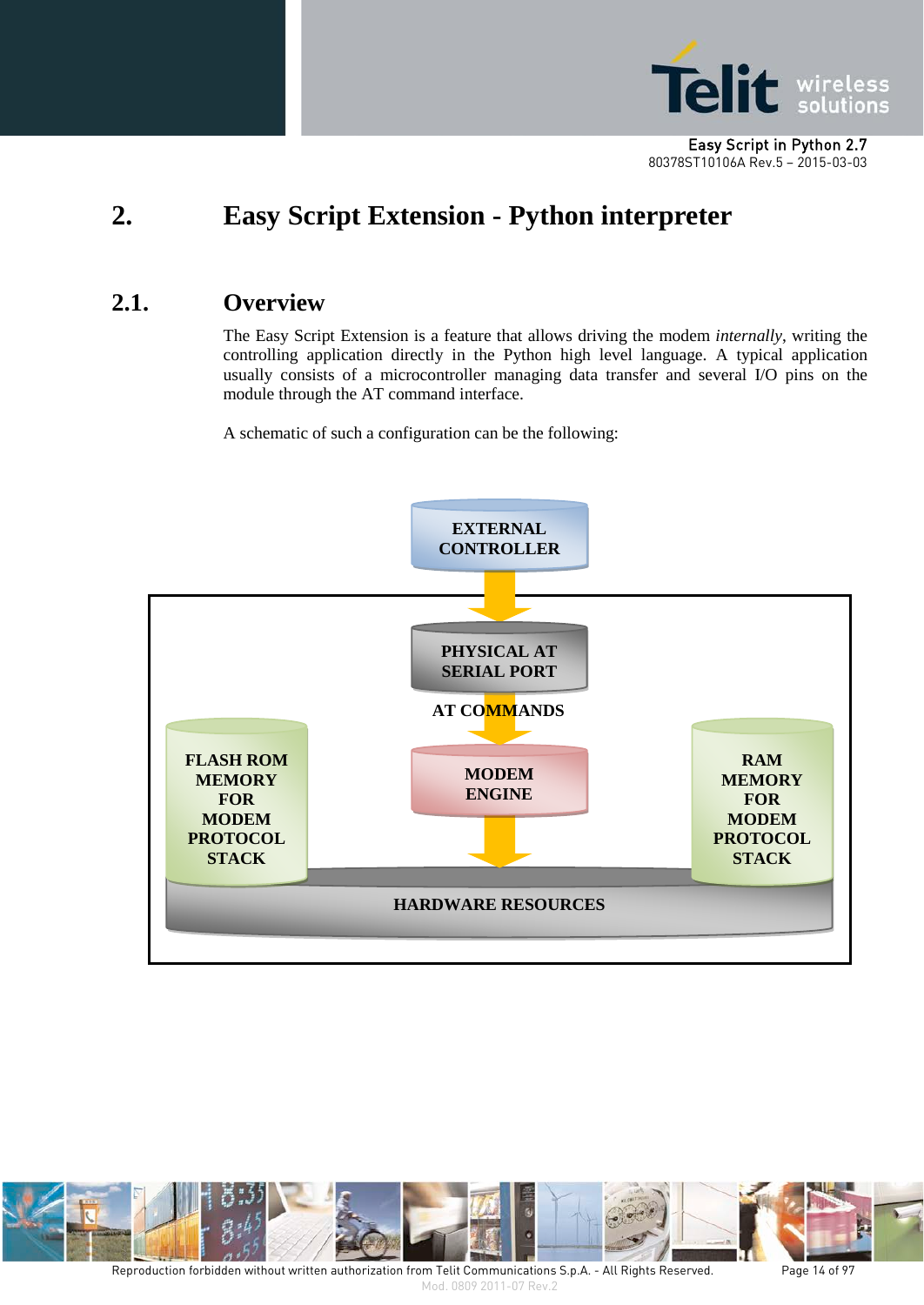# 2. Easy Script Extension - Python interpreter

## 2.1. Overview

The Easy Script Extension is a feature that allows driving the modem *internally*, writing the controlling application directly in the Python high level language. A typical application usually consists of a microcontroller managing data transfer and several I/O pins on the module through the AT command interface.

A schematic of such a configuration can be the following:

EXTERNAL CONTROLLER

PHYSICAL AT SERIAL PORT

AT COMMANDS

FLASH ROM MEMORY FOR MODEM PROTOCOL STACK

MODEM ENGINE

RAM MEMORY FOR MODEM PROTOCOL STACK

HARDWARE RESOURCES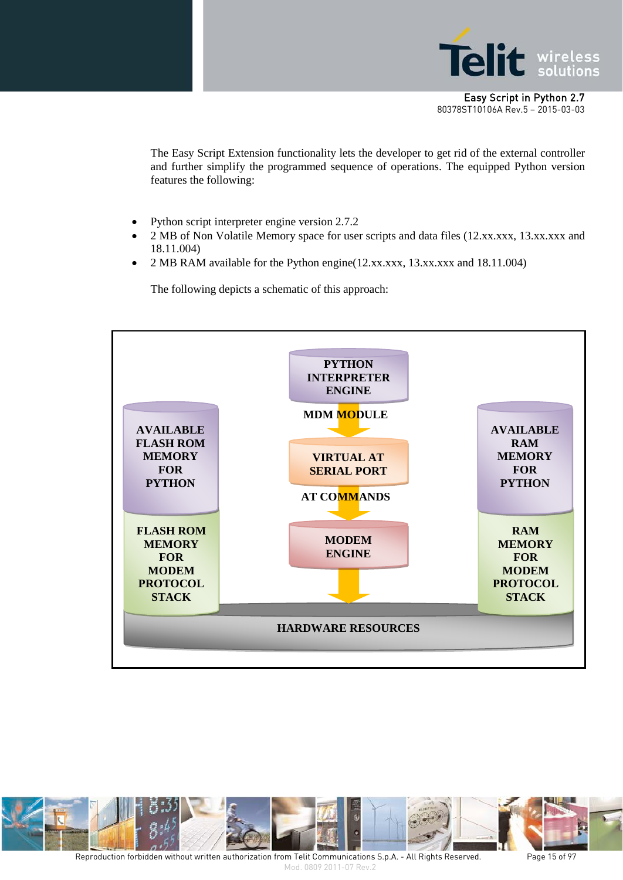The Easy Script Extension functionality lets the developer to get rid of the external controller and further simplify the programmed sequence of operations. The equipped Python version features the following:

- Python script interpreter engine version 2.7.2
- 2 MB of Non Volatile Memory space for user scripts and data files (12.xx.xxx, 13.xx.xxx and 18.11.004)
- 2 MB RAM available for the Python engine(12.xx.xxx, 13.xx.xxx and 18.11.004)

The following depicts a schematic of this approach:

PYTHON INTERPRETER ENGINE

MDM MODULE

AVAILABLE FLASH ROM MEMORY FOR PYTHON

AVAILABLE RAM MEMORY FOR PYTHON

VIRTUAL AT SERIAL PORT

AT COMMANDS

FLASH ROM MEMORY FOR MODEM PROTOCOL STACK

MODEM ENGINE

RAM MEMORY FOR MODEM PROTOCOL STACK

HARDWARE RESOURCES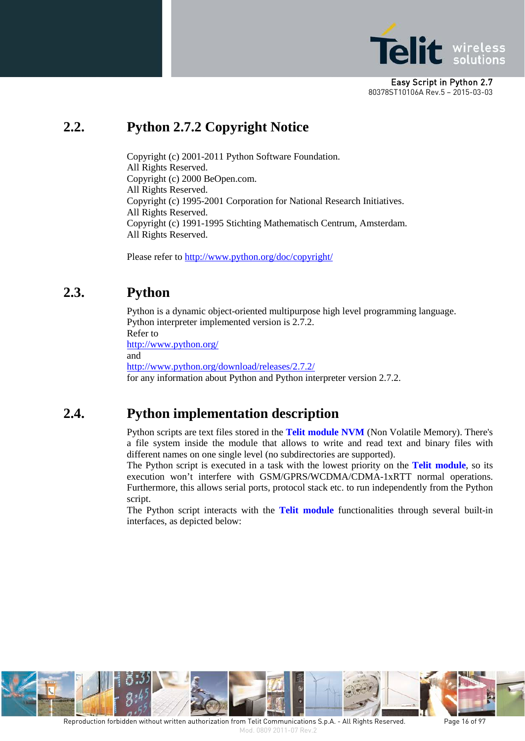## 2.2. Python 2.7.2 Copyright Notice

Copyright (c) 2001-2011 Python Software Foundation.
All Rights Reserved.
Copyright (c) 2000 BeOpen.com.
All Rights Reserved.
Copyright (c) 1995-2001 Corporation for National Research Initiatives.
All Rights Reserved.
Copyright (c) 1991-1995 Stichting Mathematisch Centrum, Amsterdam.
All Rights Reserved.

Please refer to http://www.python.org/doc/copyright/

## 2.3. Python

Python is a dynamic object-oriented multipurpose high level programming language.
Python interpreter implemented version is 2.7.2.
Refer to
http://www.python.org/
and
http://www.python.org/download/releases/2.7.2/
for any information about Python and Python interpreter version 2.7.2.

## 2.4. Python implementation description

Python scripts are text files stored in the **Telit module NVM** (Non Volatile Memory). There's a file system inside the module that allows to write and read text and binary files with different names on one single level (no subdirectories are supported).
The Python script is executed in a task with the lowest priority on the **Telit module**, so its execution won't interfere with GSM/GPRS/WCDMA/CDMA-1xRTT normal operations. Furthermore, this allows serial ports, protocol stack etc. to run independently from the Python script.
The Python script interacts with the **Telit module** functionalities through several built-in interfaces, as depicted below: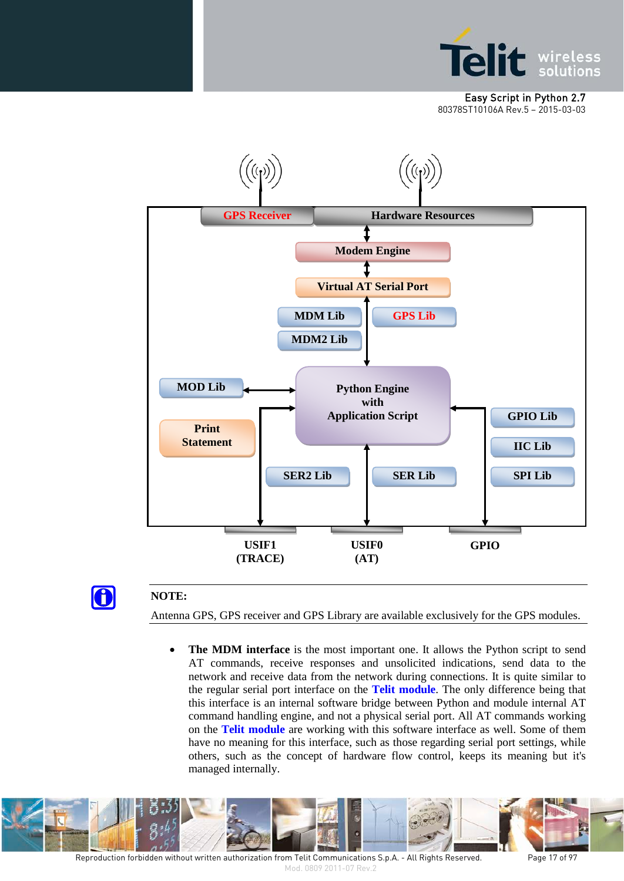GPS Receiver | Hardware Resources

Modem Engine

Virtual AT Serial Port

MDM Lib | GPS Lib

MDM2 Lib

MOD Lib

Python Engine with Application Script

Print Statement

GPIO Lib

IIC Lib

SPI Lib

SER2 Lib | SER Lib

USIF1 (TRACE) | USIF0 (AT) | GPIO

**NOTE:**

Antenna GPS, GPS receiver and GPS Library are available exclusively for the GPS modules.

- **The MDM interface** is the most important one. It allows the Python script to send AT commands, receive responses and unsolicited indications, send data to the network and receive data from the network during connections. It is quite similar to the regular serial port interface on the **Telit module**. The only difference being that this interface is an internal software bridge between Python and module internal AT command handling engine, and not a physical serial port. All AT commands working on the **Telit module** are working with this software interface as well. Some of them have no meaning for this interface, such as those regarding serial port settings, while others, such as the concept of hardware flow control, keeps its meaning but it's managed internally.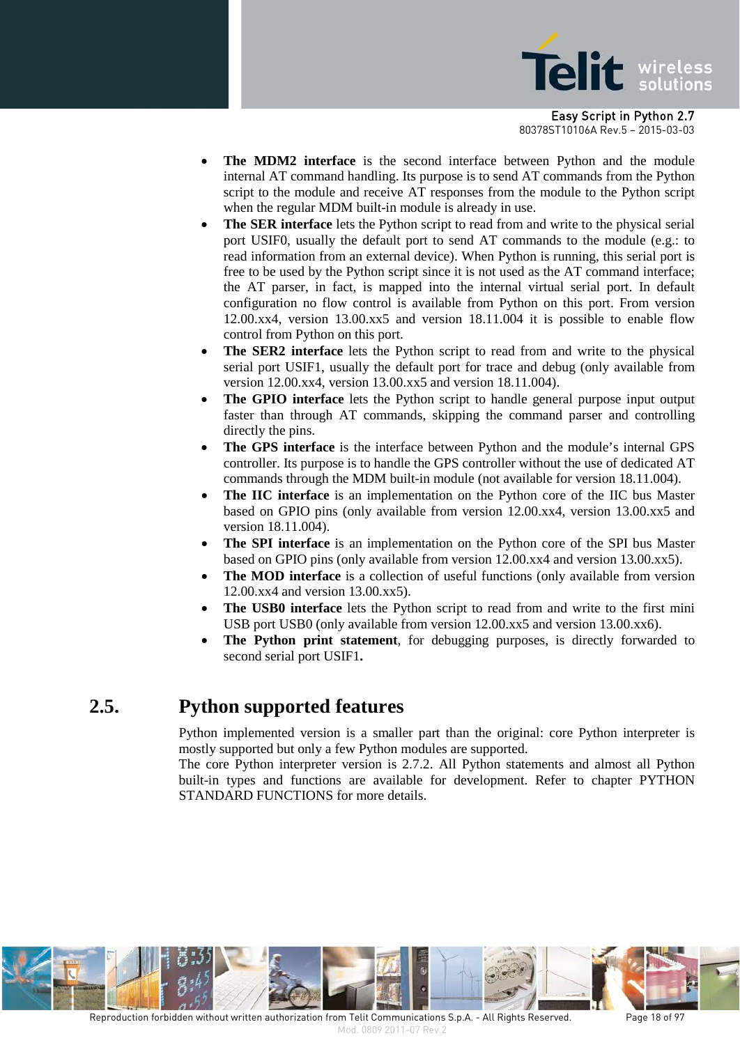- **The MDM2 interface** is the second interface between Python and the module internal AT command handling. Its purpose is to send AT commands from the Python script to the module and receive AT responses from the module to the Python script when the regular MDM built-in module is already in use.
- **The SER interface** lets the Python script to read from and write to the physical serial port USIF0, usually the default port to send AT commands to the module (e.g.: to read information from an external device). When Python is running, this serial port is free to be used by the Python script since it is not used as the AT command interface; the AT parser, in fact, is mapped into the internal virtual serial port. In default configuration no flow control is available from Python on this port. From version 12.00.xx4, version 13.00.xx5 and version 18.11.004 it is possible to enable flow control from Python on this port.
- **The SER2 interface** lets the Python script to read from and write to the physical serial port USIF1, usually the default port for trace and debug (only available from version 12.00.xx4, version 13.00.xx5 and version 18.11.004).
- **The GPIO interface** lets the Python script to handle general purpose input output faster than through AT commands, skipping the command parser and controlling directly the pins.
- **The GPS interface** is the interface between Python and the module's internal GPS controller. Its purpose is to handle the GPS controller without the use of dedicated AT commands through the MDM built-in module (not available for version 18.11.004).
- **The IIC interface** is an implementation on the Python core of the IIC bus Master based on GPIO pins (only available from version 12.00.xx4, version 13.00.xx5 and version 18.11.004).
- **The SPI interface** is an implementation on the Python core of the SPI bus Master based on GPIO pins (only available from version 12.00.xx4 and version 13.00.xx5).
- **The MOD interface** is a collection of useful functions (only available from version 12.00.xx4 and version 13.00.xx5).
- **The USB0 interface** lets the Python script to read from and write to the first mini USB port USB0 (only available from version 12.00.xx5 and version 13.00.xx6).
- **The Python print statement**, for debugging purposes, is directly forwarded to second serial port USIF1**.**

## 2.5. Python supported features

Python implemented version is a smaller part than the original: core Python interpreter is mostly supported but only a few Python modules are supported.
The core Python interpreter version is 2.7.2. All Python statements and almost all Python built-in types and functions are available for development. Refer to chapter PYTHON STANDARD FUNCTIONS for more details.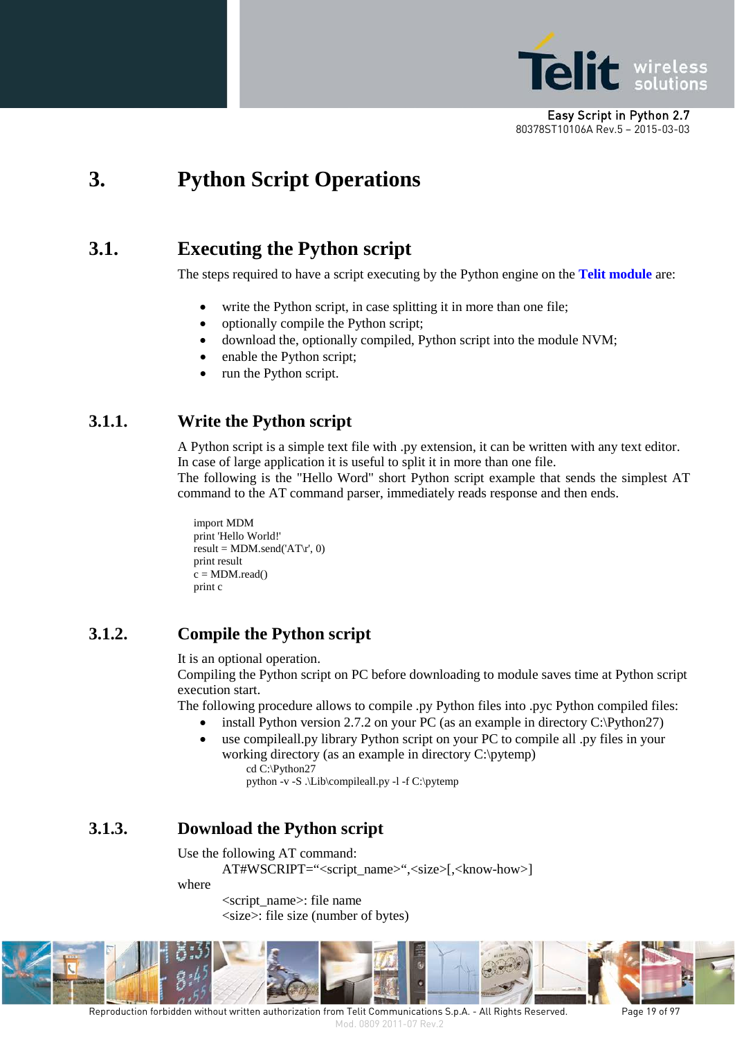# 3. Python Script Operations

## 3.1. Executing the Python script

The steps required to have a script executing by the Python engine on the **Telit module** are:

- write the Python script, in case splitting it in more than one file;
- optionally compile the Python script;
- download the, optionally compiled, Python script into the module NVM;
- enable the Python script;
- run the Python script.

### 3.1.1. Write the Python script

A Python script is a simple text file with .py extension, it can be written with any text editor. In case of large application it is useful to split it in more than one file.
The following is the "Hello Word" short Python script example that sends the simplest AT command to the AT command parser, immediately reads response and then ends.

```
import MDM
print 'Hello World!'
result = MDM.send('AT\r', 0)
print result
c = MDM.read()
print c
```

### 3.1.2. Compile the Python script

It is an optional operation.
Compiling the Python script on PC before downloading to module saves time at Python script execution start.
The following procedure allows to compile .py Python files into .pyc Python compiled files:

- install Python version 2.7.2 on your PC (as an example in directory C:\Python27)
- use compileall.py library Python script on your PC to compile all .py files in your working directory (as an example in directory C:\pytemp)

```
cd C:\Python27
python -v -S .\Lib\compileall.py -l -f C:\pytemp
```

### 3.1.3. Download the Python script

Use the following AT command:

AT#WSCRIPT="<script_name>",<size>[,<know-how>]

where

<script_name>: file name
<size>: file size (number of bytes)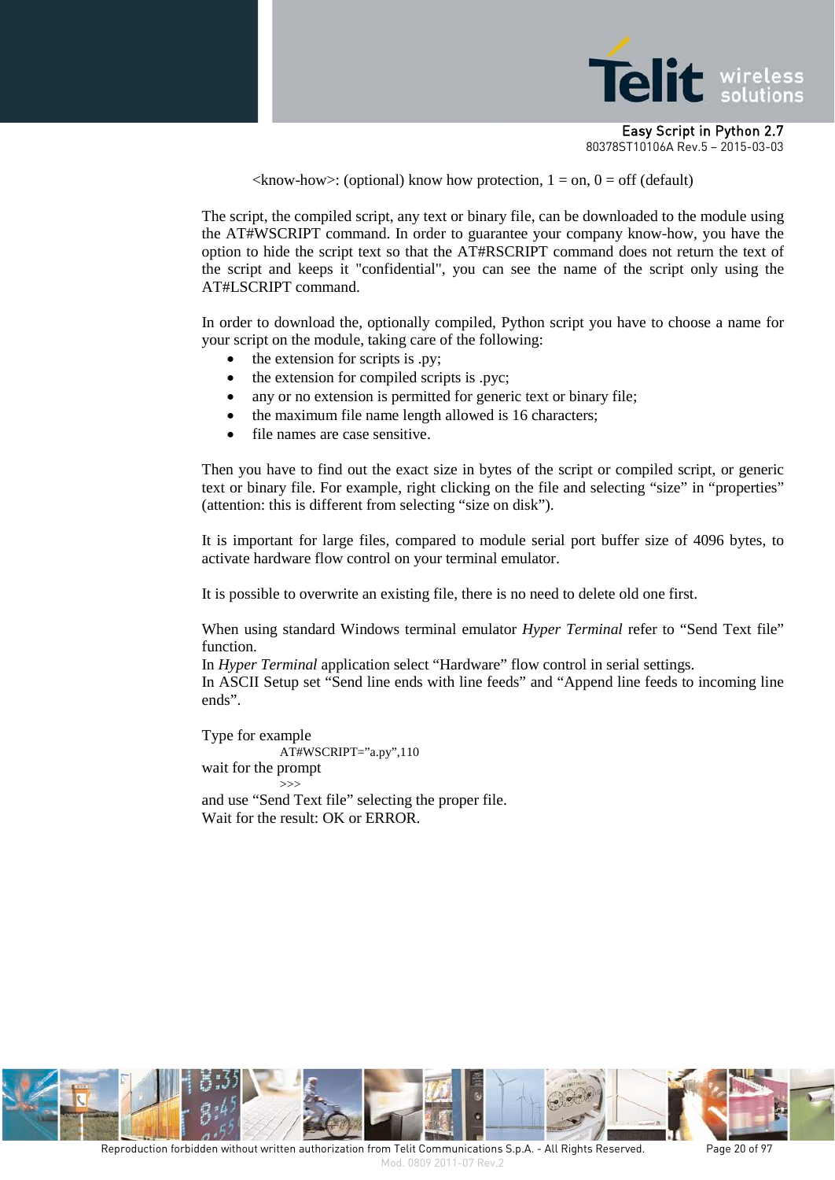<know-how>: (optional) know how protection, 1 = on, 0 = off (default)

The script, the compiled script, any text or binary file, can be downloaded to the module using the AT#WSCRIPT command. In order to guarantee your company know-how, you have the option to hide the script text so that the AT#RSCRIPT command does not return the text of the script and keeps it "confidential", you can see the name of the script only using the AT#LSCRIPT command.

In order to download the, optionally compiled, Python script you have to choose a name for your script on the module, taking care of the following:

- the extension for scripts is .py;
- the extension for compiled scripts is .pyc;
- any or no extension is permitted for generic text or binary file;
- the maximum file name length allowed is 16 characters;
- file names are case sensitive.

Then you have to find out the exact size in bytes of the script or compiled script, or generic text or binary file. For example, right clicking on the file and selecting "size" in "properties" (attention: this is different from selecting "size on disk").

It is important for large files, compared to module serial port buffer size of 4096 bytes, to activate hardware flow control on your terminal emulator.

It is possible to overwrite an existing file, there is no need to delete old one first.

When using standard Windows terminal emulator *Hyper Terminal* refer to "Send Text file" function.
In *Hyper Terminal* application select "Hardware" flow control in serial settings.
In ASCII Setup set "Send line ends with line feeds" and "Append line feeds to incoming line ends".

Type for example

```
AT#WSCRIPT="a.py",110
```

wait for the prompt

```
>>>
```

and use "Send Text file" selecting the proper file.
Wait for the result: OK or ERROR.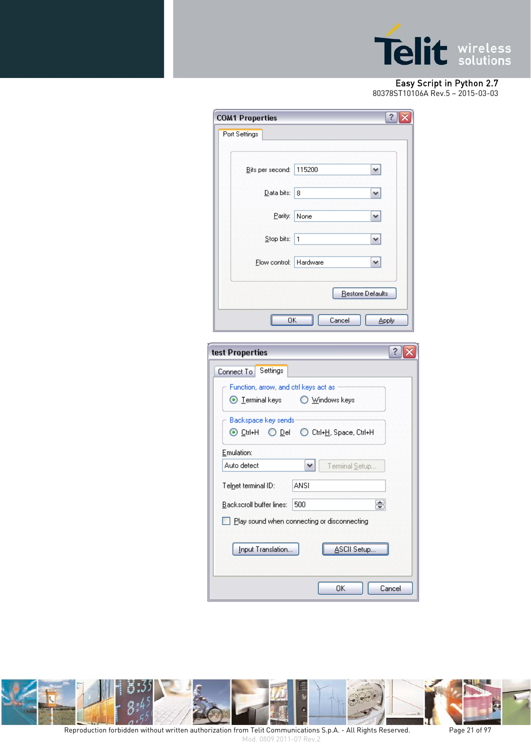**COM1 Properties**

Port Settings

| Setting | Value |
| --- | --- |
| Bits per second: | 115200 |
| Data bits: | 8 |
| Parity: | None |
| Stop bits: | 1 |
| Flow control: | Hardware |

Restore Defaults

OK | Cancel | Apply

**test Properties**

Connect To | Settings

Function, arrow, and ctrl keys act as

- (•) Terminal keys
- ( ) Windows keys

Backspace key sends

- (•) Ctrl+H
- ( ) Del
- ( ) Ctrl+H, Space, Ctrl+H

Emulation:

Auto detect | Terminal Setup...

Telnet terminal ID: ANSI

Backscroll buffer lines: 500

[ ] Play sound when connecting or disconnecting

Input Translation... | ASCII Setup...

OK | Cancel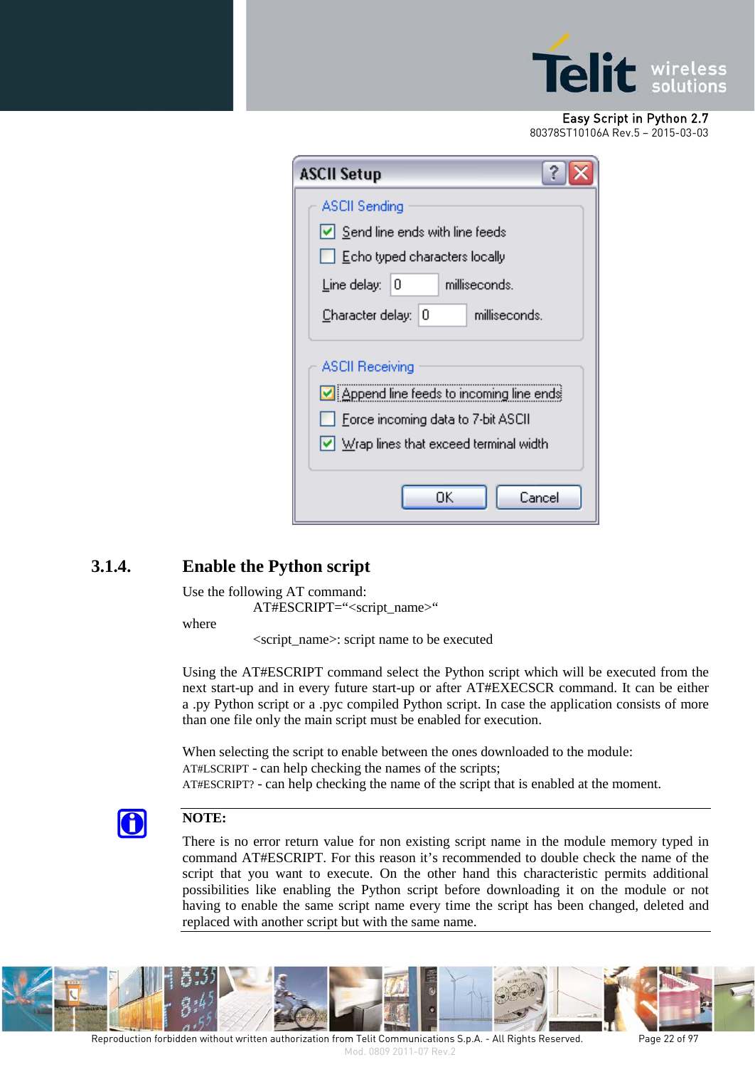ASCII Setup

ASCII Sending

- [x] Send line ends with line feeds
- [ ] Echo typed characters locally

Line delay: 0 milliseconds.

Character delay: 0 milliseconds.

ASCII Receiving

- [x] Append line feeds to incoming line ends
- [ ] Force incoming data to 7-bit ASCII
- [x] Wrap lines that exceed terminal width

OK Cancel

### 3.1.4. Enable the Python script

Use the following AT command:

AT#ESCRIPT="<script_name>"

where

<script_name>: script name to be executed

Using the AT#ESCRIPT command select the Python script which will be executed from the next start-up and in every future start-up or after AT#EXECSCR command. It can be either a .py Python script or a .pyc compiled Python script. In case the application consists of more than one file only the main script must be enabled for execution.

When selecting the script to enable between the ones downloaded to the module:
AT#LSCRIPT - can help checking the names of the scripts;
AT#ESCRIPT? - can help checking the name of the script that is enabled at the moment.

**NOTE:**

There is no error return value for non existing script name in the module memory typed in command AT#ESCRIPT. For this reason it's recommended to double check the name of the script that you want to execute. On the other hand this characteristic permits additional possibilities like enabling the Python script before downloading it on the module or not having to enable the same script name every time the script has been changed, deleted and replaced with another script but with the same name.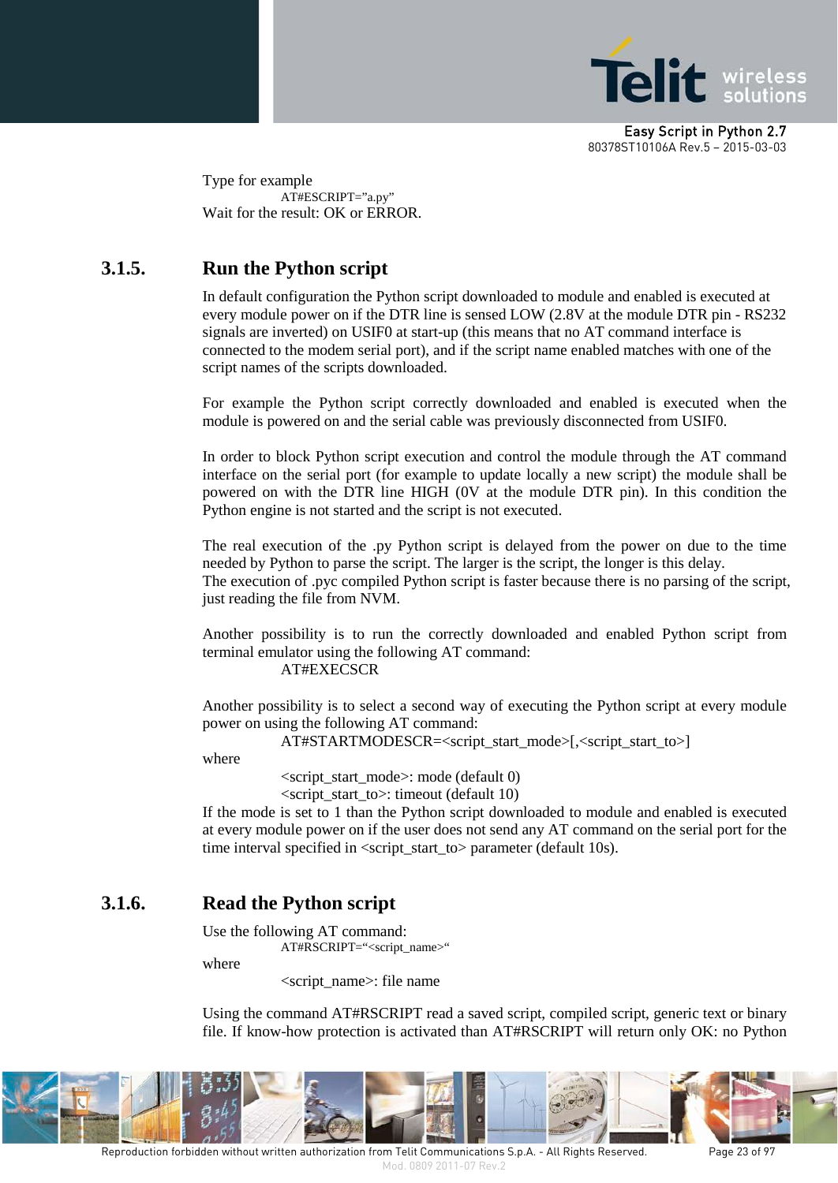Type for example

AT#ESCRIPT=”a.py”

Wait for the result: OK or ERROR.

### 3.1.5. Run the Python script

In default configuration the Python script downloaded to module and enabled is executed at every module power on if the DTR line is sensed LOW (2.8V at the module DTR pin - RS232 signals are inverted) on USIF0 at start-up (this means that no AT command interface is connected to the modem serial port), and if the script name enabled matches with one of the script names of the scripts downloaded.

For example the Python script correctly downloaded and enabled is executed when the module is powered on and the serial cable was previously disconnected from USIF0.

In order to block Python script execution and control the module through the AT command interface on the serial port (for example to update locally a new script) the module shall be powered on with the DTR line HIGH (0V at the module DTR pin). In this condition the Python engine is not started and the script is not executed.

The real execution of the .py Python script is delayed from the power on due to the time needed by Python to parse the script. The larger is the script, the longer is this delay.
The execution of .pyc compiled Python script is faster because there is no parsing of the script, just reading the file from NVM.

Another possibility is to run the correctly downloaded and enabled Python script from terminal emulator using the following AT command:

AT#EXECSCR

Another possibility is to select a second way of executing the Python script at every module power on using the following AT command:

AT#STARTMODESCR=<script_start_mode>[,<script_start_to>]

where

<script_start_mode>: mode (default 0)
<script_start_to>: timeout (default 10)

If the mode is set to 1 than the Python script downloaded to module and enabled is executed at every module power on if the user does not send any AT command on the serial port for the time interval specified in <script_start_to> parameter (default 10s).

### 3.1.6. Read the Python script

Use the following AT command:

AT#RSCRIPT=“<script_name>“

where

<script_name>: file name

Using the command AT#RSCRIPT read a saved script, compiled script, generic text or binary file. If know-how protection is activated than AT#RSCRIPT will return only OK: no Python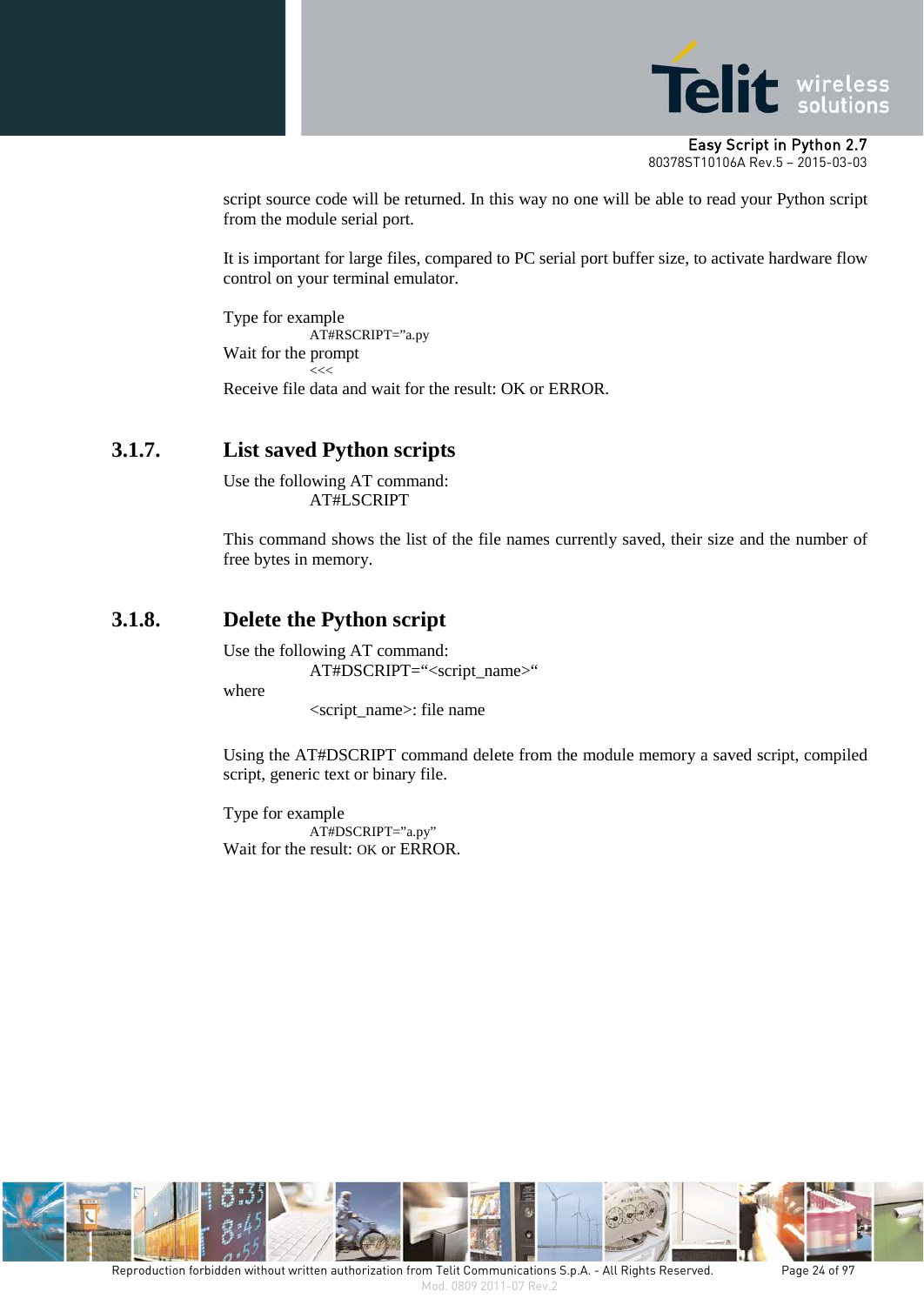script source code will be returned. In this way no one will be able to read your Python script from the module serial port.

It is important for large files, compared to PC serial port buffer size, to activate hardware flow control on your terminal emulator.

Type for example

AT#RSCRIPT=”a.py

Wait for the prompt

<<<

Receive file data and wait for the result: OK or ERROR.

### 3.1.7. List saved Python scripts

Use the following AT command:

AT#LSCRIPT

This command shows the list of the file names currently saved, their size and the number of free bytes in memory.

### 3.1.8. Delete the Python script

Use the following AT command:

AT#DSCRIPT=“<script_name>“

where

<script_name>: file name

Using the AT#DSCRIPT command delete from the module memory a saved script, compiled script, generic text or binary file.

Type for example

AT#DSCRIPT=”a.py”

Wait for the result: OK or ERROR.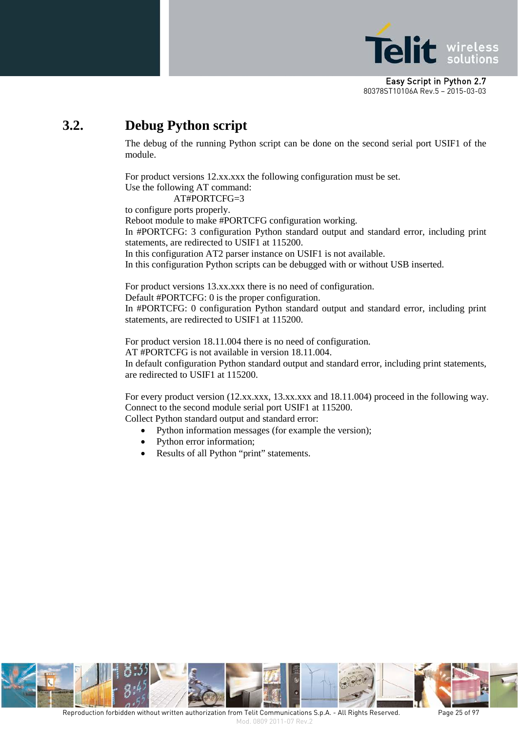## 3.2. Debug Python script

The debug of the running Python script can be done on the second serial port USIF1 of the module.

For product versions 12.xx.xxx the following configuration must be set.
Use the following AT command:

AT#PORTCFG=3

to configure ports properly.
Reboot module to make #PORTCFG configuration working.
In #PORTCFG: 3 configuration Python standard output and standard error, including print statements, are redirected to USIF1 at 115200.
In this configuration AT2 parser instance on USIF1 is not available.
In this configuration Python scripts can be debugged with or without USB inserted.

For product versions 13.xx.xxx there is no need of configuration.
Default #PORTCFG: 0 is the proper configuration.
In #PORTCFG: 0 configuration Python standard output and standard error, including print statements, are redirected to USIF1 at 115200.

For product version 18.11.004 there is no need of configuration.
AT #PORTCFG is not available in version 18.11.004.
In default configuration Python standard output and standard error, including print statements, are redirected to USIF1 at 115200.

For every product version (12.xx.xxx, 13.xx.xxx and 18.11.004) proceed in the following way.
Connect to the second module serial port USIF1 at 115200.
Collect Python standard output and standard error:

- Python information messages (for example the version);
- Python error information;
- Results of all Python “print” statements.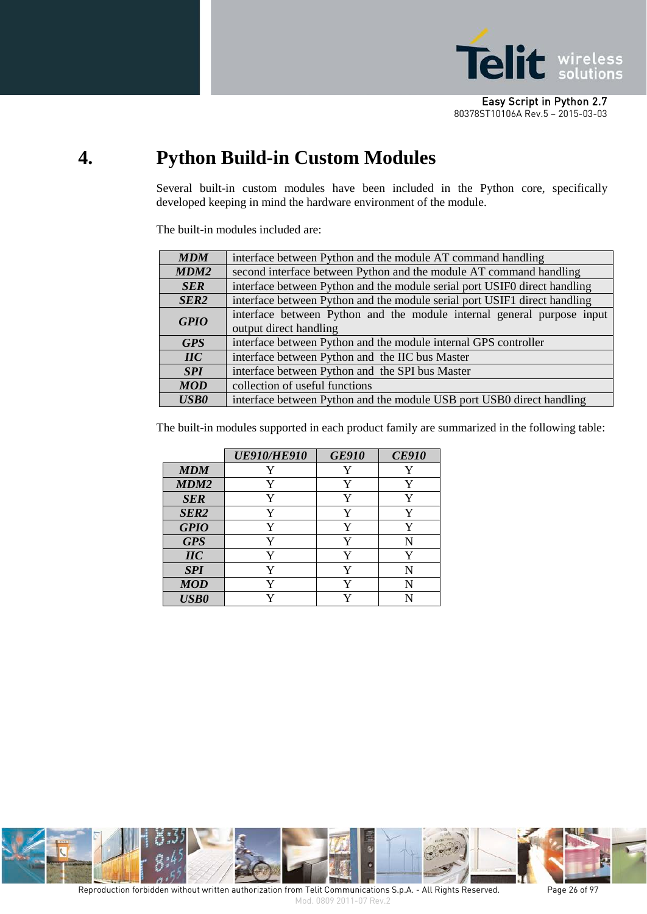# 4. Python Build-in Custom Modules

Several built-in custom modules have been included in the Python core, specifically developed keeping in mind the hardware environment of the module.

The built-in modules included are:

| | |
|---|---|
| ***MDM*** | interface between Python and the module AT command handling |
| ***MDM2*** | second interface between Python and the module AT command handling |
| ***SER*** | interface between Python and the module serial port USIF0 direct handling |
| ***SER2*** | interface between Python and the module serial port USIF1 direct handling |
| ***GPIO*** | interface between Python and the module internal general purpose input output direct handling |
| ***GPS*** | interface between Python and the module internal GPS controller |
| ***IIC*** | interface between Python and the IIC bus Master |
| ***SPI*** | interface between Python and the SPI bus Master |
| ***MOD*** | collection of useful functions |
| ***USB0*** | interface between Python and the module USB port USB0 direct handling |

The built-in modules supported in each product family are summarized in the following table:

| | ***UE910/HE910*** | ***GE910*** | ***CE910*** |
|---|---|---|---|
| ***MDM*** | Y | Y | Y |
| ***MDM2*** | Y | Y | Y |
| ***SER*** | Y | Y | Y |
| ***SER2*** | Y | Y | Y |
| ***GPIO*** | Y | Y | Y |
| ***GPS*** | Y | Y | N |
| ***IIC*** | Y | Y | Y |
| ***SPI*** | Y | Y | N |
| ***MOD*** | Y | Y | N |
| ***USB0*** | Y | Y | N |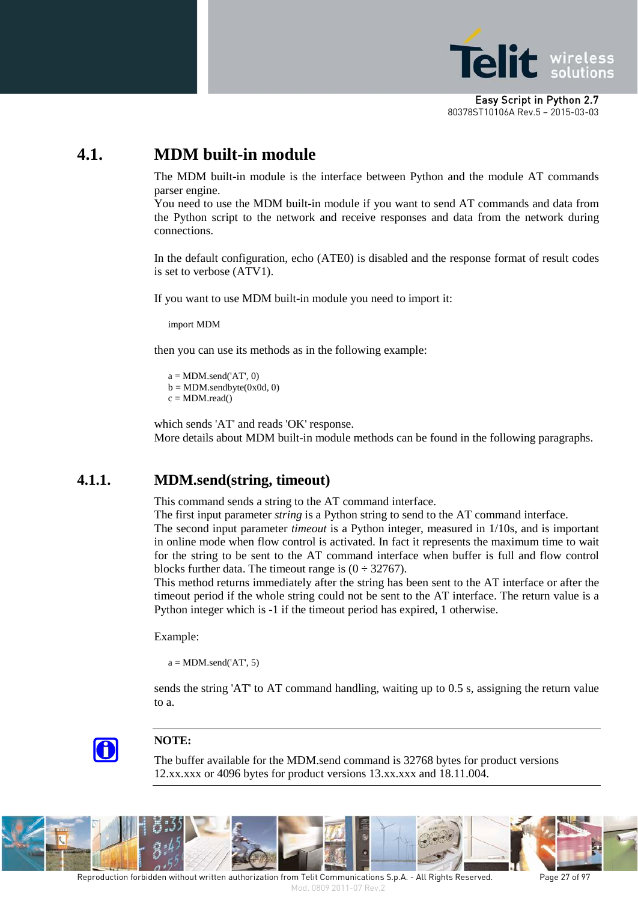## 4.1. MDM built-in module

The MDM built-in module is the interface between Python and the module AT commands parser engine.
You need to use the MDM built-in module if you want to send AT commands and data from the Python script to the network and receive responses and data from the network during connections.

In the default configuration, echo (ATE0) is disabled and the response format of result codes is set to verbose (ATV1).

If you want to use MDM built-in module you need to import it:

```
import MDM
```

then you can use its methods as in the following example:

```
a = MDM.send('AT', 0)
b = MDM.sendbyte(0x0d, 0)
c = MDM.read()
```

which sends 'AT' and reads 'OK' response.
More details about MDM built-in module methods can be found in the following paragraphs.

### 4.1.1. MDM.send(string, timeout)

This command sends a string to the AT command interface.
The first input parameter *string* is a Python string to send to the AT command interface.
The second input parameter *timeout* is a Python integer, measured in 1/10s, and is important in online mode when flow control is activated. In fact it represents the maximum time to wait for the string to be sent to the AT command interface when buffer is full and flow control blocks further data. The timeout range is (0 ÷ 32767).
This method returns immediately after the string has been sent to the AT interface or after the timeout period if the whole string could not be sent to the AT interface. The return value is a Python integer which is -1 if the timeout period has expired, 1 otherwise.

Example:

```
a = MDM.send('AT', 5)
```

sends the string 'AT' to AT command handling, waiting up to 0.5 s, assigning the return value to a.

**NOTE:**

The buffer available for the MDM.send command is 32768 bytes for product versions 12.xx.xxx or 4096 bytes for product versions 13.xx.xxx and 18.11.004.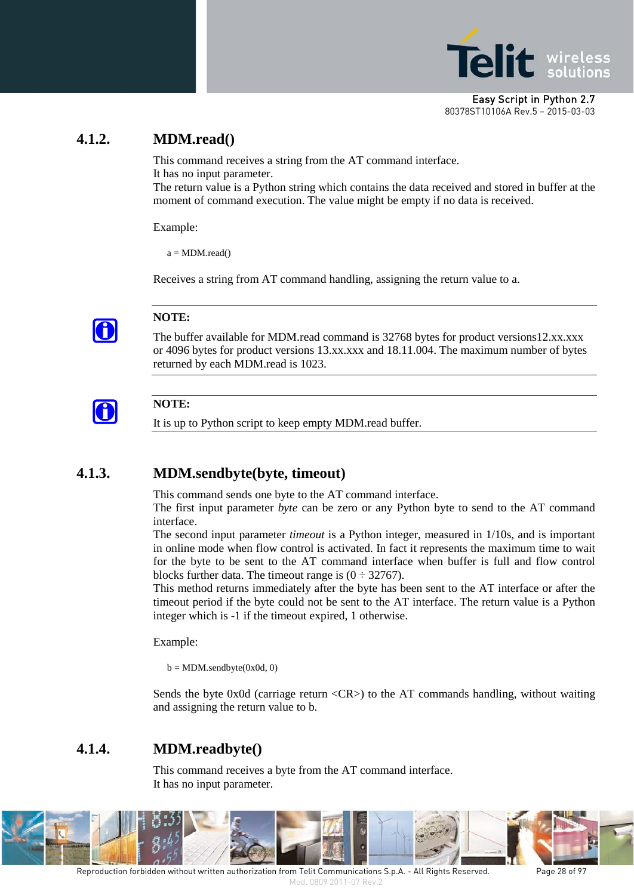### 4.1.2. MDM.read()

This command receives a string from the AT command interface.
It has no input parameter.
The return value is a Python string which contains the data received and stored in buffer at the moment of command execution. The value might be empty if no data is received.

Example:

```
a = MDM.read()
```

Receives a string from AT command handling, assigning the return value to a.

**NOTE:**

The buffer available for MDM.read command is 32768 bytes for product versions12.xx.xxx or 4096 bytes for product versions 13.xx.xxx and 18.11.004. The maximum number of bytes returned by each MDM.read is 1023.

**NOTE:**

It is up to Python script to keep empty MDM.read buffer.

### 4.1.3. MDM.sendbyte(byte, timeout)

This command sends one byte to the AT command interface.
The first input parameter *byte* can be zero or any Python byte to send to the AT command interface.
The second input parameter *timeout* is a Python integer, measured in 1/10s, and is important in online mode when flow control is activated. In fact it represents the maximum time to wait for the byte to be sent to the AT command interface when buffer is full and flow control blocks further data. The timeout range is (0 ÷ 32767).
This method returns immediately after the byte has been sent to the AT interface or after the timeout period if the byte could not be sent to the AT interface. The return value is a Python integer which is -1 if the timeout expired, 1 otherwise.

Example:

```
b = MDM.sendbyte(0x0d, 0)
```

Sends the byte 0x0d (carriage return <CR>) to the AT commands handling, without waiting and assigning the return value to b.

### 4.1.4. MDM.readbyte()

This command receives a byte from the AT command interface.
It has no input parameter.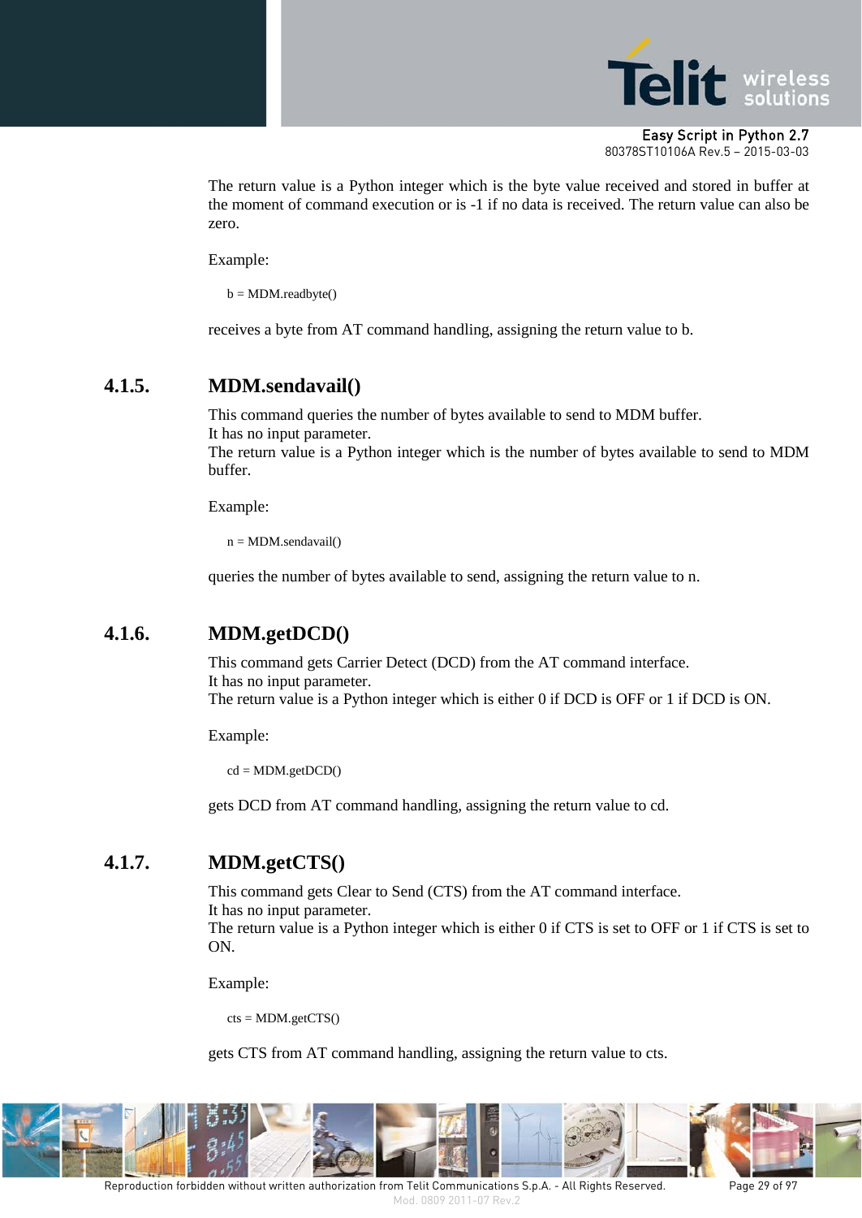The return value is a Python integer which is the byte value received and stored in buffer at the moment of command execution or is -1 if no data is received. The return value can also be zero.

Example:

```
b = MDM.readbyte()
```

receives a byte from AT command handling, assigning the return value to b.

### 4.1.5. MDM.sendavail()

This command queries the number of bytes available to send to MDM buffer.
It has no input parameter.
The return value is a Python integer which is the number of bytes available to send to MDM buffer.

Example:

```
n = MDM.sendavail()
```

queries the number of bytes available to send, assigning the return value to n.

### 4.1.6. MDM.getDCD()

This command gets Carrier Detect (DCD) from the AT command interface.
It has no input parameter.
The return value is a Python integer which is either 0 if DCD is OFF or 1 if DCD is ON.

Example:

```
cd = MDM.getDCD()
```

gets DCD from AT command handling, assigning the return value to cd.

### 4.1.7. MDM.getCTS()

This command gets Clear to Send (CTS) from the AT command interface.
It has no input parameter.
The return value is a Python integer which is either 0 if CTS is set to OFF or 1 if CTS is set to ON.

Example:

```
cts = MDM.getCTS()
```

gets CTS from AT command handling, assigning the return value to cts.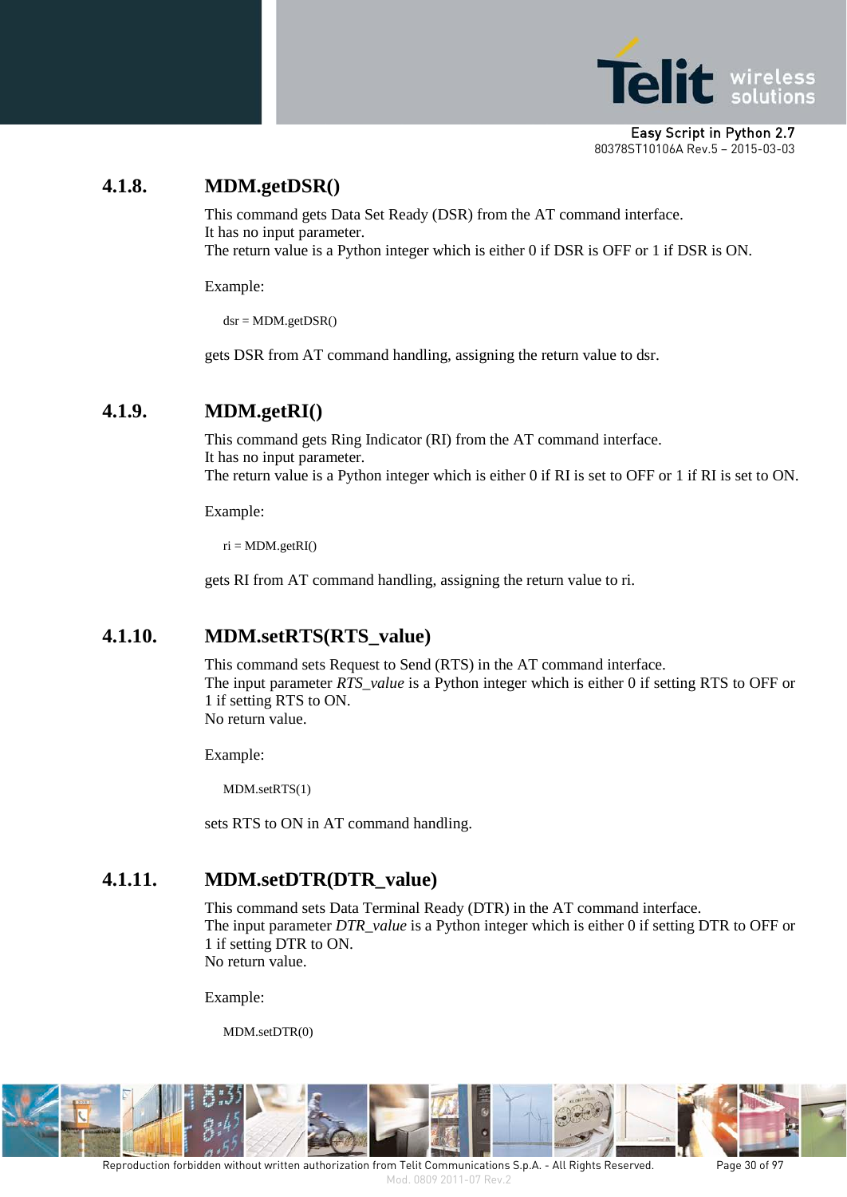### 4.1.8. MDM.getDSR()

This command gets Data Set Ready (DSR) from the AT command interface.
It has no input parameter.
The return value is a Python integer which is either 0 if DSR is OFF or 1 if DSR is ON.

Example:

```
dsr = MDM.getDSR()
```

gets DSR from AT command handling, assigning the return value to dsr.

### 4.1.9. MDM.getRI()

This command gets Ring Indicator (RI) from the AT command interface.
It has no input parameter.
The return value is a Python integer which is either 0 if RI is set to OFF or 1 if RI is set to ON.

Example:

```
ri = MDM.getRI()
```

gets RI from AT command handling, assigning the return value to ri.

### 4.1.10. MDM.setRTS(RTS_value)

This command sets Request to Send (RTS) in the AT command interface.
The input parameter *RTS_value* is a Python integer which is either 0 if setting RTS to OFF or 1 if setting RTS to ON.
No return value.

Example:

```
MDM.setRTS(1)
```

sets RTS to ON in AT command handling.

### 4.1.11. MDM.setDTR(DTR_value)

This command sets Data Terminal Ready (DTR) in the AT command interface.
The input parameter *DTR_value* is a Python integer which is either 0 if setting DTR to OFF or 1 if setting DTR to ON.
No return value.

Example:

```
MDM.setDTR(0)
```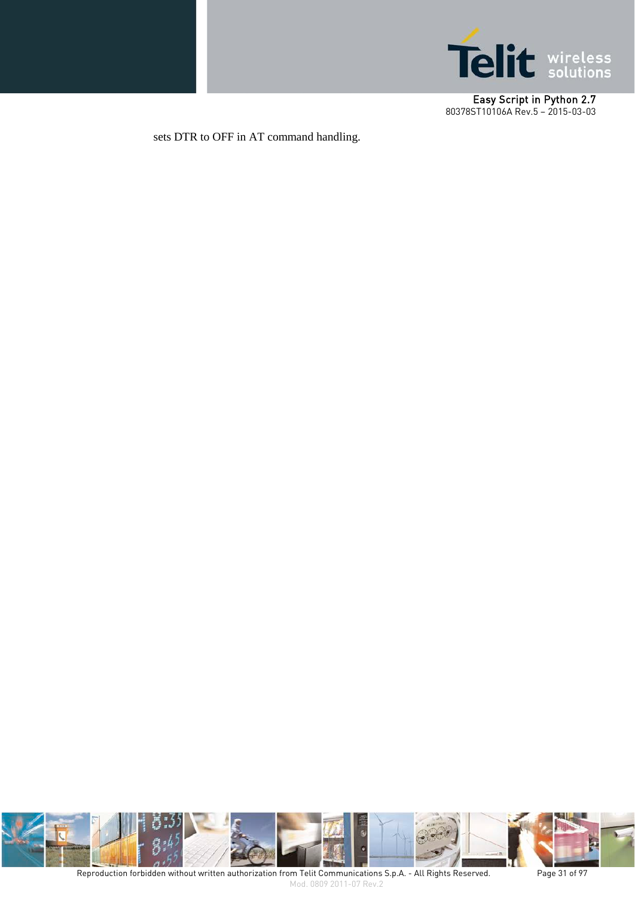sets DTR to OFF in AT command handling.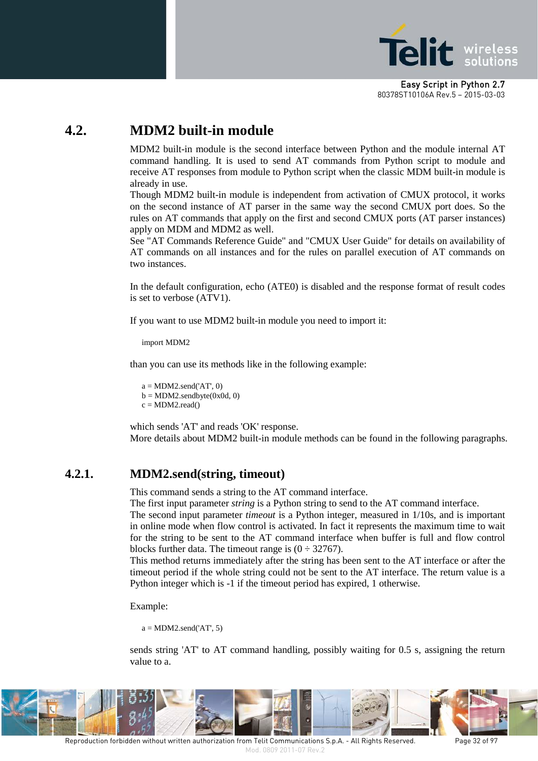## 4.2. MDM2 built-in module

MDM2 built-in module is the second interface between Python and the module internal AT command handling. It is used to send AT commands from Python script to module and receive AT responses from module to Python script when the classic MDM built-in module is already in use.
Though MDM2 built-in module is independent from activation of CMUX protocol, it works on the second instance of AT parser in the same way the second CMUX port does. So the rules on AT commands that apply on the first and second CMUX ports (AT parser instances) apply on MDM and MDM2 as well.
See "AT Commands Reference Guide" and "CMUX User Guide" for details on availability of AT commands on all instances and for the rules on parallel execution of AT commands on two instances.

In the default configuration, echo (ATE0) is disabled and the response format of result codes is set to verbose (ATV1).

If you want to use MDM2 built-in module you need to import it:

```
import MDM2
```

than you can use its methods like in the following example:

```
a = MDM2.send('AT', 0)
b = MDM2.sendbyte(0x0d, 0)
c = MDM2.read()
```

which sends 'AT' and reads 'OK' response.
More details about MDM2 built-in module methods can be found in the following paragraphs.

### 4.2.1. MDM2.send(string, timeout)

This command sends a string to the AT command interface.
The first input parameter *string* is a Python string to send to the AT command interface.
The second input parameter *timeout* is a Python integer, measured in 1/10s, and is important in online mode when flow control is activated. In fact it represents the maximum time to wait for the string to be sent to the AT command interface when buffer is full and flow control blocks further data. The timeout range is (0 ÷ 32767).
This method returns immediately after the string has been sent to the AT interface or after the timeout period if the whole string could not be sent to the AT interface. The return value is a Python integer which is -1 if the timeout period has expired, 1 otherwise.

Example:

```
a = MDM2.send('AT', 5)
```

sends string 'AT' to AT command handling, possibly waiting for 0.5 s, assigning the return value to a.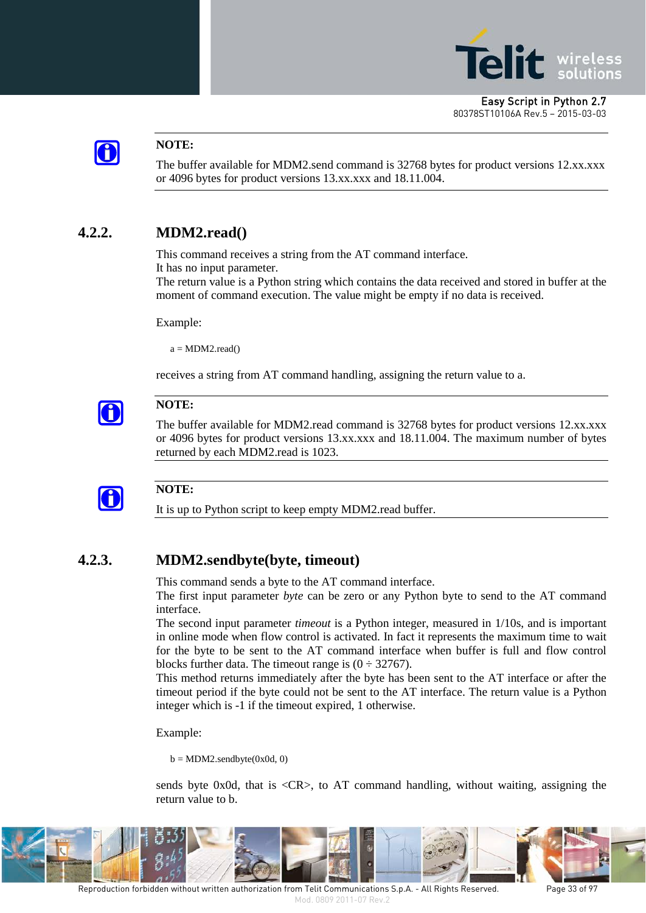**NOTE:**

The buffer available for MDM2.send command is 32768 bytes for product versions 12.xx.xxx or 4096 bytes for product versions 13.xx.xxx and 18.11.004.

### 4.2.2. MDM2.read()

This command receives a string from the AT command interface.
It has no input parameter.
The return value is a Python string which contains the data received and stored in buffer at the moment of command execution. The value might be empty if no data is received.

Example:

```
a = MDM2.read()
```

receives a string from AT command handling, assigning the return value to a.

**NOTE:**

The buffer available for MDM2.read command is 32768 bytes for product versions 12.xx.xxx or 4096 bytes for product versions 13.xx.xxx and 18.11.004. The maximum number of bytes returned by each MDM2.read is 1023.

**NOTE:**

It is up to Python script to keep empty MDM2.read buffer.

### 4.2.3. MDM2.sendbyte(byte, timeout)

This command sends a byte to the AT command interface.
The first input parameter *byte* can be zero or any Python byte to send to the AT command interface.
The second input parameter *timeout* is a Python integer, measured in 1/10s, and is important in online mode when flow control is activated. In fact it represents the maximum time to wait for the byte to be sent to the AT command interface when buffer is full and flow control blocks further data. The timeout range is (0 ÷ 32767).
This method returns immediately after the byte has been sent to the AT interface or after the timeout period if the byte could not be sent to the AT interface. The return value is a Python integer which is -1 if the timeout expired, 1 otherwise.

Example:

```
b = MDM2.sendbyte(0x0d, 0)
```

sends byte 0x0d, that is <CR>, to AT command handling, without waiting, assigning the return value to b.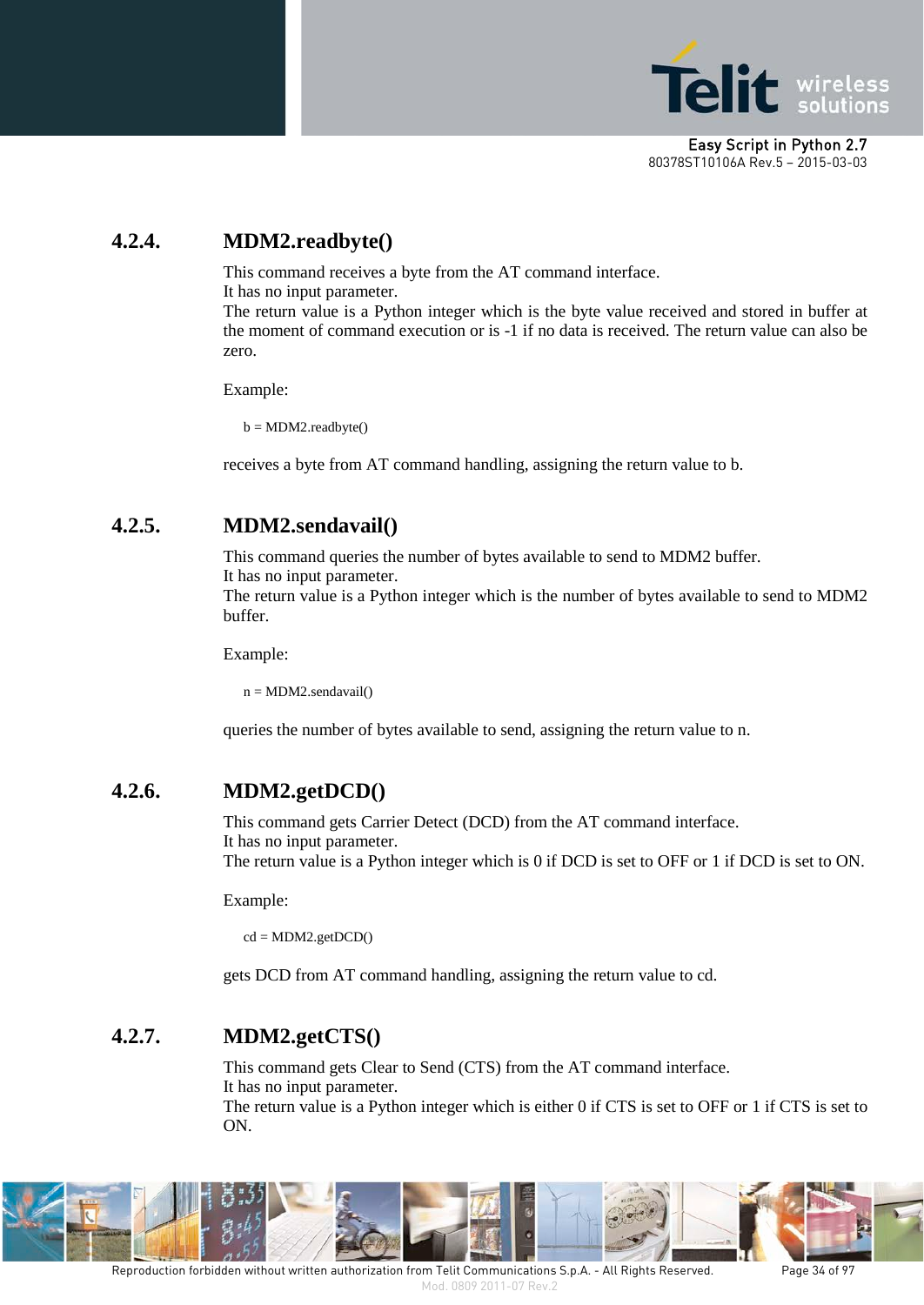### 4.2.4. MDM2.readbyte()

This command receives a byte from the AT command interface.
It has no input parameter.
The return value is a Python integer which is the byte value received and stored in buffer at the moment of command execution or is -1 if no data is received. The return value can also be zero.

Example:

```
b = MDM2.readbyte()
```

receives a byte from AT command handling, assigning the return value to b.

### 4.2.5. MDM2.sendavail()

This command queries the number of bytes available to send to MDM2 buffer.
It has no input parameter.
The return value is a Python integer which is the number of bytes available to send to MDM2 buffer.

Example:

```
n = MDM2.sendavail()
```

queries the number of bytes available to send, assigning the return value to n.

### 4.2.6. MDM2.getDCD()

This command gets Carrier Detect (DCD) from the AT command interface.
It has no input parameter.
The return value is a Python integer which is 0 if DCD is set to OFF or 1 if DCD is set to ON.

Example:

```
cd = MDM2.getDCD()
```

gets DCD from AT command handling, assigning the return value to cd.

### 4.2.7. MDM2.getCTS()

This command gets Clear to Send (CTS) from the AT command interface.
It has no input parameter.
The return value is a Python integer which is either 0 if CTS is set to OFF or 1 if CTS is set to ON.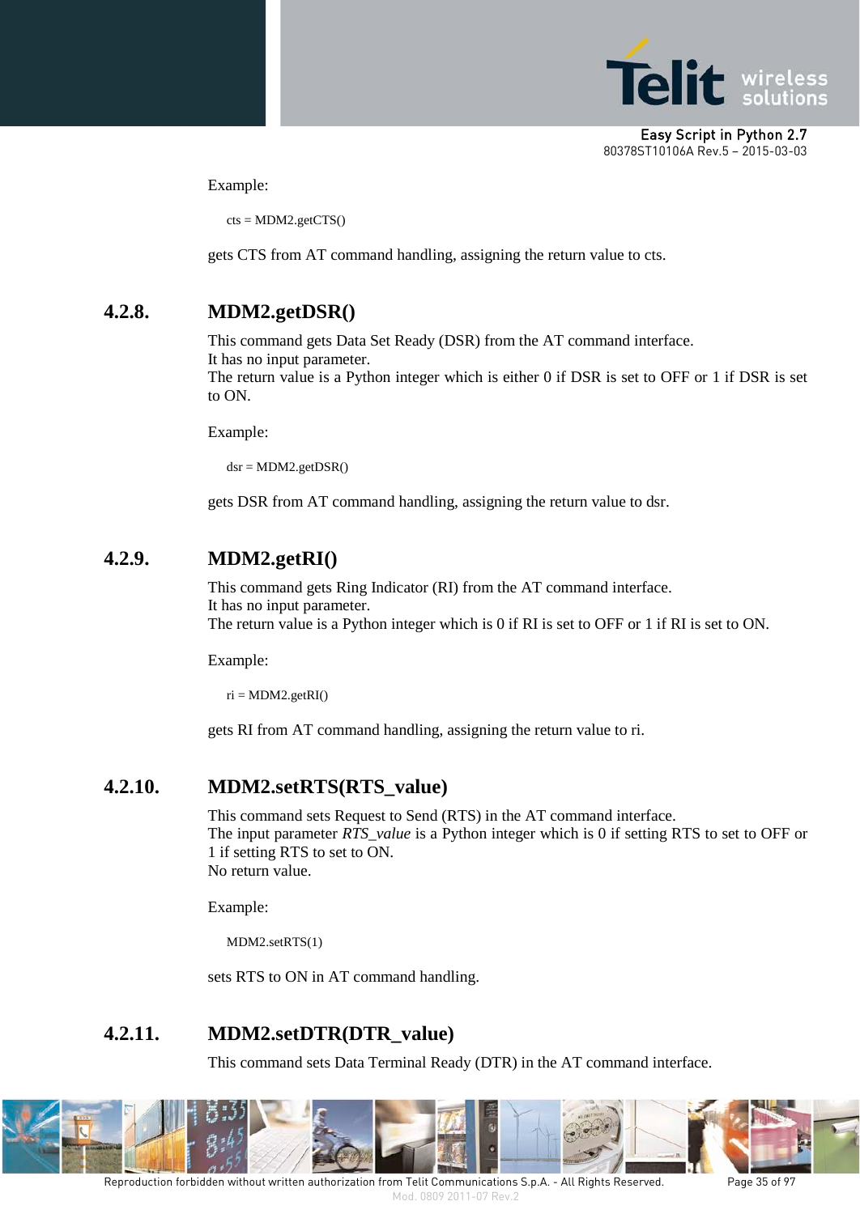Example:

```
cts = MDM2.getCTS()
```

gets CTS from AT command handling, assigning the return value to cts.

### 4.2.8. MDM2.getDSR()

This command gets Data Set Ready (DSR) from the AT command interface.
It has no input parameter.
The return value is a Python integer which is either 0 if DSR is set to OFF or 1 if DSR is set to ON.

Example:

```
dsr = MDM2.getDSR()
```

gets DSR from AT command handling, assigning the return value to dsr.

### 4.2.9. MDM2.getRI()

This command gets Ring Indicator (RI) from the AT command interface.
It has no input parameter.
The return value is a Python integer which is 0 if RI is set to OFF or 1 if RI is set to ON.

Example:

```
ri = MDM2.getRI()
```

gets RI from AT command handling, assigning the return value to ri.

### 4.2.10. MDM2.setRTS(RTS_value)

This command sets Request to Send (RTS) in the AT command interface.
The input parameter *RTS_value* is a Python integer which is 0 if setting RTS to set to OFF or 1 if setting RTS to set to ON.
No return value.

Example:

```
MDM2.setRTS(1)
```

sets RTS to ON in AT command handling.

### 4.2.11. MDM2.setDTR(DTR_value)

This command sets Data Terminal Ready (DTR) in the AT command interface.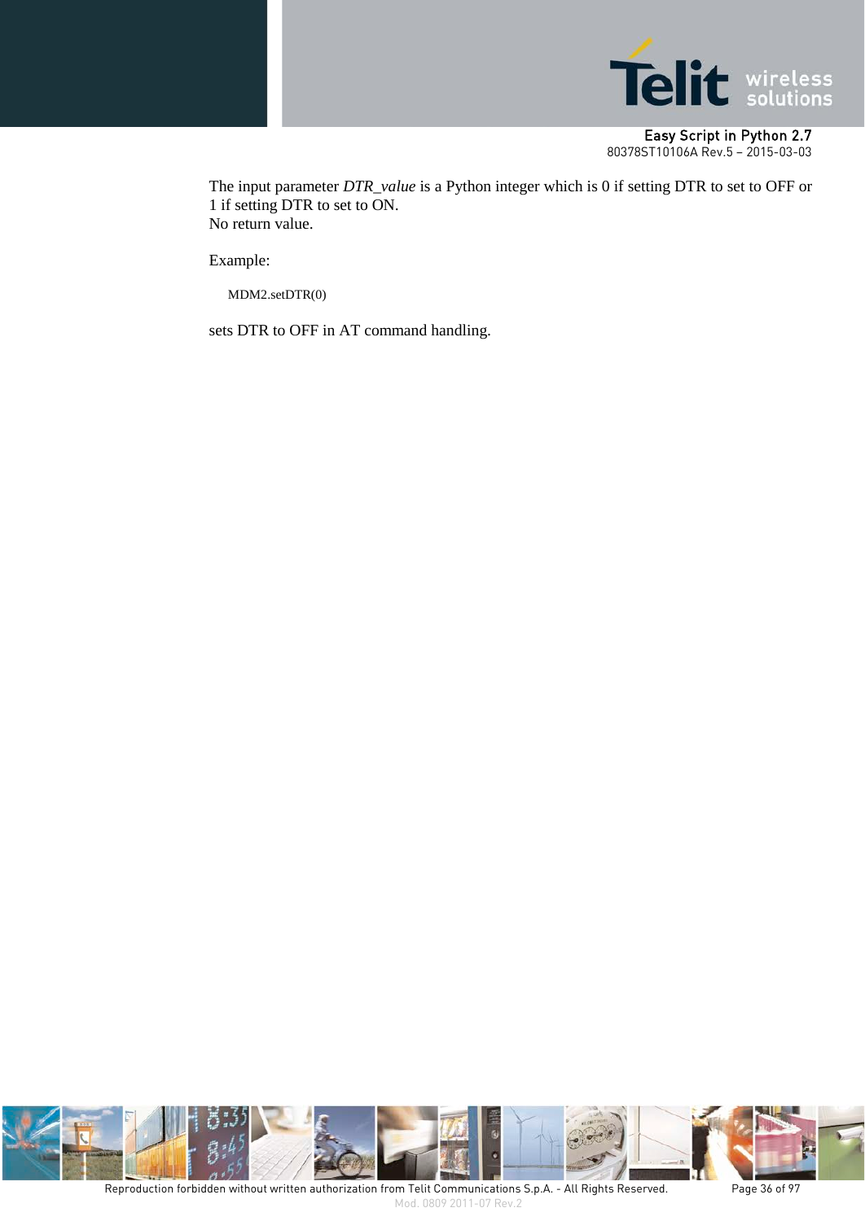The input parameter *DTR_value* is a Python integer which is 0 if setting DTR to set to OFF or 1 if setting DTR to set to ON.
No return value.

Example:

```
MDM2.setDTR(0)
```

sets DTR to OFF in AT command handling.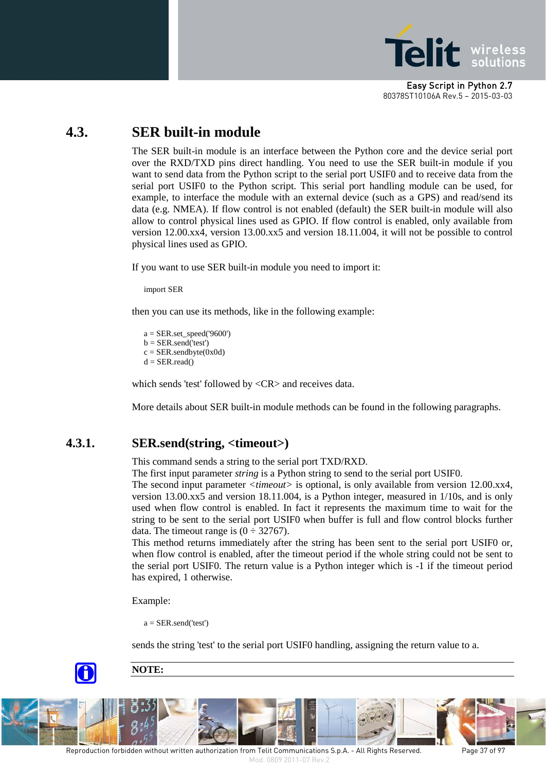## 4.3. SER built-in module

The SER built-in module is an interface between the Python core and the device serial port over the RXD/TXD pins direct handling. You need to use the SER built-in module if you want to send data from the Python script to the serial port USIF0 and to receive data from the serial port USIF0 to the Python script. This serial port handling module can be used, for example, to interface the module with an external device (such as a GPS) and read/send its data (e.g. NMEA). If flow control is not enabled (default) the SER built-in module will also allow to control physical lines used as GPIO. If flow control is enabled, only available from version 12.00.xx4, version 13.00.xx5 and version 18.11.004, it will not be possible to control physical lines used as GPIO.

If you want to use SER built-in module you need to import it:

```
import SER
```

then you can use its methods, like in the following example:

```
a = SER.set_speed('9600')
b = SER.send('test')
c = SER.sendbyte(0x0d)
d = SER.read()
```

which sends 'test' followed by <CR> and receives data.

More details about SER built-in module methods can be found in the following paragraphs.

### 4.3.1. SER.send(string, <timeout>)

This command sends a string to the serial port TXD/RXD.
The first input parameter *string* is a Python string to send to the serial port USIF0.
The second input parameter <*timeout*> is optional, is only available from version 12.00.xx4, version 13.00.xx5 and version 18.11.004, is a Python integer, measured in 1/10s, and is only used when flow control is enabled. In fact it represents the maximum time to wait for the string to be sent to the serial port USIF0 when buffer is full and flow control blocks further data. The timeout range is (0 ÷ 32767).
This method returns immediately after the string has been sent to the serial port USIF0 or, when flow control is enabled, after the timeout period if the whole string could not be sent to the serial port USIF0. The return value is a Python integer which is -1 if the timeout period has expired, 1 otherwise.

Example:

```
a = SER.send('test')
```

sends the string 'test' to the serial port USIF0 handling, assigning the return value to a.

**NOTE:**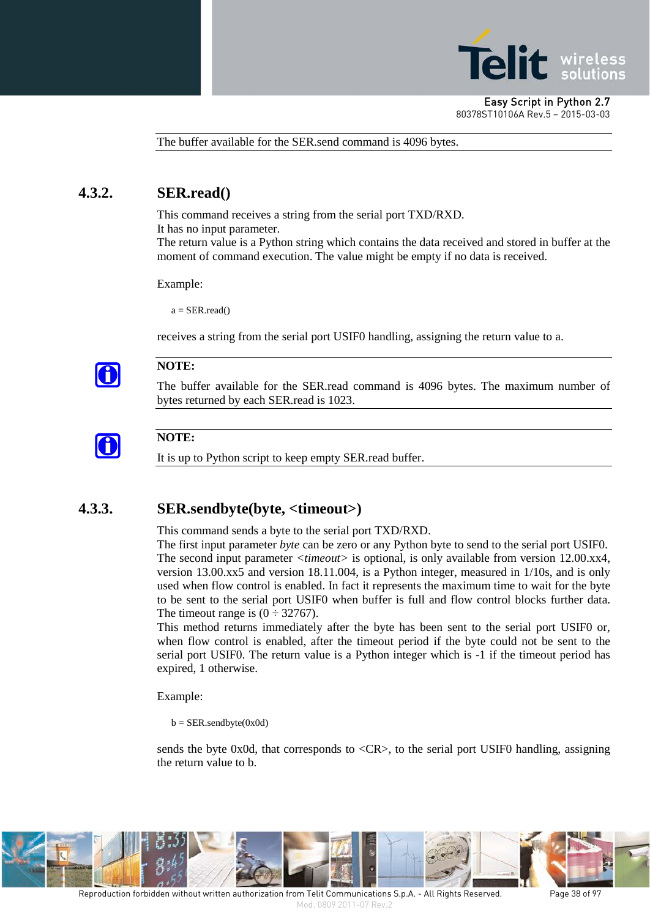The buffer available for the SER.send command is 4096 bytes.

### 4.3.2. SER.read()

This command receives a string from the serial port TXD/RXD.
It has no input parameter.
The return value is a Python string which contains the data received and stored in buffer at the moment of command execution. The value might be empty if no data is received.

Example:

```
a = SER.read()
```

receives a string from the serial port USIF0 handling, assigning the return value to a.

**NOTE:**

The buffer available for the SER.read command is 4096 bytes. The maximum number of bytes returned by each SER.read is 1023.

**NOTE:**

It is up to Python script to keep empty SER.read buffer.

### 4.3.3. SER.sendbyte(byte, <timeout>)

This command sends a byte to the serial port TXD/RXD.
The first input parameter *byte* can be zero or any Python byte to send to the serial port USIF0.
The second input parameter <*timeout*> is optional, is only available from version 12.00.xx4, version 13.00.xx5 and version 18.11.004, is a Python integer, measured in 1/10s, and is only used when flow control is enabled. In fact it represents the maximum time to wait for the byte to be sent to the serial port USIF0 when buffer is full and flow control blocks further data. The timeout range is (0 ÷ 32767).
This method returns immediately after the byte has been sent to the serial port USIF0 or, when flow control is enabled, after the timeout period if the byte could not be sent to the serial port USIF0. The return value is a Python integer which is -1 if the timeout period has expired, 1 otherwise.

Example:

```
b = SER.sendbyte(0x0d)
```

sends the byte 0x0d, that corresponds to <CR>, to the serial port USIF0 handling, assigning the return value to b.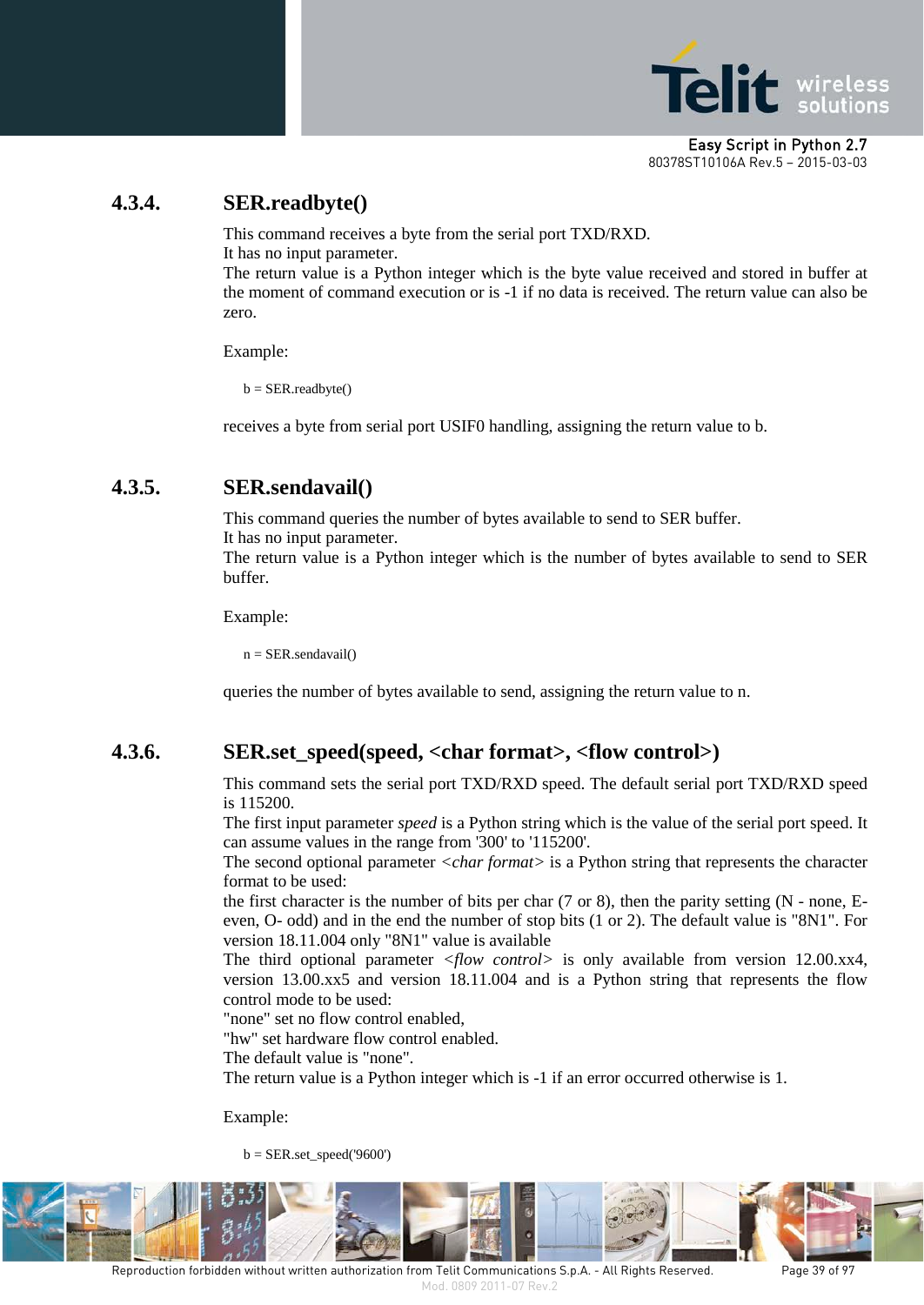### 4.3.4. SER.readbyte()

This command receives a byte from the serial port TXD/RXD.
It has no input parameter.
The return value is a Python integer which is the byte value received and stored in buffer at the moment of command execution or is -1 if no data is received. The return value can also be zero.

Example:

```
b = SER.readbyte()
```

receives a byte from serial port USIF0 handling, assigning the return value to b.

### 4.3.5. SER.sendavail()

This command queries the number of bytes available to send to SER buffer.
It has no input parameter.
The return value is a Python integer which is the number of bytes available to send to SER buffer.

Example:

```
n = SER.sendavail()
```

queries the number of bytes available to send, assigning the return value to n.

### 4.3.6. SER.set_speed(speed, <char format>, <flow control>)

This command sets the serial port TXD/RXD speed. The default serial port TXD/RXD speed is 115200.
The first input parameter *speed* is a Python string which is the value of the serial port speed. It can assume values in the range from '300' to '115200'.
The second optional parameter <*char format*> is a Python string that represents the character format to be used:
the first character is the number of bits per char (7 or 8), then the parity setting (N - none, E-even, O- odd) and in the end the number of stop bits (1 or 2). The default value is "8N1". For version 18.11.004 only "8N1" value is available
The third optional parameter <*flow control*> is only available from version 12.00.xx4, version 13.00.xx5 and version 18.11.004 and is a Python string that represents the flow control mode to be used:
"none" set no flow control enabled,
"hw" set hardware flow control enabled.
The default value is "none".
The return value is a Python integer which is -1 if an error occurred otherwise is 1.

Example:

```
b = SER.set_speed('9600')
```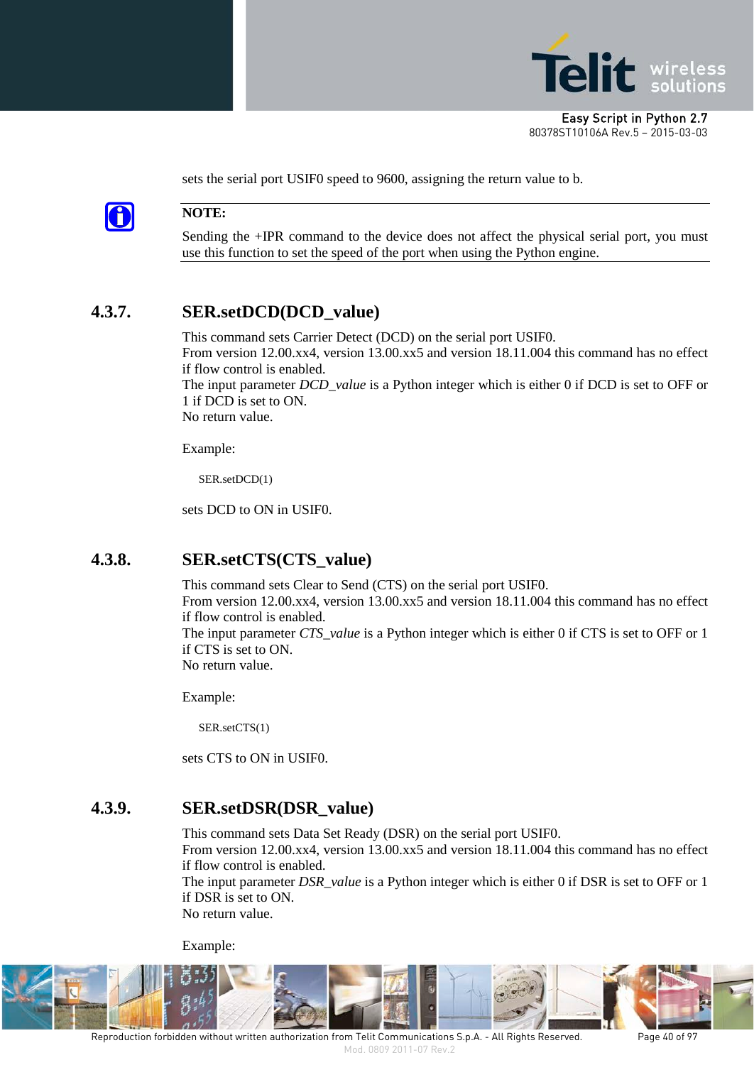sets the serial port USIF0 speed to 9600, assigning the return value to b.

**NOTE:**

Sending the +IPR command to the device does not affect the physical serial port, you must use this function to set the speed of the port when using the Python engine.

### 4.3.7. SER.setDCD(DCD_value)

This command sets Carrier Detect (DCD) on the serial port USIF0.
From version 12.00.xx4, version 13.00.xx5 and version 18.11.004 this command has no effect if flow control is enabled.
The input parameter *DCD_value* is a Python integer which is either 0 if DCD is set to OFF or 1 if DCD is set to ON.
No return value.

Example:

```
SER.setDCD(1)
```

sets DCD to ON in USIF0.

### 4.3.8. SER.setCTS(CTS_value)

This command sets Clear to Send (CTS) on the serial port USIF0.
From version 12.00.xx4, version 13.00.xx5 and version 18.11.004 this command has no effect if flow control is enabled.
The input parameter *CTS_value* is a Python integer which is either 0 if CTS is set to OFF or 1 if CTS is set to ON.
No return value.

Example:

```
SER.setCTS(1)
```

sets CTS to ON in USIF0.

### 4.3.9. SER.setDSR(DSR_value)

This command sets Data Set Ready (DSR) on the serial port USIF0.
From version 12.00.xx4, version 13.00.xx5 and version 18.11.004 this command has no effect if flow control is enabled.
The input parameter *DSR_value* is a Python integer which is either 0 if DSR is set to OFF or 1 if DSR is set to ON.
No return value.

Example: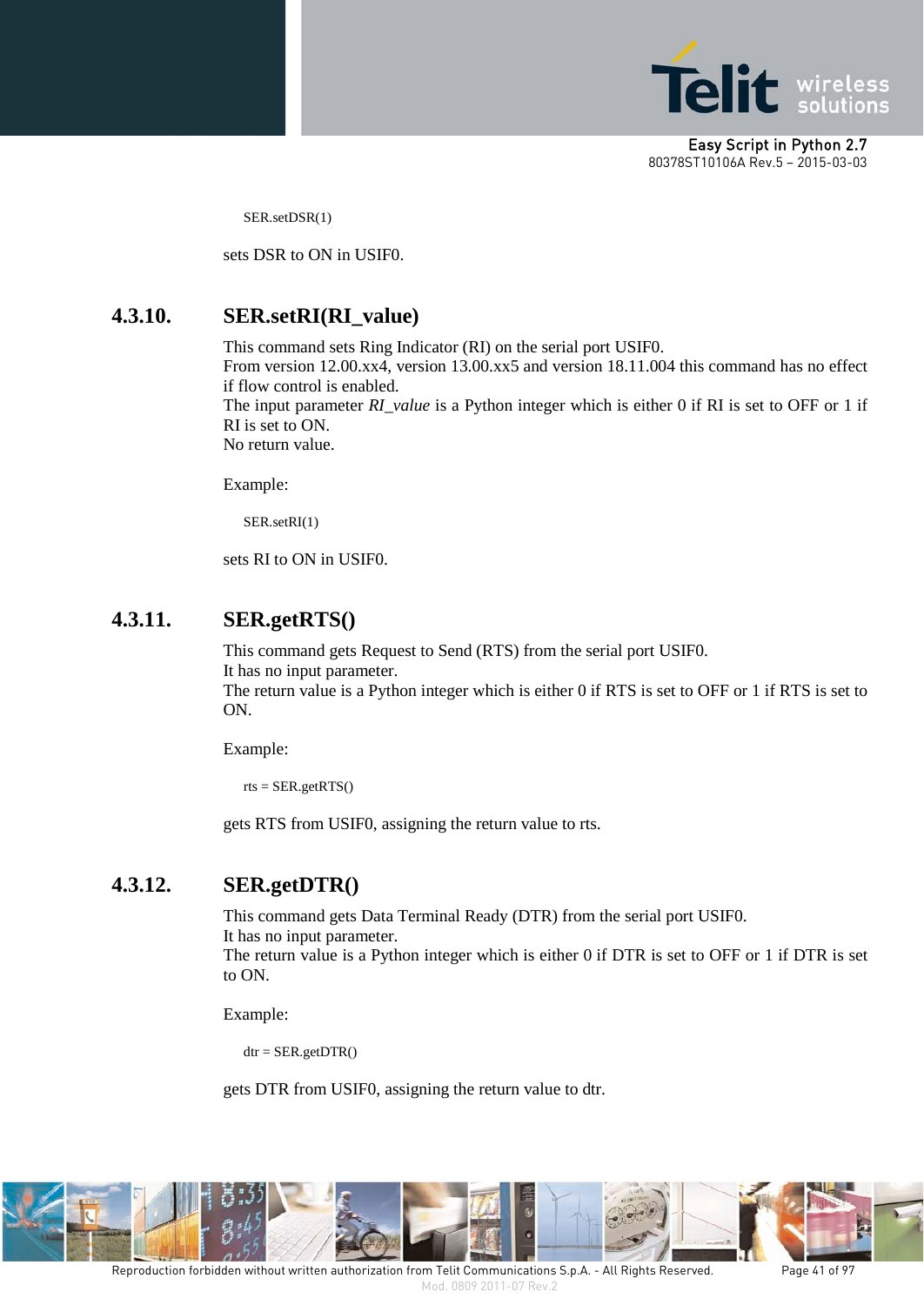```
SER.setDSR(1)
```

sets DSR to ON in USIF0.

### 4.3.10. SER.setRI(RI_value)

This command sets Ring Indicator (RI) on the serial port USIF0.
From version 12.00.xx4, version 13.00.xx5 and version 18.11.004 this command has no effect if flow control is enabled.
The input parameter *RI_value* is a Python integer which is either 0 if RI is set to OFF or 1 if RI is set to ON.
No return value.

Example:

```
SER.setRI(1)
```

sets RI to ON in USIF0.

### 4.3.11. SER.getRTS()

This command gets Request to Send (RTS) from the serial port USIF0.
It has no input parameter.
The return value is a Python integer which is either 0 if RTS is set to OFF or 1 if RTS is set to ON.

Example:

```
rts = SER.getRTS()
```

gets RTS from USIF0, assigning the return value to rts.

### 4.3.12. SER.getDTR()

This command gets Data Terminal Ready (DTR) from the serial port USIF0.
It has no input parameter.
The return value is a Python integer which is either 0 if DTR is set to OFF or 1 if DTR is set to ON.

Example:

```
dtr = SER.getDTR()
```

gets DTR from USIF0, assigning the return value to dtr.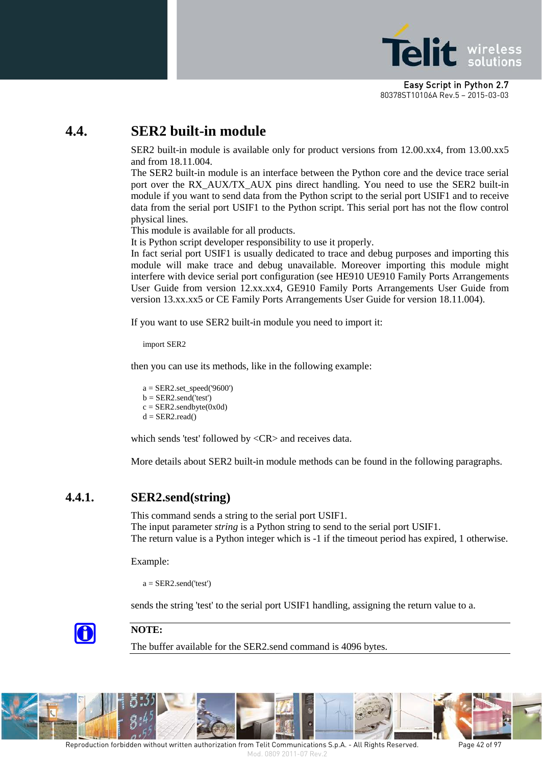## 4.4. SER2 built-in module

SER2 built-in module is available only for product versions from 12.00.xx4, from 13.00.xx5 and from 18.11.004.
The SER2 built-in module is an interface between the Python core and the device trace serial port over the RX_AUX/TX_AUX pins direct handling. You need to use the SER2 built-in module if you want to send data from the Python script to the serial port USIF1 and to receive data from the serial port USIF1 to the Python script. This serial port has not the flow control physical lines.
This module is available for all products.
It is Python script developer responsibility to use it properly.
In fact serial port USIF1 is usually dedicated to trace and debug purposes and importing this module will make trace and debug unavailable. Moreover importing this module might interfere with device serial port configuration (see HE910 UE910 Family Ports Arrangements User Guide from version 12.xx.xx4, GE910 Family Ports Arrangements User Guide from version 13.xx.xx5 or CE Family Ports Arrangements User Guide for version 18.11.004).

If you want to use SER2 built-in module you need to import it:

```
import SER2
```

then you can use its methods, like in the following example:

```
a = SER2.set_speed('9600')
b = SER2.send('test')
c = SER2.sendbyte(0x0d)
d = SER2.read()
```

which sends 'test' followed by <CR> and receives data.

More details about SER2 built-in module methods can be found in the following paragraphs.

### 4.4.1. SER2.send(string)

This command sends a string to the serial port USIF1.
The input parameter *string* is a Python string to send to the serial port USIF1.
The return value is a Python integer which is -1 if the timeout period has expired, 1 otherwise.

Example:

```
a = SER2.send('test')
```

sends the string 'test' to the serial port USIF1 handling, assigning the return value to a.

**NOTE:**
The buffer available for the SER2.send command is 4096 bytes.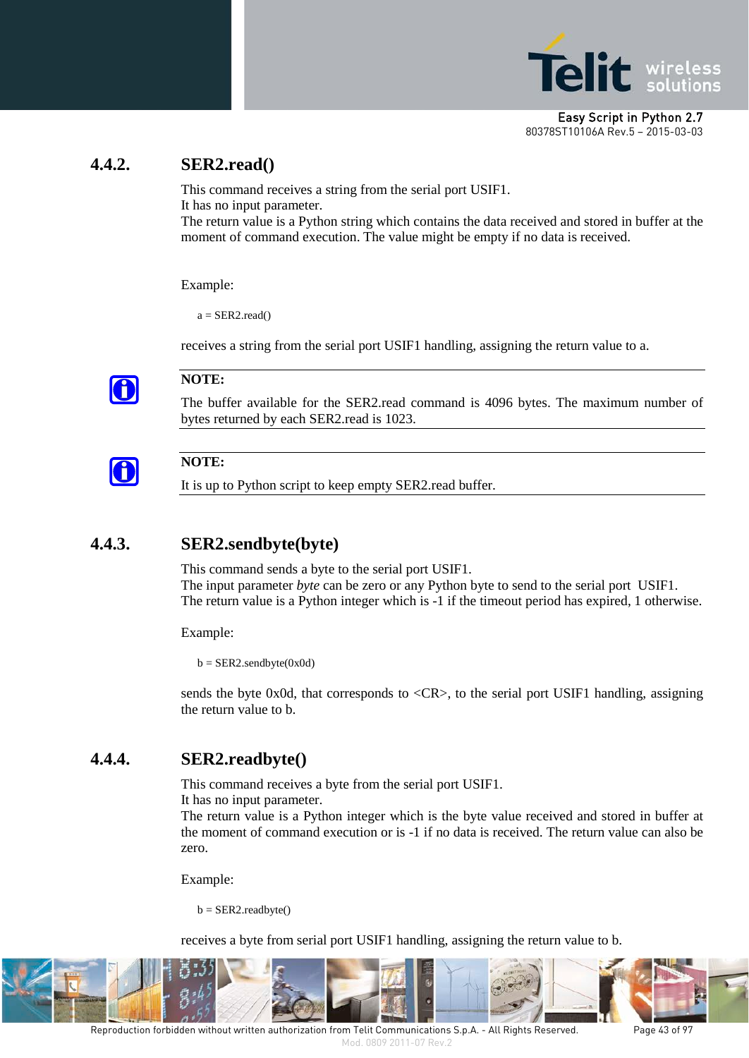### 4.4.2. SER2.read()

This command receives a string from the serial port USIF1.
It has no input parameter.
The return value is a Python string which contains the data received and stored in buffer at the moment of command execution. The value might be empty if no data is received.

Example:

```
a = SER2.read()
```

receives a string from the serial port USIF1 handling, assigning the return value to a.

**NOTE:**

The buffer available for the SER2.read command is 4096 bytes. The maximum number of bytes returned by each SER2.read is 1023.

**NOTE:**

It is up to Python script to keep empty SER2.read buffer.

### 4.4.3. SER2.sendbyte(byte)

This command sends a byte to the serial port USIF1.
The input parameter *byte* can be zero or any Python byte to send to the serial port USIF1.
The return value is a Python integer which is -1 if the timeout period has expired, 1 otherwise.

Example:

```
b = SER2.sendbyte(0x0d)
```

sends the byte 0x0d, that corresponds to <CR>, to the serial port USIF1 handling, assigning the return value to b.

### 4.4.4. SER2.readbyte()

This command receives a byte from the serial port USIF1.
It has no input parameter.
The return value is a Python integer which is the byte value received and stored in buffer at the moment of command execution or is -1 if no data is received. The return value can also be zero.

Example:

```
b = SER2.readbyte()
```

receives a byte from serial port USIF1 handling, assigning the return value to b.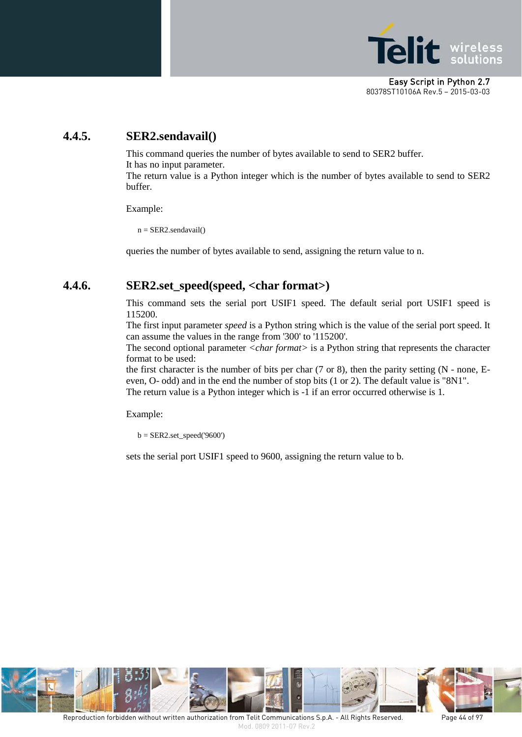### 4.4.5. SER2.sendavail()

This command queries the number of bytes available to send to SER2 buffer.
It has no input parameter.
The return value is a Python integer which is the number of bytes available to send to SER2 buffer.

Example:

```
n = SER2.sendavail()
```

queries the number of bytes available to send, assigning the return value to n.

### 4.4.6. SER2.set_speed(speed, <char format>)

This command sets the serial port USIF1 speed. The default serial port USIF1 speed is 115200.
The first input parameter *speed* is a Python string which is the value of the serial port speed. It can assume the values in the range from '300' to '115200'.
The second optional parameter *<char format>* is a Python string that represents the character format to be used:
the first character is the number of bits per char (7 or 8), then the parity setting (N - none, E- even, O- odd) and in the end the number of stop bits (1 or 2). The default value is "8N1".
The return value is a Python integer which is -1 if an error occurred otherwise is 1.

Example:

```
b = SER2.set_speed('9600')
```

sets the serial port USIF1 speed to 9600, assigning the return value to b.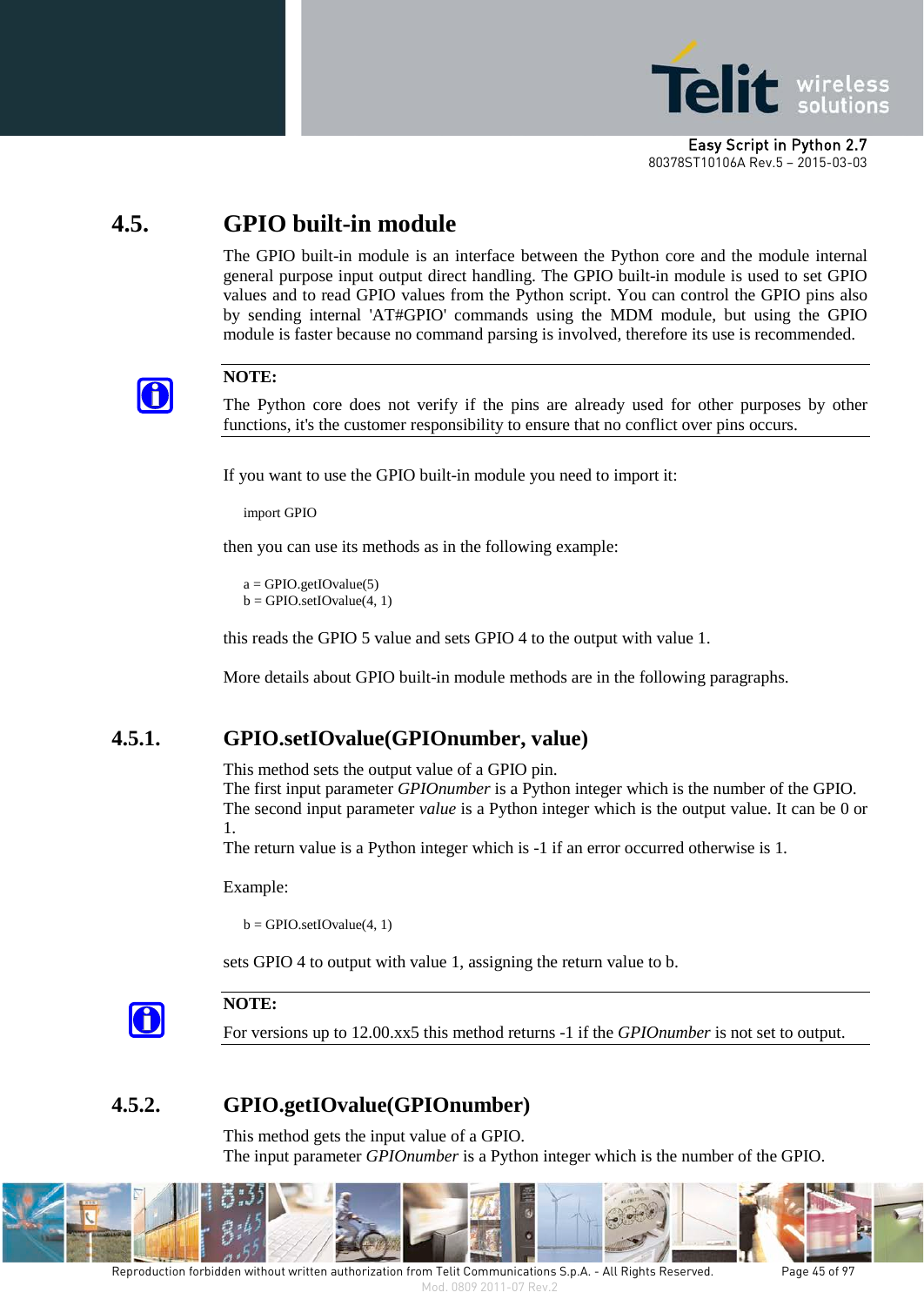## 4.5. GPIO built-in module

The GPIO built-in module is an interface between the Python core and the module internal general purpose input output direct handling. The GPIO built-in module is used to set GPIO values and to read GPIO values from the Python script. You can control the GPIO pins also by sending internal 'AT#GPIO' commands using the MDM module, but using the GPIO module is faster because no command parsing is involved, therefore its use is recommended.

**NOTE:**

The Python core does not verify if the pins are already used for other purposes by other functions, it's the customer responsibility to ensure that no conflict over pins occurs.

If you want to use the GPIO built-in module you need to import it:

```
import GPIO
```

then you can use its methods as in the following example:

```
a = GPIO.getIOvalue(5)
b = GPIO.setIOvalue(4, 1)
```

this reads the GPIO 5 value and sets GPIO 4 to the output with value 1.

More details about GPIO built-in module methods are in the following paragraphs.

### 4.5.1. GPIO.setIOvalue(GPIOnumber, value)

This method sets the output value of a GPIO pin.
The first input parameter *GPIOnumber* is a Python integer which is the number of the GPIO.
The second input parameter *value* is a Python integer which is the output value. It can be 0 or 1.
The return value is a Python integer which is -1 if an error occurred otherwise is 1.

Example:

```
b = GPIO.setIOvalue(4, 1)
```

sets GPIO 4 to output with value 1, assigning the return value to b.

**NOTE:**

For versions up to 12.00.xx5 this method returns -1 if the *GPIOnumber* is not set to output.

### 4.5.2. GPIO.getIOvalue(GPIOnumber)

This method gets the input value of a GPIO.
The input parameter *GPIOnumber* is a Python integer which is the number of the GPIO.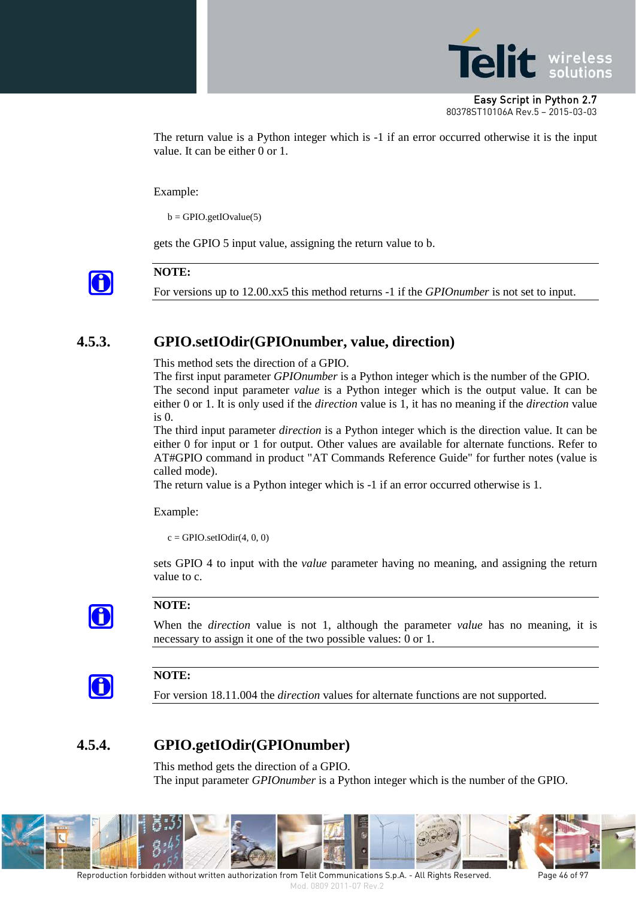The return value is a Python integer which is -1 if an error occurred otherwise it is the input value. It can be either 0 or 1.

Example:

```
b = GPIO.getIOvalue(5)
```

gets the GPIO 5 input value, assigning the return value to b.

---

**NOTE:**

For versions up to 12.00.xx5 this method returns -1 if the *GPIOnumber* is not set to input.

---

### 4.5.3. GPIO.setIOdir(GPIOnumber, value, direction)

This method sets the direction of a GPIO.
The first input parameter *GPIOnumber* is a Python integer which is the number of the GPIO.
The second input parameter *value* is a Python integer which is the output value. It can be either 0 or 1. It is only used if the *direction* value is 1, it has no meaning if the *direction* value is 0.
The third input parameter *direction* is a Python integer which is the direction value. It can be either 0 for input or 1 for output. Other values are available for alternate functions. Refer to AT#GPIO command in product "AT Commands Reference Guide" for further notes (value is called mode).
The return value is a Python integer which is -1 if an error occurred otherwise is 1.

Example:

```
c = GPIO.setIOdir(4, 0, 0)
```

sets GPIO 4 to input with the *value* parameter having no meaning, and assigning the return value to c.

---

**NOTE:**

When the *direction* value is not 1, although the parameter *value* has no meaning, it is necessary to assign it one of the two possible values: 0 or 1.

---

**NOTE:**

For version 18.11.004 the *direction* values for alternate functions are not supported.

---

### 4.5.4. GPIO.getIOdir(GPIOnumber)

This method gets the direction of a GPIO.
The input parameter *GPIOnumber* is a Python integer which is the number of the GPIO.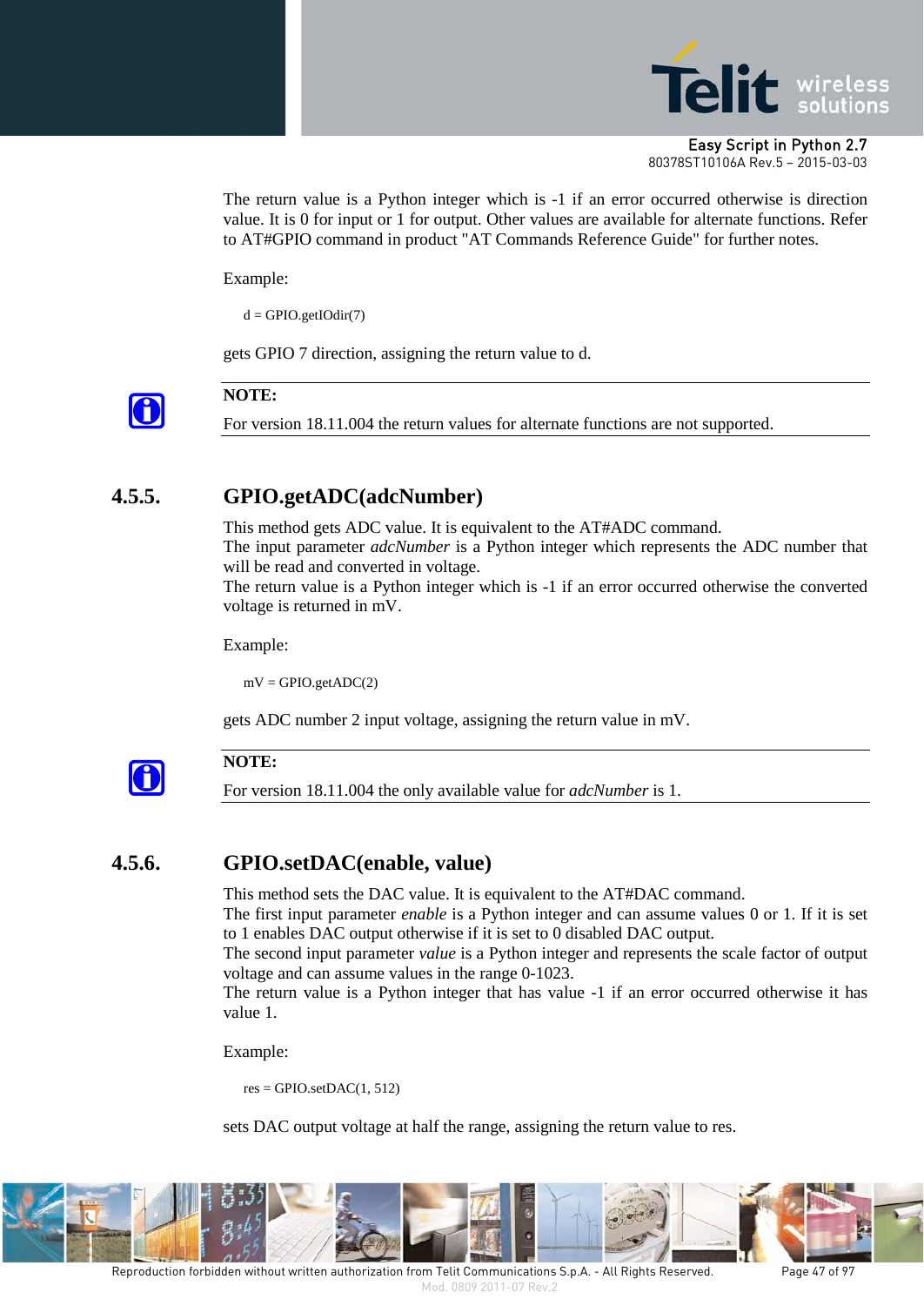The return value is a Python integer which is -1 if an error occurred otherwise is direction value. It is 0 for input or 1 for output. Other values are available for alternate functions. Refer to AT#GPIO command in product "AT Commands Reference Guide" for further notes.

Example:

```
d = GPIO.getIOdir(7)
```

gets GPIO 7 direction, assigning the return value to d.

> **NOTE:**
> For version 18.11.004 the return values for alternate functions are not supported.

### 4.5.5. GPIO.getADC(adcNumber)

This method gets ADC value. It is equivalent to the AT#ADC command.
The input parameter *adcNumber* is a Python integer which represents the ADC number that will be read and converted in voltage.
The return value is a Python integer which is -1 if an error occurred otherwise the converted voltage is returned in mV.

Example:

```
mV = GPIO.getADC(2)
```

gets ADC number 2 input voltage, assigning the return value in mV.

> **NOTE:**
> For version 18.11.004 the only available value for *adcNumber* is 1.

### 4.5.6. GPIO.setDAC(enable, value)

This method sets the DAC value. It is equivalent to the AT#DAC command.
The first input parameter *enable* is a Python integer and can assume values 0 or 1. If it is set to 1 enables DAC output otherwise if it is set to 0 disabled DAC output.
The second input parameter *value* is a Python integer and represents the scale factor of output voltage and can assume values in the range 0-1023.
The return value is a Python integer that has value -1 if an error occurred otherwise it has value 1.

Example:

```
res = GPIO.setDAC(1, 512)
```

sets DAC output voltage at half the range, assigning the return value to res.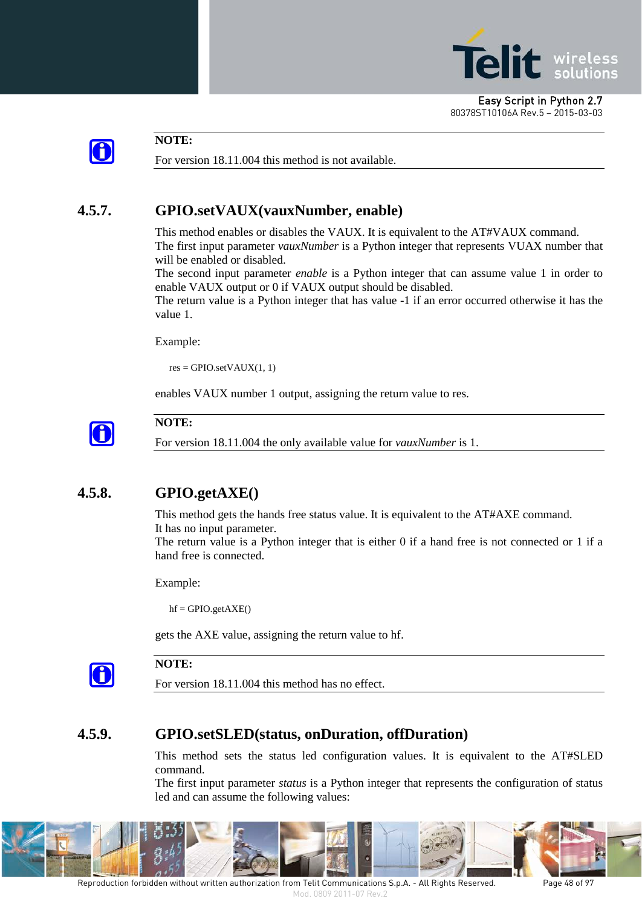> **NOTE:**
> For version 18.11.004 this method is not available.

### 4.5.7. GPIO.setVAUX(vauxNumber, enable)

This method enables or disables the VAUX. It is equivalent to the AT#VAUX command.
The first input parameter *vauxNumber* is a Python integer that represents VUAX number that will be enabled or disabled.
The second input parameter *enable* is a Python integer that can assume value 1 in order to enable VAUX output or 0 if VAUX output should be disabled.
The return value is a Python integer that has value -1 if an error occurred otherwise it has the value 1.

Example:

```
res = GPIO.setVAUX(1, 1)
```

enables VAUX number 1 output, assigning the return value to res.

> **NOTE:**
> For version 18.11.004 the only available value for *vauxNumber* is 1.

### 4.5.8. GPIO.getAXE()

This method gets the hands free status value. It is equivalent to the AT#AXE command.
It has no input parameter.
The return value is a Python integer that is either 0 if a hand free is not connected or 1 if a hand free is connected.

Example:

```
hf = GPIO.getAXE()
```

gets the AXE value, assigning the return value to hf.

> **NOTE:**
> For version 18.11.004 this method has no effect.

### 4.5.9. GPIO.setSLED(status, onDuration, offDuration)

This method sets the status led configuration values. It is equivalent to the AT#SLED command.
The first input parameter *status* is a Python integer that represents the configuration of status led and can assume the following values: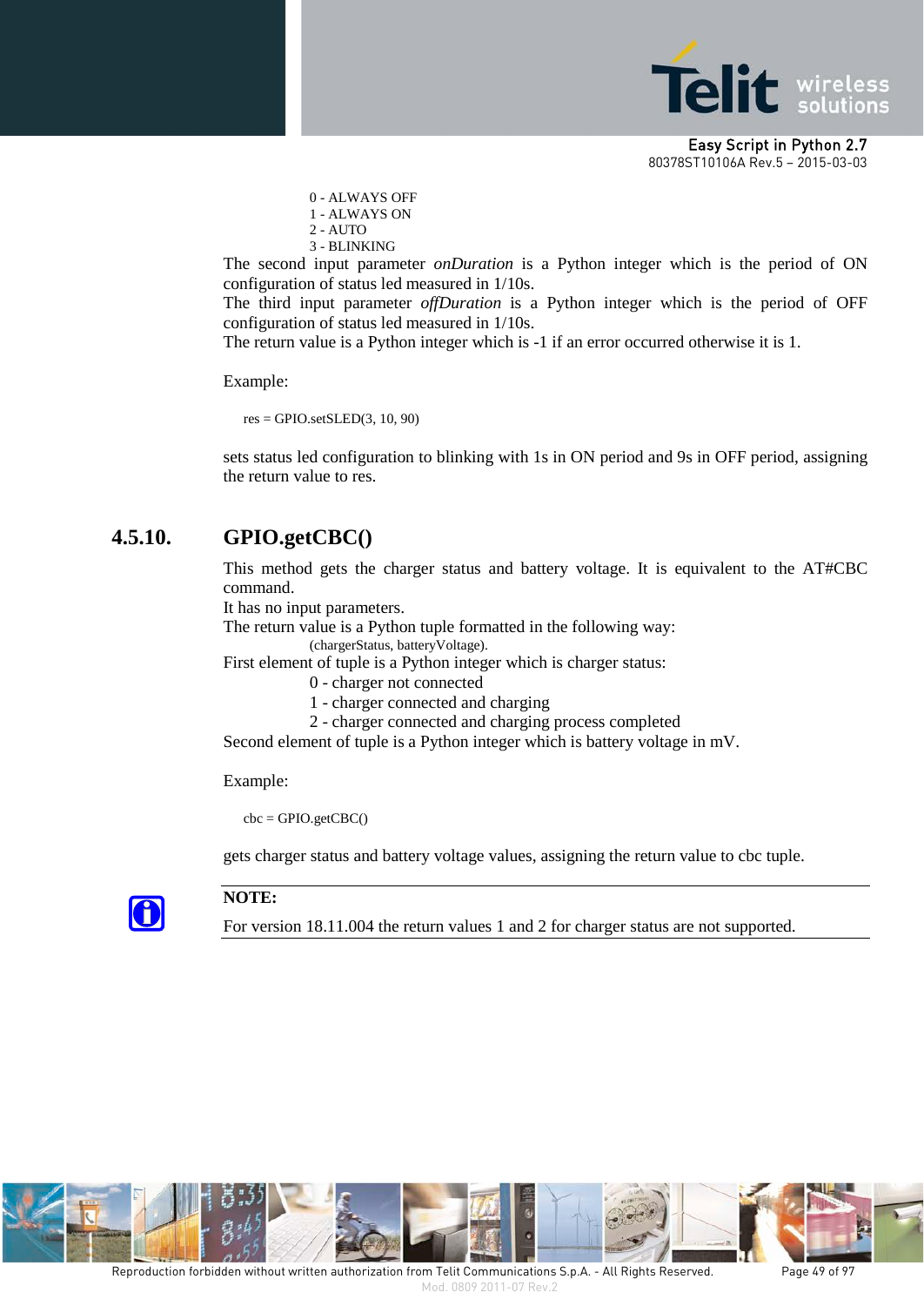0 - ALWAYS OFF
1 - ALWAYS ON
2 - AUTO
3 - BLINKING

The second input parameter *onDuration* is a Python integer which is the period of ON configuration of status led measured in 1/10s.
The third input parameter *offDuration* is a Python integer which is the period of OFF configuration of status led measured in 1/10s.
The return value is a Python integer which is -1 if an error occurred otherwise it is 1.

Example:

```
res = GPIO.setSLED(3, 10, 90)
```

sets status led configuration to blinking with 1s in ON period and 9s in OFF period, assigning the return value to res.

### 4.5.10. GPIO.getCBC()

This method gets the charger status and battery voltage. It is equivalent to the AT#CBC command.
It has no input parameters.
The return value is a Python tuple formatted in the following way:

(chargerStatus, batteryVoltage).

First element of tuple is a Python integer which is charger status:

0 - charger not connected
1 - charger connected and charging
2 - charger connected and charging process completed

Second element of tuple is a Python integer which is battery voltage in mV.

Example:

```
cbc = GPIO.getCBC()
```

gets charger status and battery voltage values, assigning the return value to cbc tuple.

**NOTE:**

For version 18.11.004 the return values 1 and 2 for charger status are not supported.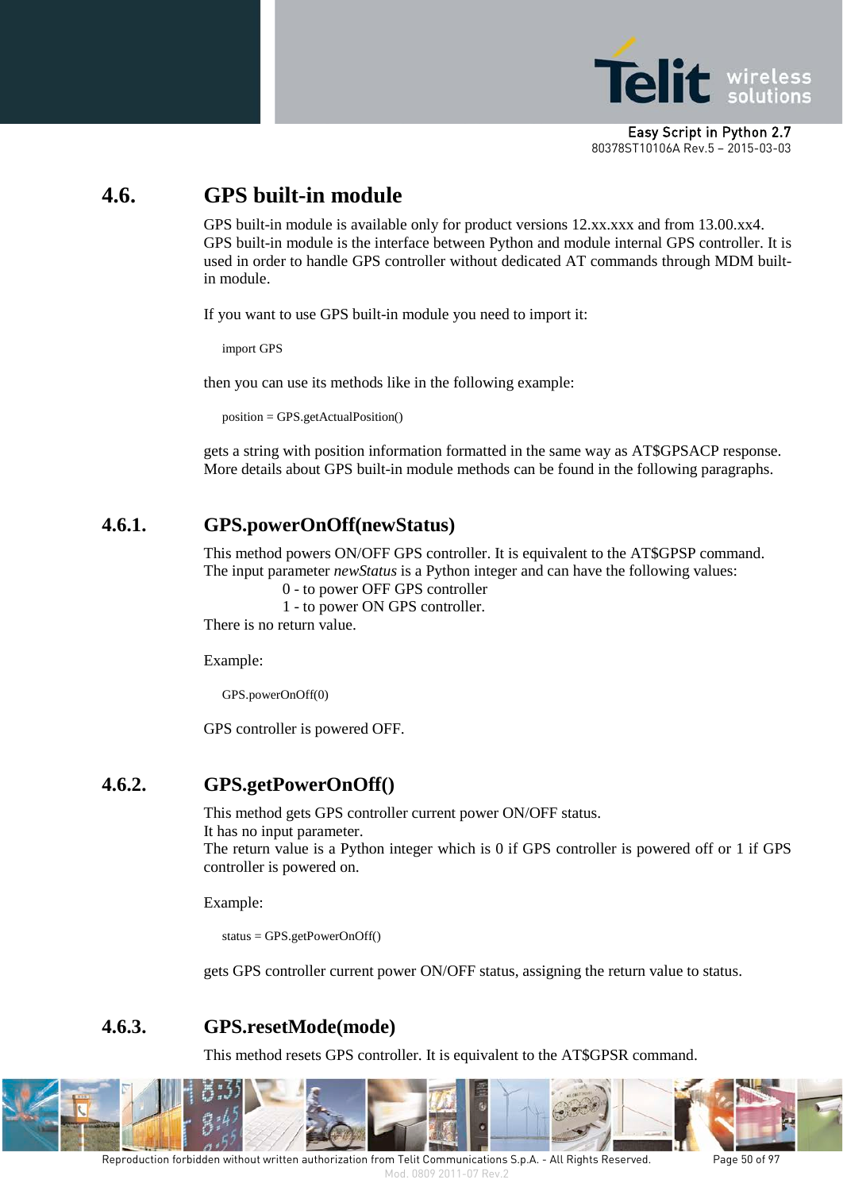## 4.6. GPS built-in module

GPS built-in module is available only for product versions 12.xx.xxx and from 13.00.xx4.
GPS built-in module is the interface between Python and module internal GPS controller. It is used in order to handle GPS controller without dedicated AT commands through MDM built-in module.

If you want to use GPS built-in module you need to import it:

```
import GPS
```

then you can use its methods like in the following example:

```
position = GPS.getActualPosition()
```

gets a string with position information formatted in the same way as AT$GPSACP response.
More details about GPS built-in module methods can be found in the following paragraphs.

### 4.6.1. GPS.powerOnOff(newStatus)

This method powers ON/OFF GPS controller. It is equivalent to the AT$GPSP command.
The input parameter *newStatus* is a Python integer and can have the following values:

0 - to power OFF GPS controller
1 - to power ON GPS controller.

There is no return value.

Example:

```
GPS.powerOnOff(0)
```

GPS controller is powered OFF.

### 4.6.2. GPS.getPowerOnOff()

This method gets GPS controller current power ON/OFF status.
It has no input parameter.
The return value is a Python integer which is 0 if GPS controller is powered off or 1 if GPS controller is powered on.

Example:

```
status = GPS.getPowerOnOff()
```

gets GPS controller current power ON/OFF status, assigning the return value to status.

### 4.6.3. GPS.resetMode(mode)

This method resets GPS controller. It is equivalent to the AT$GPSR command.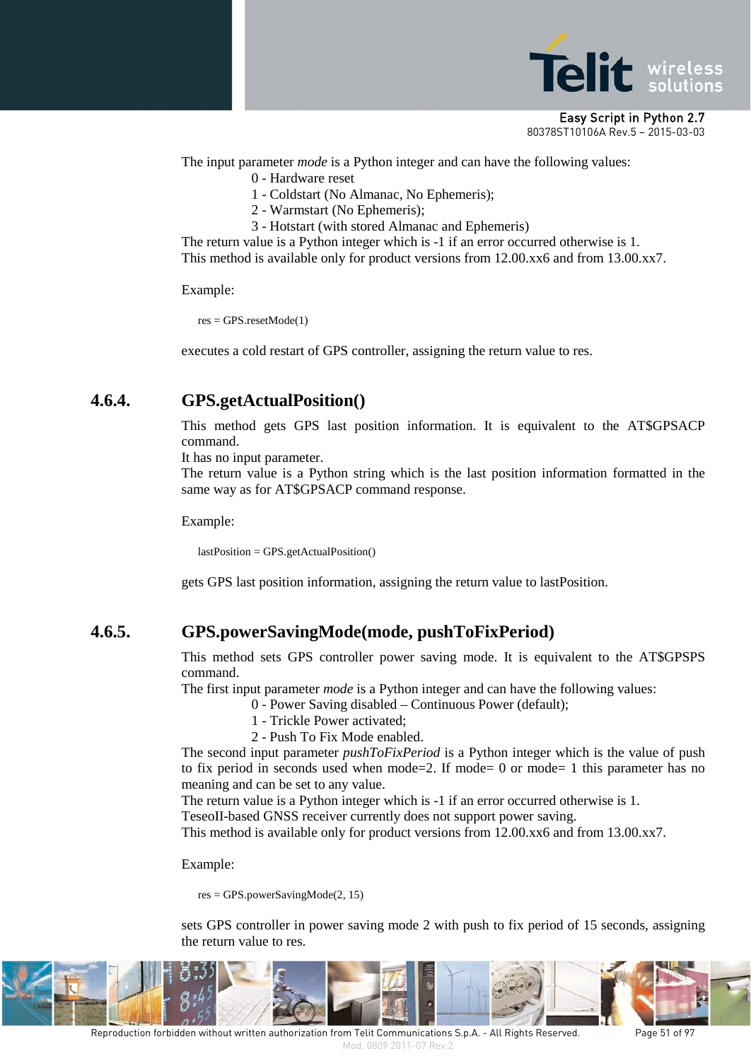The input parameter *mode* is a Python integer and can have the following values:

0 - Hardware reset
1 - Coldstart (No Almanac, No Ephemeris);
2 - Warmstart (No Ephemeris);
3 - Hotstart (with stored Almanac and Ephemeris)

The return value is a Python integer which is -1 if an error occurred otherwise is 1.
This method is available only for product versions from 12.00.xx6 and from 13.00.xx7.

Example:

```
res = GPS.resetMode(1)
```

executes a cold restart of GPS controller, assigning the return value to res.

### 4.6.4. GPS.getActualPosition()

This method gets GPS last position information. It is equivalent to the AT$GPSACP command.
It has no input parameter.
The return value is a Python string which is the last position information formatted in the same way as for AT$GPSACP command response.

Example:

```
lastPosition = GPS.getActualPosition()
```

gets GPS last position information, assigning the return value to lastPosition.

### 4.6.5. GPS.powerSavingMode(mode, pushToFixPeriod)

This method sets GPS controller power saving mode. It is equivalent to the AT$GPSPS command.
The first input parameter *mode* is a Python integer and can have the following values:

0 - Power Saving disabled – Continuous Power (default);
1 - Trickle Power activated;
2 - Push To Fix Mode enabled.

The second input parameter *pushToFixPeriod* is a Python integer which is the value of push to fix period in seconds used when mode=2. If mode= 0 or mode= 1 this parameter has no meaning and can be set to any value.
The return value is a Python integer which is -1 if an error occurred otherwise is 1.
TeseoII-based GNSS receiver currently does not support power saving.
This method is available only for product versions from 12.00.xx6 and from 13.00.xx7.

Example:

```
res = GPS.powerSavingMode(2, 15)
```

sets GPS controller in power saving mode 2 with push to fix period of 15 seconds, assigning the return value to res.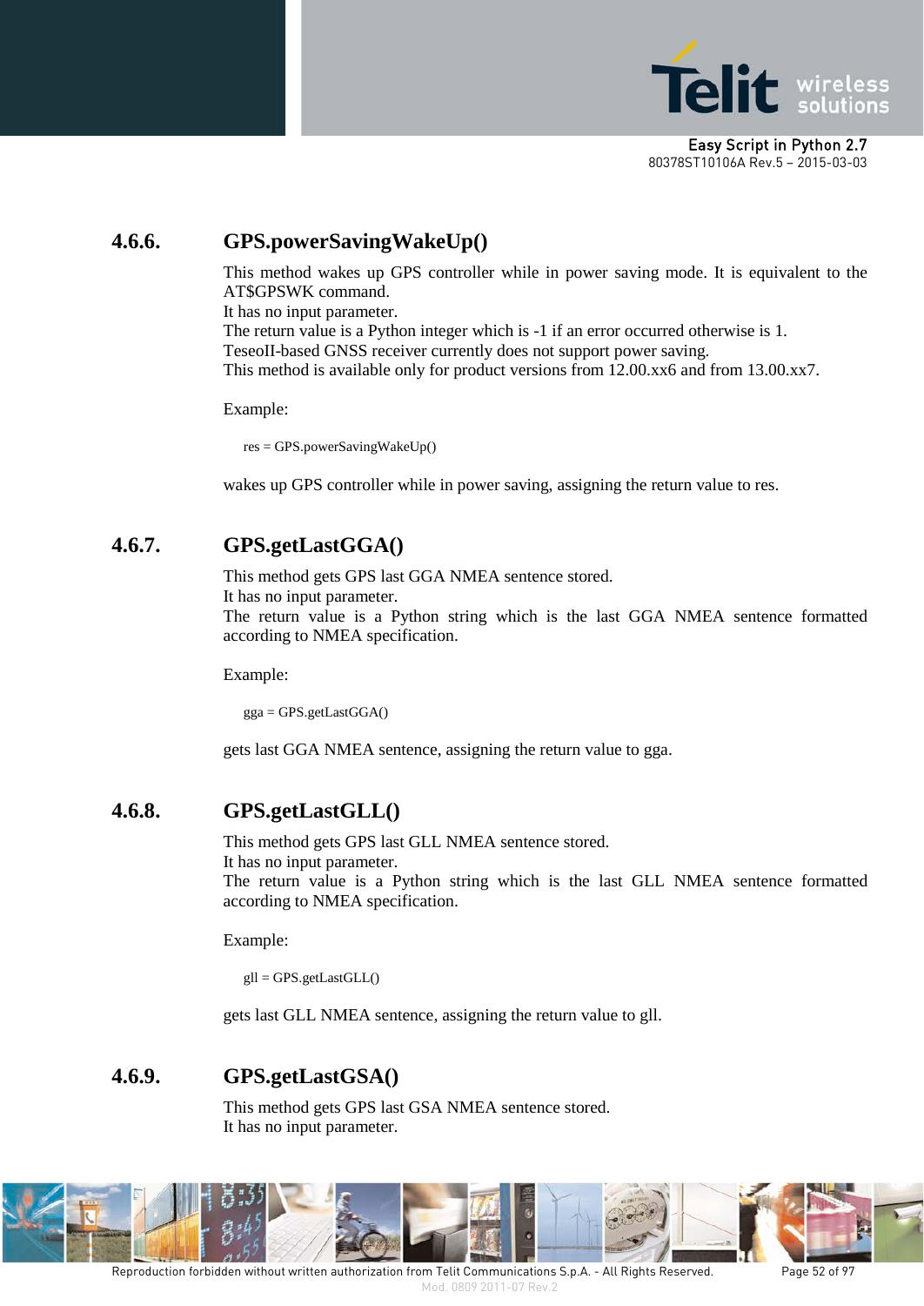### 4.6.6. GPS.powerSavingWakeUp()

This method wakes up GPS controller while in power saving mode. It is equivalent to the AT$GPSWK command.
It has no input parameter.
The return value is a Python integer which is -1 if an error occurred otherwise is 1.
TeseoII-based GNSS receiver currently does not support power saving.
This method is available only for product versions from 12.00.xx6 and from 13.00.xx7.

Example:

```
res = GPS.powerSavingWakeUp()
```

wakes up GPS controller while in power saving, assigning the return value to res.

### 4.6.7. GPS.getLastGGA()

This method gets GPS last GGA NMEA sentence stored.
It has no input parameter.
The return value is a Python string which is the last GGA NMEA sentence formatted according to NMEA specification.

Example:

```
gga = GPS.getLastGGA()
```

gets last GGA NMEA sentence, assigning the return value to gga.

### 4.6.8. GPS.getLastGLL()

This method gets GPS last GLL NMEA sentence stored.
It has no input parameter.
The return value is a Python string which is the last GLL NMEA sentence formatted according to NMEA specification.

Example:

```
gll = GPS.getLastGLL()
```

gets last GLL NMEA sentence, assigning the return value to gll.

### 4.6.9. GPS.getLastGSA()

This method gets GPS last GSA NMEA sentence stored.
It has no input parameter.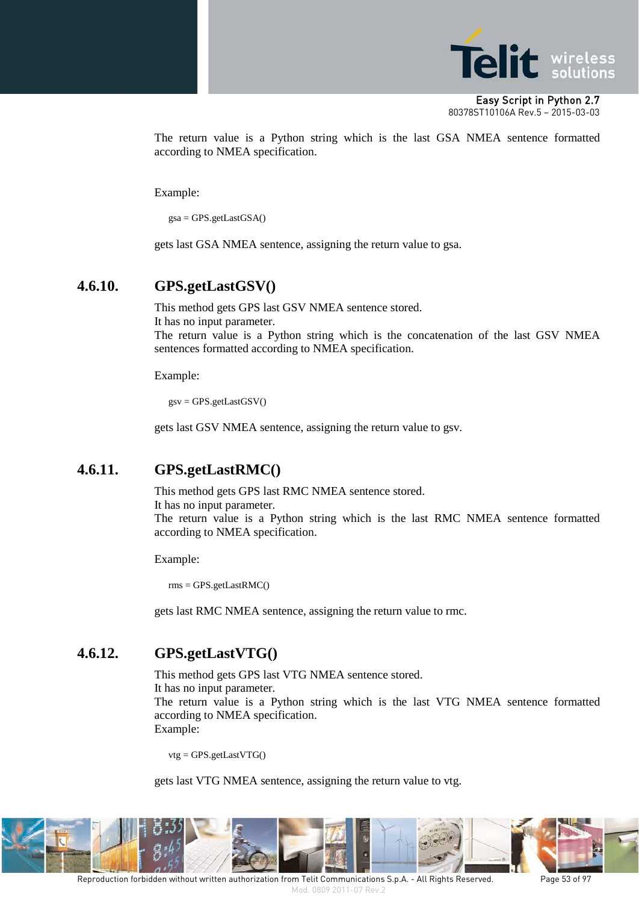The return value is a Python string which is the last GSA NMEA sentence formatted according to NMEA specification.

Example:

```
gsa = GPS.getLastGSA()
```

gets last GSA NMEA sentence, assigning the return value to gsa.

### 4.6.10. GPS.getLastGSV()

This method gets GPS last GSV NMEA sentence stored.
It has no input parameter.
The return value is a Python string which is the concatenation of the last GSV NMEA sentences formatted according to NMEA specification.

Example:

```
gsv = GPS.getLastGSV()
```

gets last GSV NMEA sentence, assigning the return value to gsv.

### 4.6.11. GPS.getLastRMC()

This method gets GPS last RMC NMEA sentence stored.
It has no input parameter.
The return value is a Python string which is the last RMC NMEA sentence formatted according to NMEA specification.

Example:

```
rms = GPS.getLastRMC()
```

gets last RMC NMEA sentence, assigning the return value to rmc.

### 4.6.12. GPS.getLastVTG()

This method gets GPS last VTG NMEA sentence stored.
It has no input parameter.
The return value is a Python string which is the last VTG NMEA sentence formatted according to NMEA specification.
Example:

```
vtg = GPS.getLastVTG()
```

gets last VTG NMEA sentence, assigning the return value to vtg.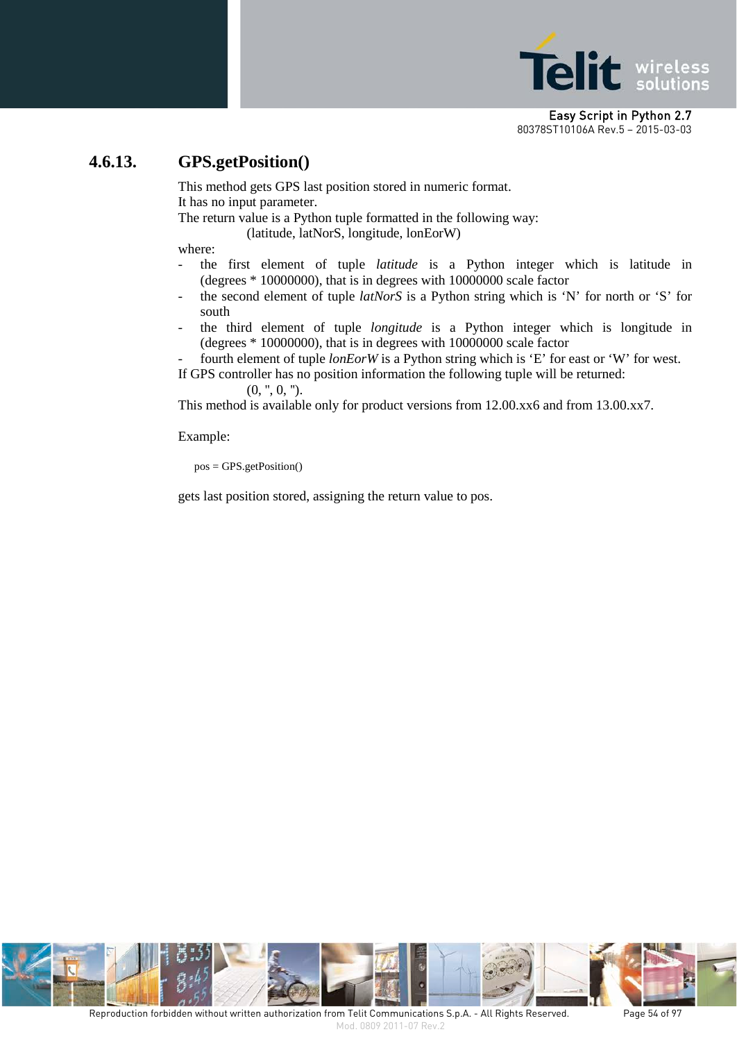### 4.6.13. GPS.getPosition()

This method gets GPS last position stored in numeric format.
It has no input parameter.
The return value is a Python tuple formatted in the following way:

(latitude, latNorS, longitude, lonEorW)

where:

- the first element of tuple *latitude* is a Python integer which is latitude in (degrees * 10000000), that is in degrees with 10000000 scale factor
- the second element of tuple *latNorS* is a Python string which is ‘N’ for north or ‘S’ for south
- the third element of tuple *longitude* is a Python integer which is longitude in (degrees * 10000000), that is in degrees with 10000000 scale factor
- fourth element of tuple *lonEorW* is a Python string which is ‘E’ for east or ‘W’ for west.

If GPS controller has no position information the following tuple will be returned:

(0, '', 0, '').

This method is available only for product versions from 12.00.xx6 and from 13.00.xx7.

Example:

```
pos = GPS.getPosition()
```

gets last position stored, assigning the return value to pos.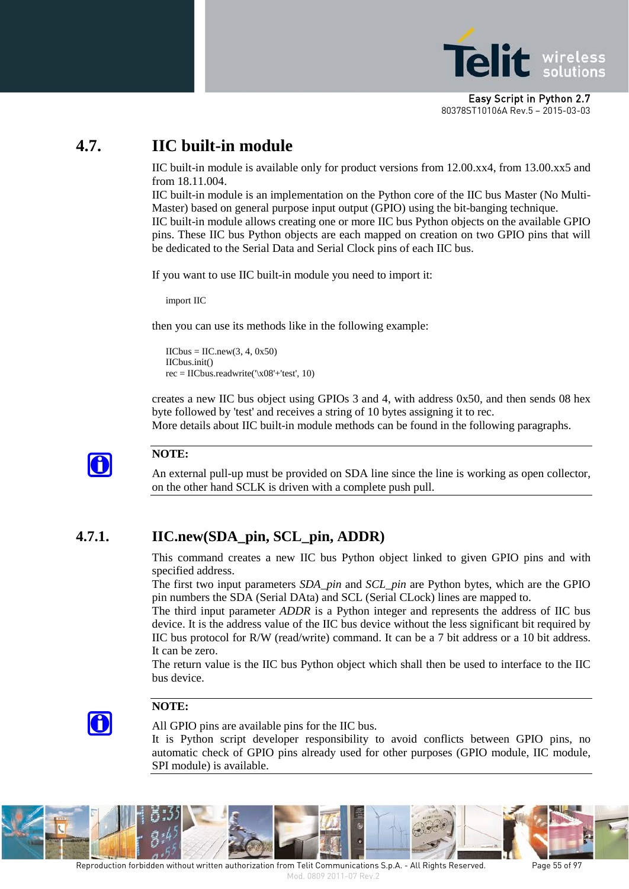## 4.7. IIC built-in module

IIC built-in module is available only for product versions from 12.00.xx4, from 13.00.xx5 and from 18.11.004.
IIC built-in module is an implementation on the Python core of the IIC bus Master (No Multi-Master) based on general purpose input output (GPIO) using the bit-banging technique.
IIC built-in module allows creating one or more IIC bus Python objects on the available GPIO pins. These IIC bus Python objects are each mapped on creation on two GPIO pins that will be dedicated to the Serial Data and Serial Clock pins of each IIC bus.

If you want to use IIC built-in module you need to import it:

```
import IIC
```

then you can use its methods like in the following example:

```
IICbus = IIC.new(3, 4, 0x50)
IICbus.init()
rec = IICbus.readwrite('\x08'+'test', 10)
```

creates a new IIC bus object using GPIOs 3 and 4, with address 0x50, and then sends 08 hex byte followed by 'test' and receives a string of 10 bytes assigning it to rec.
More details about IIC built-in module methods can be found in the following paragraphs.

**NOTE:**

An external pull-up must be provided on SDA line since the line is working as open collector, on the other hand SCLK is driven with a complete push pull.

### 4.7.1. IIC.new(SDA_pin, SCL_pin, ADDR)

This command creates a new IIC bus Python object linked to given GPIO pins and with specified address.
The first two input parameters *SDA_pin* and *SCL_pin* are Python bytes, which are the GPIO pin numbers the SDA (Serial DAta) and SCL (Serial CLock) lines are mapped to.
The third input parameter *ADDR* is a Python integer and represents the address of IIC bus device. It is the address value of the IIC bus device without the less significant bit required by IIC bus protocol for R/W (read/write) command. It can be a 7 bit address or a 10 bit address. It can be zero.
The return value is the IIC bus Python object which shall then be used to interface to the IIC bus device.

**NOTE:**

All GPIO pins are available pins for the IIC bus.
It is Python script developer responsibility to avoid conflicts between GPIO pins, no automatic check of GPIO pins already used for other purposes (GPIO module, IIC module, SPI module) is available.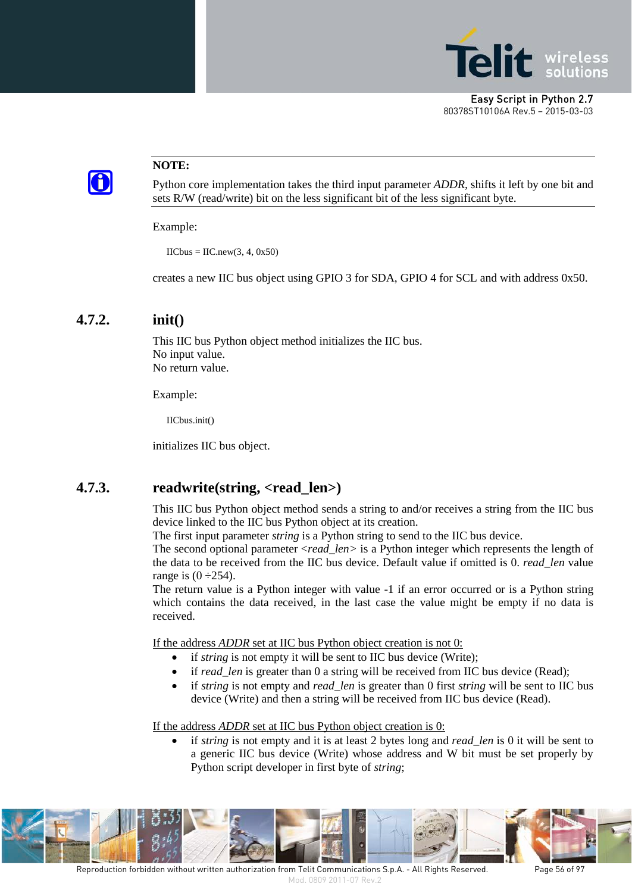**NOTE:**

Python core implementation takes the third input parameter *ADDR*, shifts it left by one bit and sets R/W (read/write) bit on the less significant bit of the less significant byte.

Example:

```
IICbus = IIC.new(3, 4, 0x50)
```

creates a new IIC bus object using GPIO 3 for SDA, GPIO 4 for SCL and with address 0x50.

### 4.7.2. init()

This IIC bus Python object method initializes the IIC bus.
No input value.
No return value.

Example:

```
IICbus.init()
```

initializes IIC bus object.

### 4.7.3. readwrite(string, <read_len>)

This IIC bus Python object method sends a string to and/or receives a string from the IIC bus device linked to the IIC bus Python object at its creation.
The first input parameter *string* is a Python string to send to the IIC bus device.
The second optional parameter <*read_len*> is a Python integer which represents the length of the data to be received from the IIC bus device. Default value if omitted is 0. *read_len* value range is (0 ÷254).
The return value is a Python integer with value -1 if an error occurred or is a Python string which contains the data received, in the last case the value might be empty if no data is received.

<u>If the address *ADDR* set at IIC bus Python object creation is not 0:</u>

- if *string* is not empty it will be sent to IIC bus device (Write);
- if *read_len* is greater than 0 a string will be received from IIC bus device (Read);
- if *string* is not empty and *read_len* is greater than 0 first *string* will be sent to IIC bus device (Write) and then a string will be received from IIC bus device (Read).

<u>If the address *ADDR* set at IIC bus Python object creation is 0:</u>

- if *string* is not empty and it is at least 2 bytes long and *read_len* is 0 it will be sent to a generic IIC bus device (Write) whose address and W bit must be set properly by Python script developer in first byte of *string*;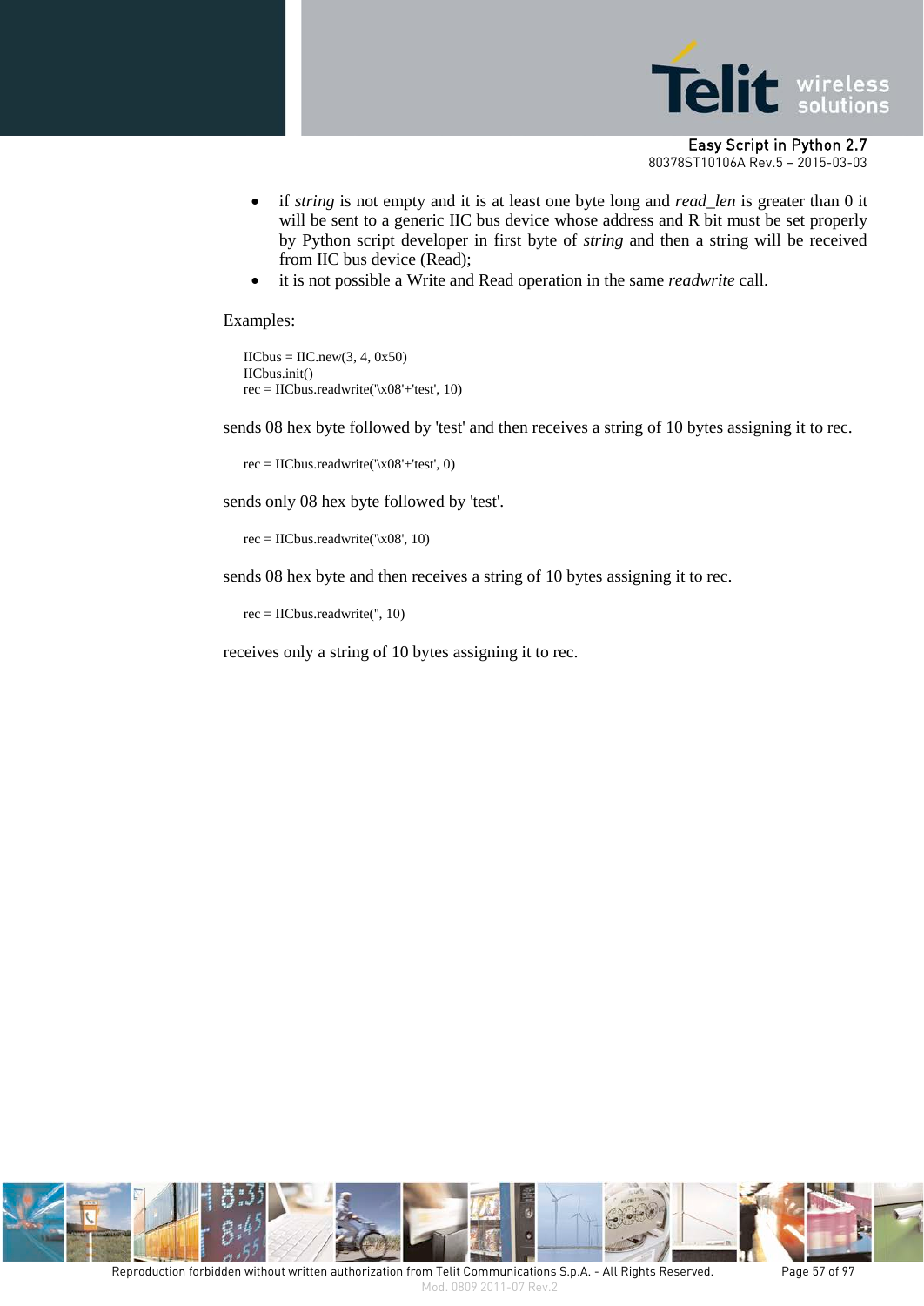- if *string* is not empty and it is at least one byte long and *read_len* is greater than 0 it will be sent to a generic IIC bus device whose address and R bit must be set properly by Python script developer in first byte of *string* and then a string will be received from IIC bus device (Read);
- it is not possible a Write and Read operation in the same *readwrite* call.

Examples:

```
IICbus = IIC.new(3, 4, 0x50)
IICbus.init()
rec = IICbus.readwrite('\x08'+'test', 10)
```

sends 08 hex byte followed by 'test' and then receives a string of 10 bytes assigning it to rec.

```
rec = IICbus.readwrite('\x08'+'test', 0)
```

sends only 08 hex byte followed by 'test'.

```
rec = IICbus.readwrite('\x08', 10)
```

sends 08 hex byte and then receives a string of 10 bytes assigning it to rec.

```
rec = IICbus.readwrite('', 10)
```

receives only a string of 10 bytes assigning it to rec.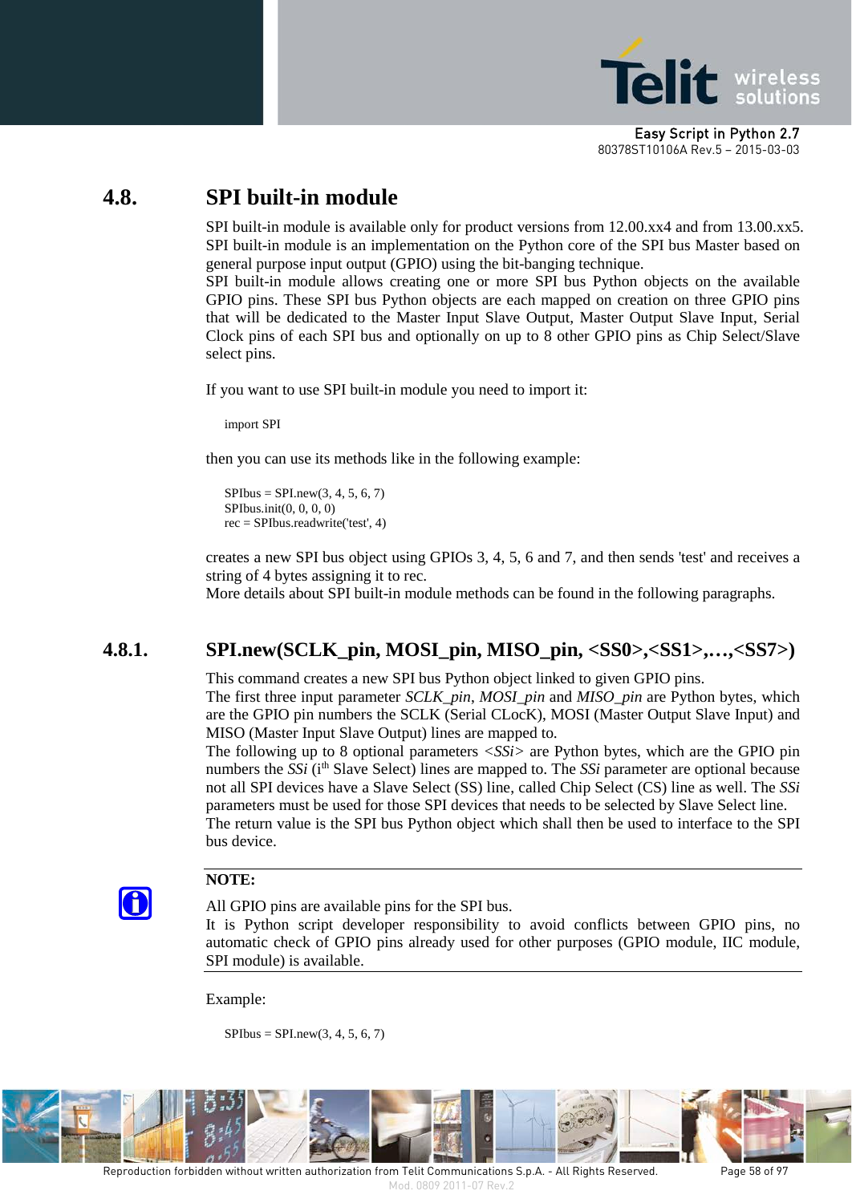## 4.8. SPI built-in module

SPI built-in module is available only for product versions from 12.00.xx4 and from 13.00.xx5. SPI built-in module is an implementation on the Python core of the SPI bus Master based on general purpose input output (GPIO) using the bit-banging technique.
SPI built-in module allows creating one or more SPI bus Python objects on the available GPIO pins. These SPI bus Python objects are each mapped on creation on three GPIO pins that will be dedicated to the Master Input Slave Output, Master Output Slave Input, Serial Clock pins of each SPI bus and optionally on up to 8 other GPIO pins as Chip Select/Slave select pins.

If you want to use SPI built-in module you need to import it:

```
import SPI
```

then you can use its methods like in the following example:

```
SPIbus = SPI.new(3, 4, 5, 6, 7)
SPIbus.init(0, 0, 0, 0)
rec = SPIbus.readwrite('test', 4)
```

creates a new SPI bus object using GPIOs 3, 4, 5, 6 and 7, and then sends 'test' and receives a string of 4 bytes assigning it to rec.
More details about SPI built-in module methods can be found in the following paragraphs.

### 4.8.1. SPI.new(SCLK_pin, MOSI_pin, MISO_pin, <SS0>,<SS1>,…,<SS7>)

This command creates a new SPI bus Python object linked to given GPIO pins.
The first three input parameter *SCLK_pin*, *MOSI_pin* and *MISO_pin* are Python bytes, which are the GPIO pin numbers the SCLK (Serial CLocK), MOSI (Master Output Slave Input) and MISO (Master Input Slave Output) lines are mapped to.
The following up to 8 optional parameters <*SSi*> are Python bytes, which are the GPIO pin numbers the *SSi* (i$^{th}$ Slave Select) lines are mapped to. The *SSi* parameter are optional because not all SPI devices have a Slave Select (SS) line, called Chip Select (CS) line as well. The *SSi* parameters must be used for those SPI devices that needs to be selected by Slave Select line.
The return value is the SPI bus Python object which shall then be used to interface to the SPI bus device.

**NOTE:**

All GPIO pins are available pins for the SPI bus.
It is Python script developer responsibility to avoid conflicts between GPIO pins, no automatic check of GPIO pins already used for other purposes (GPIO module, IIC module, SPI module) is available.

Example:

```
SPIbus = SPI.new(3, 4, 5, 6, 7)
```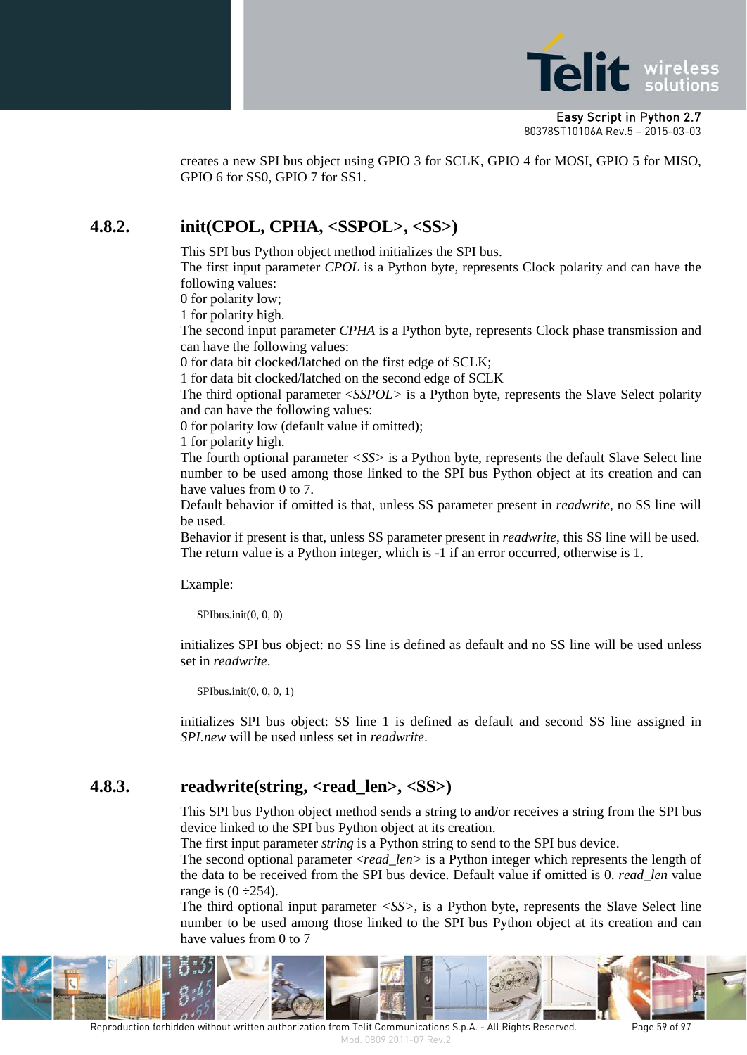creates a new SPI bus object using GPIO 3 for SCLK, GPIO 4 for MOSI, GPIO 5 for MISO, GPIO 6 for SS0, GPIO 7 for SS1.

### 4.8.2. init(CPOL, CPHA, <SSPOL>, <SS>)

This SPI bus Python object method initializes the SPI bus.
The first input parameter *CPOL* is a Python byte, represents Clock polarity and can have the following values:
0 for polarity low;
1 for polarity high.
The second input parameter *CPHA* is a Python byte, represents Clock phase transmission and can have the following values:
0 for data bit clocked/latched on the first edge of SCLK;
1 for data bit clocked/latched on the second edge of SCLK
The third optional parameter *<SSPOL>* is a Python byte, represents the Slave Select polarity and can have the following values:
0 for polarity low (default value if omitted);
1 for polarity high.
The fourth optional parameter *<SS>* is a Python byte, represents the default Slave Select line number to be used among those linked to the SPI bus Python object at its creation and can have values from 0 to 7.
Default behavior if omitted is that, unless SS parameter present in *readwrite*, no SS line will be used.
Behavior if present is that, unless SS parameter present in *readwrite*, this SS line will be used.
The return value is a Python integer, which is -1 if an error occurred, otherwise is 1.

Example:

```
SPIbus.init(0, 0, 0)
```

initializes SPI bus object: no SS line is defined as default and no SS line will be used unless set in *readwrite*.

```
SPIbus.init(0, 0, 0, 1)
```

initializes SPI bus object: SS line 1 is defined as default and second SS line assigned in *SPI.new* will be used unless set in *readwrite*.

### 4.8.3. readwrite(string, <read_len>, <SS>)

This SPI bus Python object method sends a string to and/or receives a string from the SPI bus device linked to the SPI bus Python object at its creation.
The first input parameter *string* is a Python string to send to the SPI bus device.
The second optional parameter *<read_len>* is a Python integer which represents the length of the data to be received from the SPI bus device. Default value if omitted is 0. *read_len* value range is (0 ÷254).
The third optional input parameter *<SS>*, is a Python byte, represents the Slave Select line number to be used among those linked to the SPI bus Python object at its creation and can have values from 0 to 7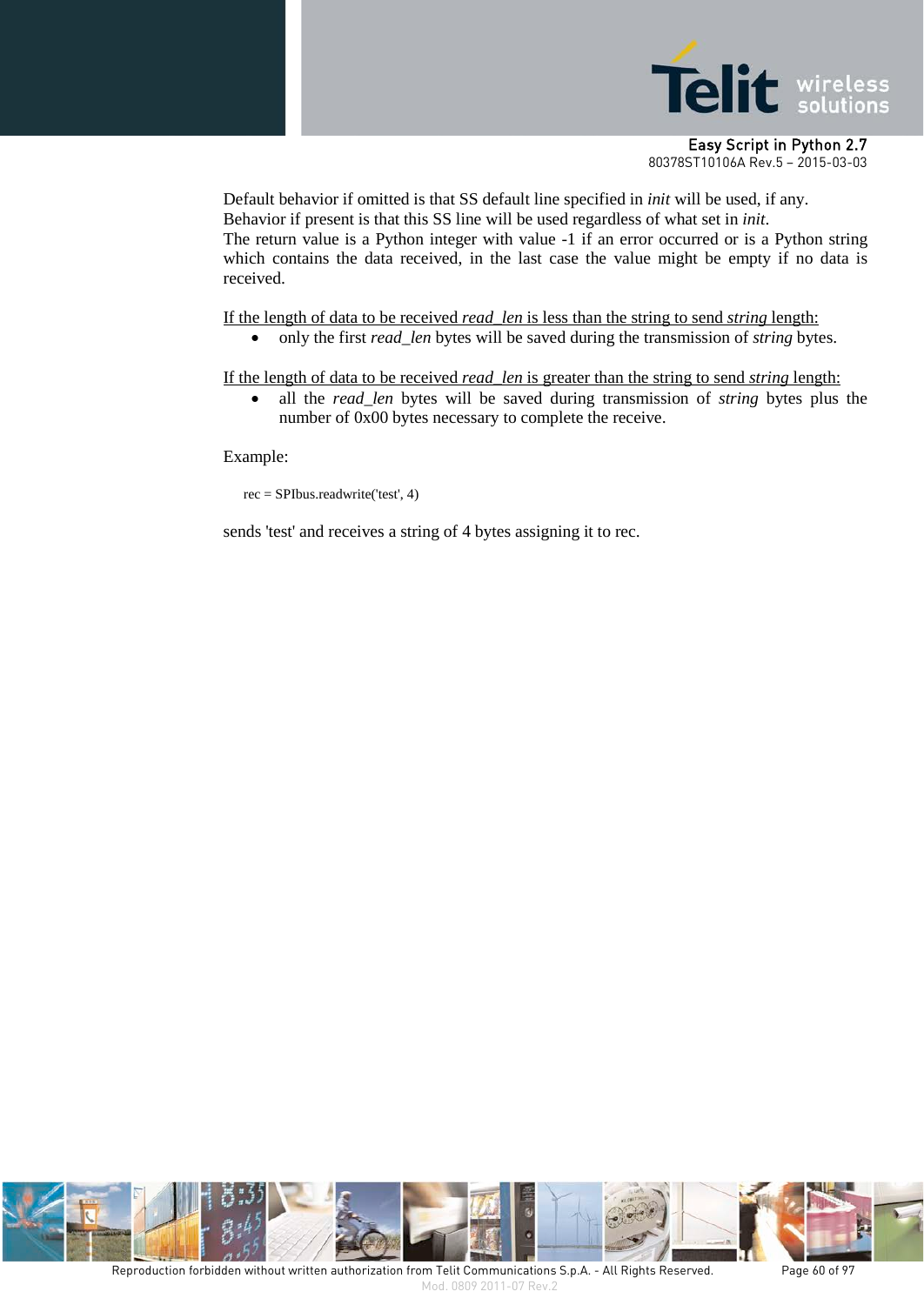Default behavior if omitted is that SS default line specified in *init* will be used, if any.
Behavior if present is that this SS line will be used regardless of what set in *init*.
The return value is a Python integer with value -1 if an error occurred or is a Python string which contains the data received, in the last case the value might be empty if no data is received.

<u>If the length of data to be received *read_len* is less than the string to send *string* length:</u>

- only the first *read_len* bytes will be saved during the transmission of *string* bytes.

<u>If the length of data to be received *read_len* is greater than the string to send *string* length:</u>

- all the *read_len* bytes will be saved during transmission of *string* bytes plus the number of 0x00 bytes necessary to complete the receive.

Example:

```
rec = SPIbus.readwrite('test', 4)
```

sends 'test' and receives a string of 4 bytes assigning it to rec.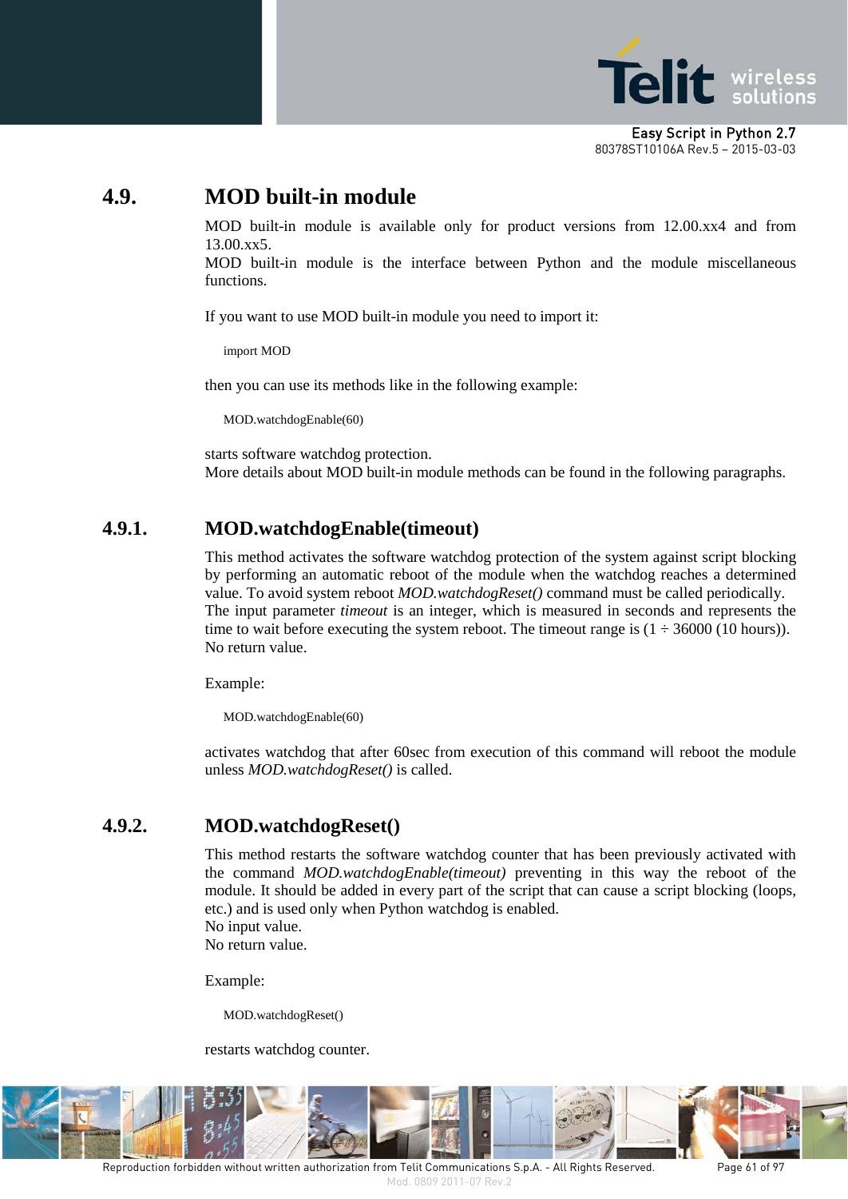## 4.9. MOD built-in module

MOD built-in module is available only for product versions from 12.00.xx4 and from 13.00.xx5.
MOD built-in module is the interface between Python and the module miscellaneous functions.

If you want to use MOD built-in module you need to import it:

```
import MOD
```

then you can use its methods like in the following example:

```
MOD.watchdogEnable(60)
```

starts software watchdog protection.
More details about MOD built-in module methods can be found in the following paragraphs.

### 4.9.1. MOD.watchdogEnable(timeout)

This method activates the software watchdog protection of the system against script blocking by performing an automatic reboot of the module when the watchdog reaches a determined value. To avoid system reboot *MOD.watchdogReset()* command must be called periodically.
The input parameter *timeout* is an integer, is measured in seconds and represents the time to wait before executing the system reboot. The timeout range is (1 ÷ 36000 (10 hours)).
No return value.

Example:

```
MOD.watchdogEnable(60)
```

activates watchdog that after 60sec from execution of this command will reboot the module unless *MOD.watchdogReset()* is called.

### 4.9.2. MOD.watchdogReset()

This method restarts the software watchdog counter that has been previously activated with the command *MOD.watchdogEnable(timeout)* preventing in this way the reboot of the module. It should be added in every part of the script that can cause a script blocking (loops, etc.) and is used only when Python watchdog is enabled.
No input value.
No return value.

Example:

```
MOD.watchdogReset()
```

restarts watchdog counter.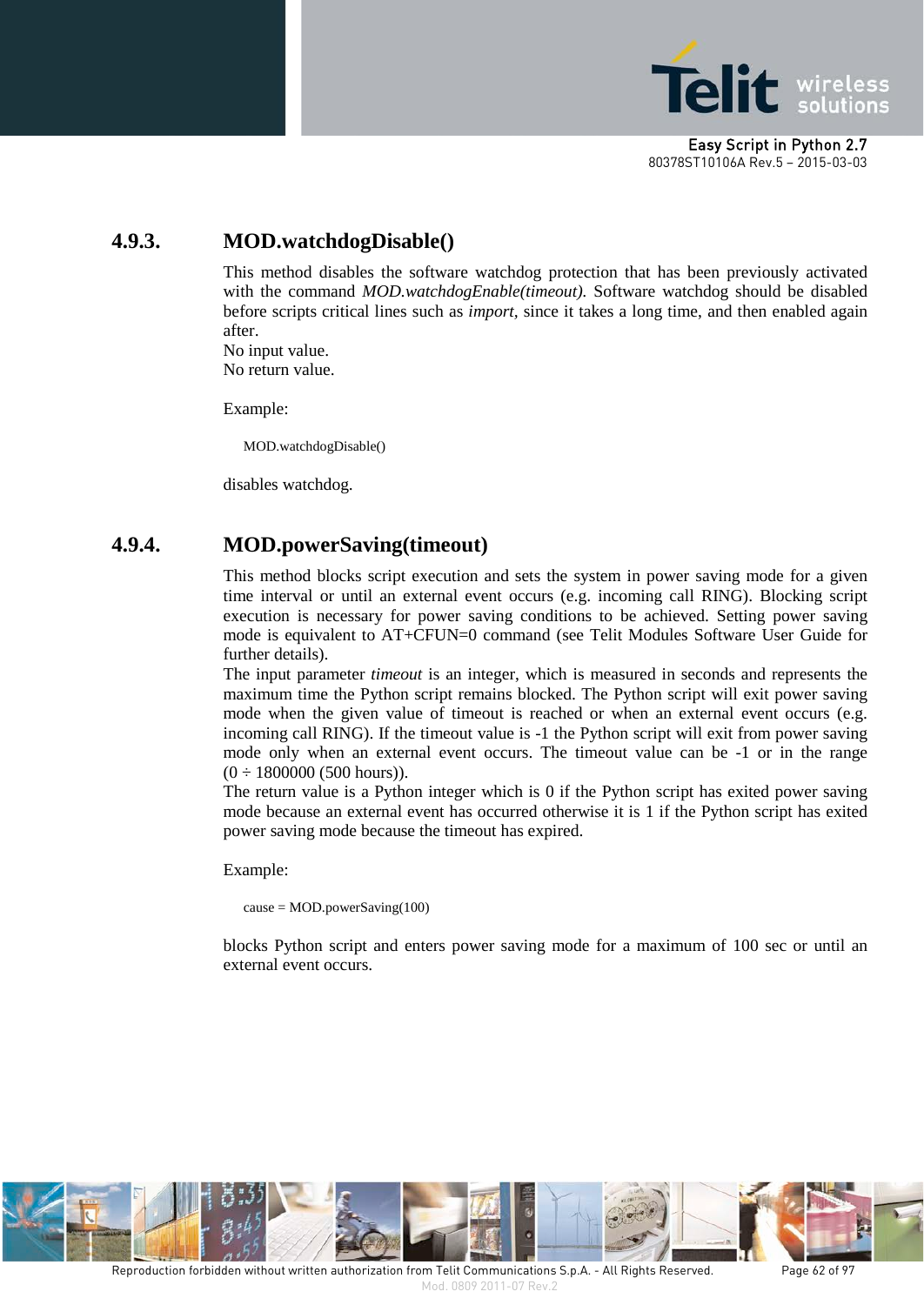### 4.9.3. MOD.watchdogDisable()

This method disables the software watchdog protection that has been previously activated with the command *MOD.watchdogEnable(timeout).* Software watchdog should be disabled before scripts critical lines such as *import*, since it takes a long time, and then enabled again after.
No input value.
No return value.

Example:

```
MOD.watchdogDisable()
```

disables watchdog.

### 4.9.4. MOD.powerSaving(timeout)

This method blocks script execution and sets the system in power saving mode for a given time interval or until an external event occurs (e.g. incoming call RING). Blocking script execution is necessary for power saving conditions to be achieved. Setting power saving mode is equivalent to AT+CFUN=0 command (see Telit Modules Software User Guide for further details).
The input parameter *timeout* is an integer, which is measured in seconds and represents the maximum time the Python script remains blocked. The Python script will exit power saving mode when the given value of timeout is reached or when an external event occurs (e.g. incoming call RING). If the timeout value is -1 the Python script will exit from power saving mode only when an external event occurs. The timeout value can be -1 or in the range (0 ÷ 1800000 (500 hours)).
The return value is a Python integer which is 0 if the Python script has exited power saving mode because an external event has occurred otherwise it is 1 if the Python script has exited power saving mode because the timeout has expired.

Example:

```
cause = MOD.powerSaving(100)
```

blocks Python script and enters power saving mode for a maximum of 100 sec or until an external event occurs.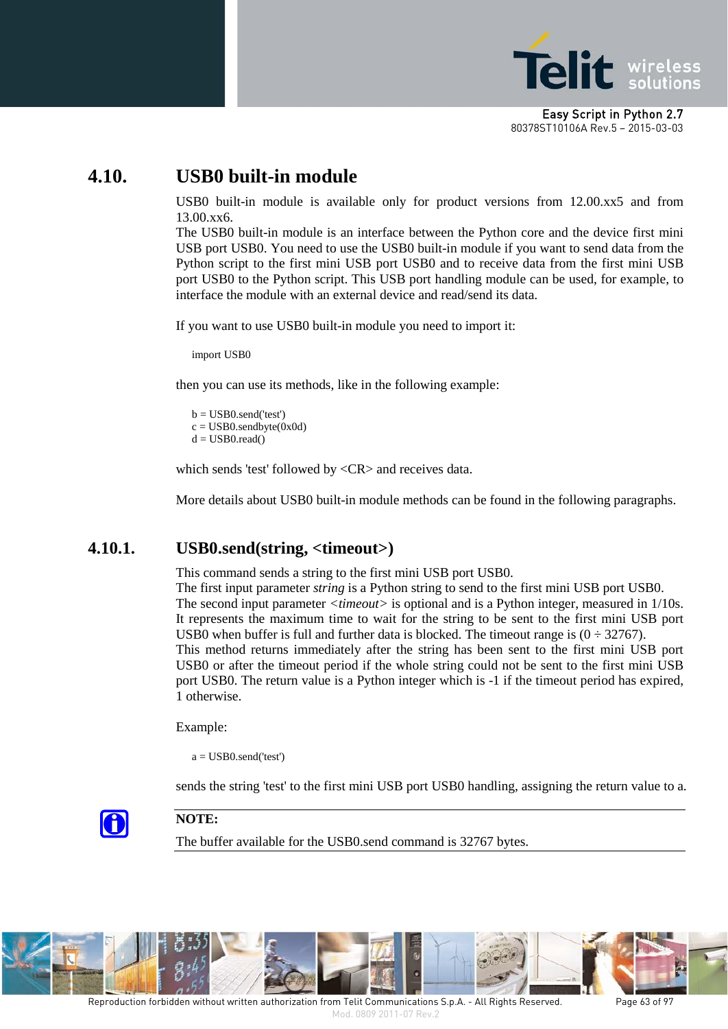## 4.10. USB0 built-in module

USB0 built-in module is available only for product versions from 12.00.xx5 and from 13.00.xx6.
The USB0 built-in module is an interface between the Python core and the device first mini USB port USB0. You need to use the USB0 built-in module if you want to send data from the Python script to the first mini USB port USB0 and to receive data from the first mini USB port USB0 to the Python script. This USB port handling module can be used, for example, to interface the module with an external device and read/send its data.

If you want to use USB0 built-in module you need to import it:

```
import USB0
```

then you can use its methods, like in the following example:

```
b = USB0.send('test')
c = USB0.sendbyte(0x0d)
d = USB0.read()
```

which sends 'test' followed by <CR> and receives data.

More details about USB0 built-in module methods can be found in the following paragraphs.

### 4.10.1. USB0.send(string, <timeout>)

This command sends a string to the first mini USB port USB0.
The first input parameter *string* is a Python string to send to the first mini USB port USB0.
The second input parameter <*timeout*> is optional and is a Python integer, measured in 1/10s. It represents the maximum time to wait for the string to be sent to the first mini USB port USB0 when buffer is full and further data is blocked. The timeout range is (0 ÷ 32767).
This method returns immediately after the string has been sent to the first mini USB port USB0 or after the timeout period if the whole string could not be sent to the first mini USB port USB0. The return value is a Python integer which is -1 if the timeout period has expired, 1 otherwise.

Example:

```
a = USB0.send('test')
```

sends the string 'test' to the first mini USB port USB0 handling, assigning the return value to a.

**NOTE:**

The buffer available for the USB0.send command is 32767 bytes.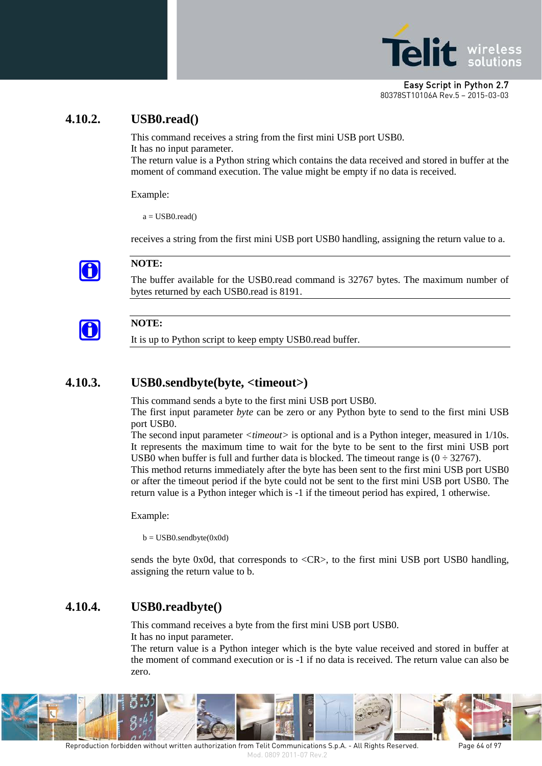### 4.10.2. USB0.read()

This command receives a string from the first mini USB port USB0.
It has no input parameter.
The return value is a Python string which contains the data received and stored in buffer at the moment of command execution. The value might be empty if no data is received.

Example:

```
a = USB0.read()
```

receives a string from the first mini USB port USB0 handling, assigning the return value to a.

**NOTE:**

The buffer available for the USB0.read command is 32767 bytes. The maximum number of bytes returned by each USB0.read is 8191.

**NOTE:**

It is up to Python script to keep empty USB0.read buffer.

### 4.10.3. USB0.sendbyte(byte, <timeout>)

This command sends a byte to the first mini USB port USB0.
The first input parameter *byte* can be zero or any Python byte to send to the first mini USB port USB0.
The second input parameter <*timeout*> is optional and is a Python integer, measured in 1/10s. It represents the maximum time to wait for the byte to be sent to the first mini USB port USB0 when buffer is full and further data is blocked. The timeout range is (0 ÷ 32767).
This method returns immediately after the byte has been sent to the first mini USB port USB0 or after the timeout period if the byte could not be sent to the first mini USB port USB0. The return value is a Python integer which is -1 if the timeout period has expired, 1 otherwise.

Example:

```
b = USB0.sendbyte(0x0d)
```

sends the byte 0x0d, that corresponds to <CR>, to the first mini USB port USB0 handling, assigning the return value to b.

### 4.10.4. USB0.readbyte()

This command receives a byte from the first mini USB port USB0.
It has no input parameter.
The return value is a Python integer which is the byte value received and stored in buffer at the moment of command execution or is -1 if no data is received. The return value can also be zero.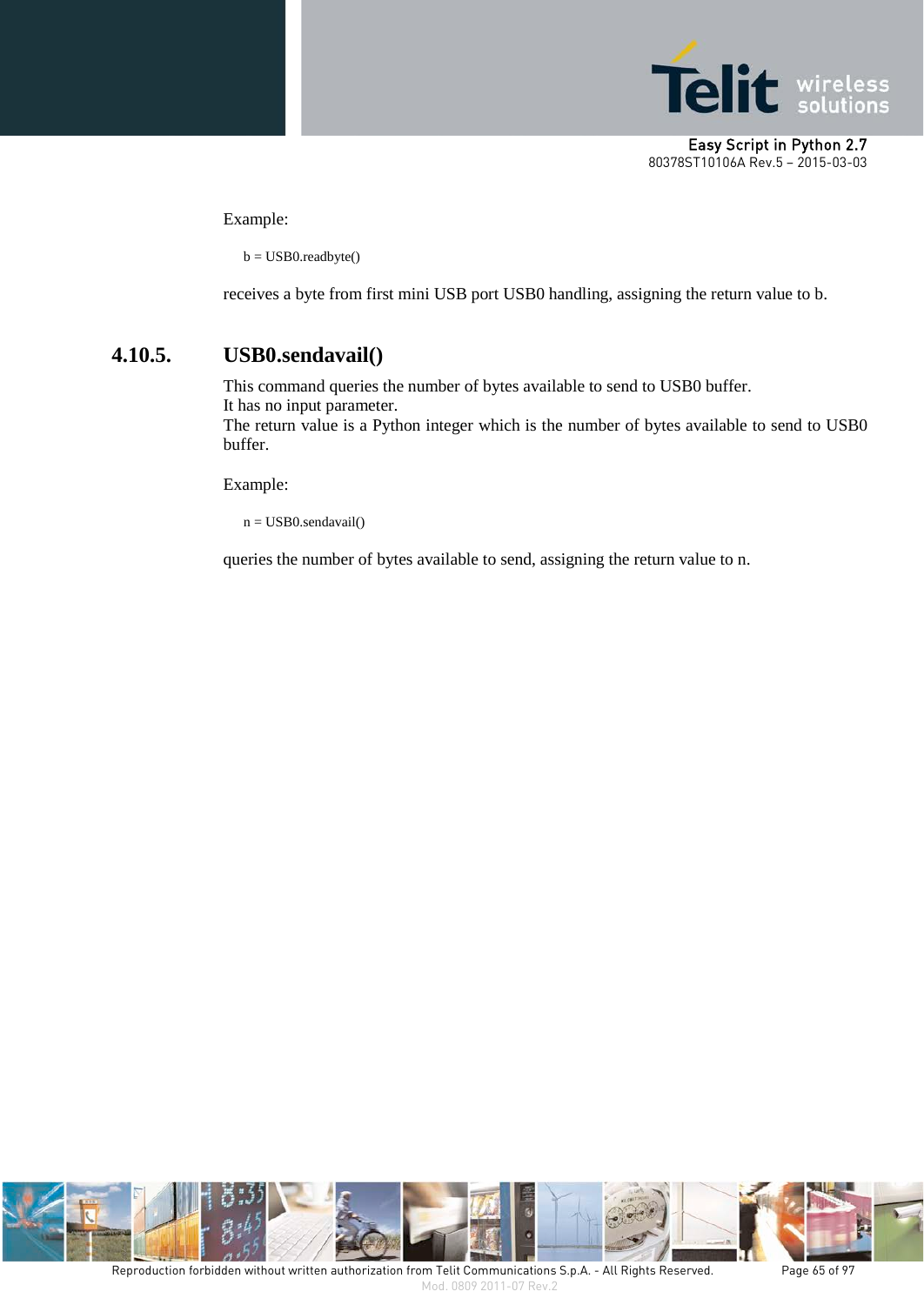Example:

```
b = USB0.readbyte()
```

receives a byte from first mini USB port USB0 handling, assigning the return value to b.

### 4.10.5. USB0.sendavail()

This command queries the number of bytes available to send to USB0 buffer.
It has no input parameter.
The return value is a Python integer which is the number of bytes available to send to USB0 buffer.

Example:

```
n = USB0.sendavail()
```

queries the number of bytes available to send, assigning the return value to n.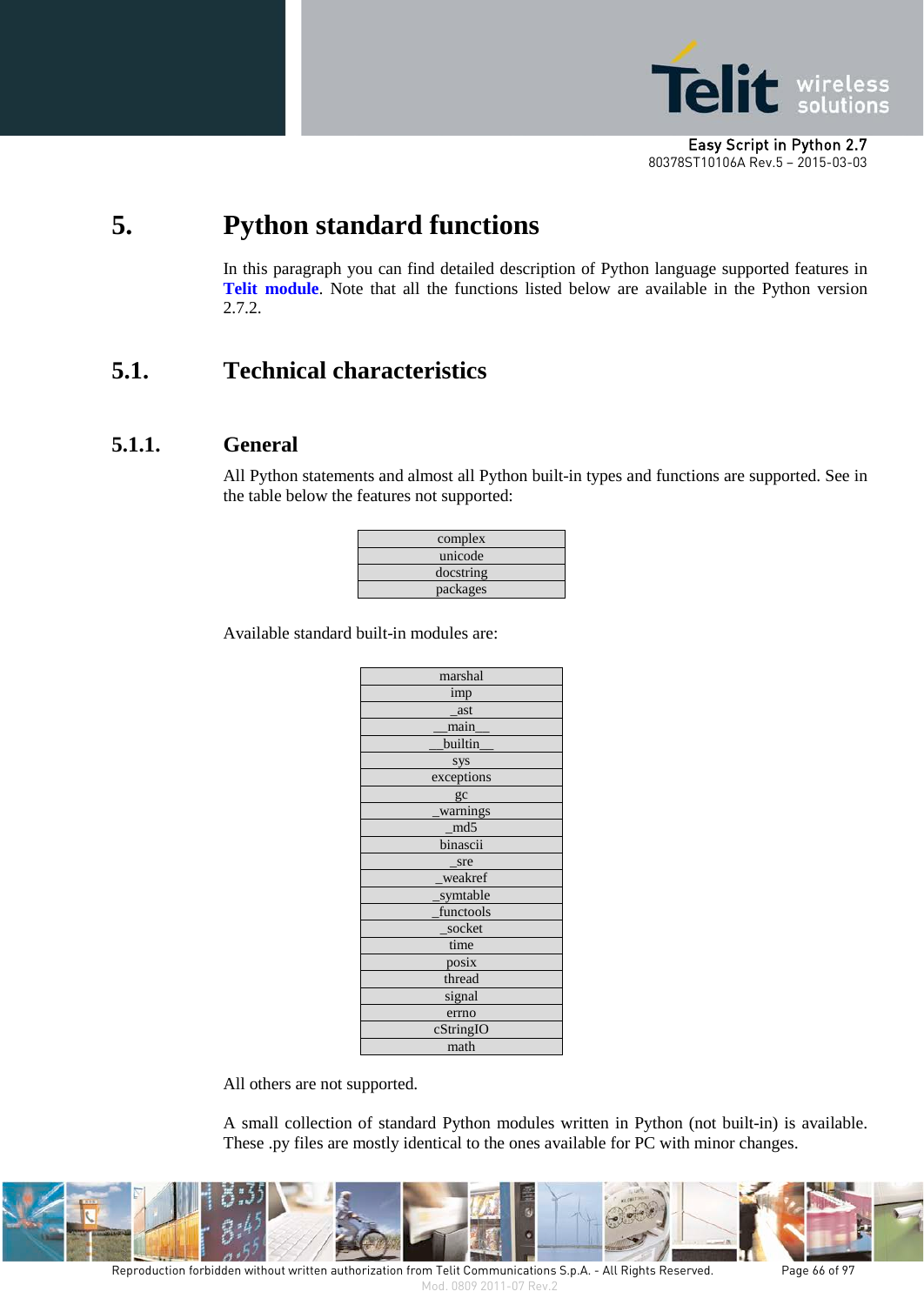# 5. Python standard functions

In this paragraph you can find detailed description of Python language supported features in **Telit module**. Note that all the functions listed below are available in the Python version 2.7.2.

## 5.1. Technical characteristics

### 5.1.1. General

All Python statements and almost all Python built-in types and functions are supported. See in the table below the features not supported:

| |
|---|
| complex |
| unicode |
| docstring |
| packages |

Available standard built-in modules are:

| |
|---|
| marshal |
| imp |
| _ast |
| __main__ |
| __builtin__ |
| sys |
| exceptions |
| gc |
| _warnings |
| _md5 |
| binascii |
| _sre |
| _weakref |
| _symtable |
| _functools |
| _socket |
| time |
| posix |
| thread |
| signal |
| errno |
| cStringIO |
| math |

All others are not supported.

A small collection of standard Python modules written in Python (not built-in) is available. These .py files are mostly identical to the ones available for PC with minor changes.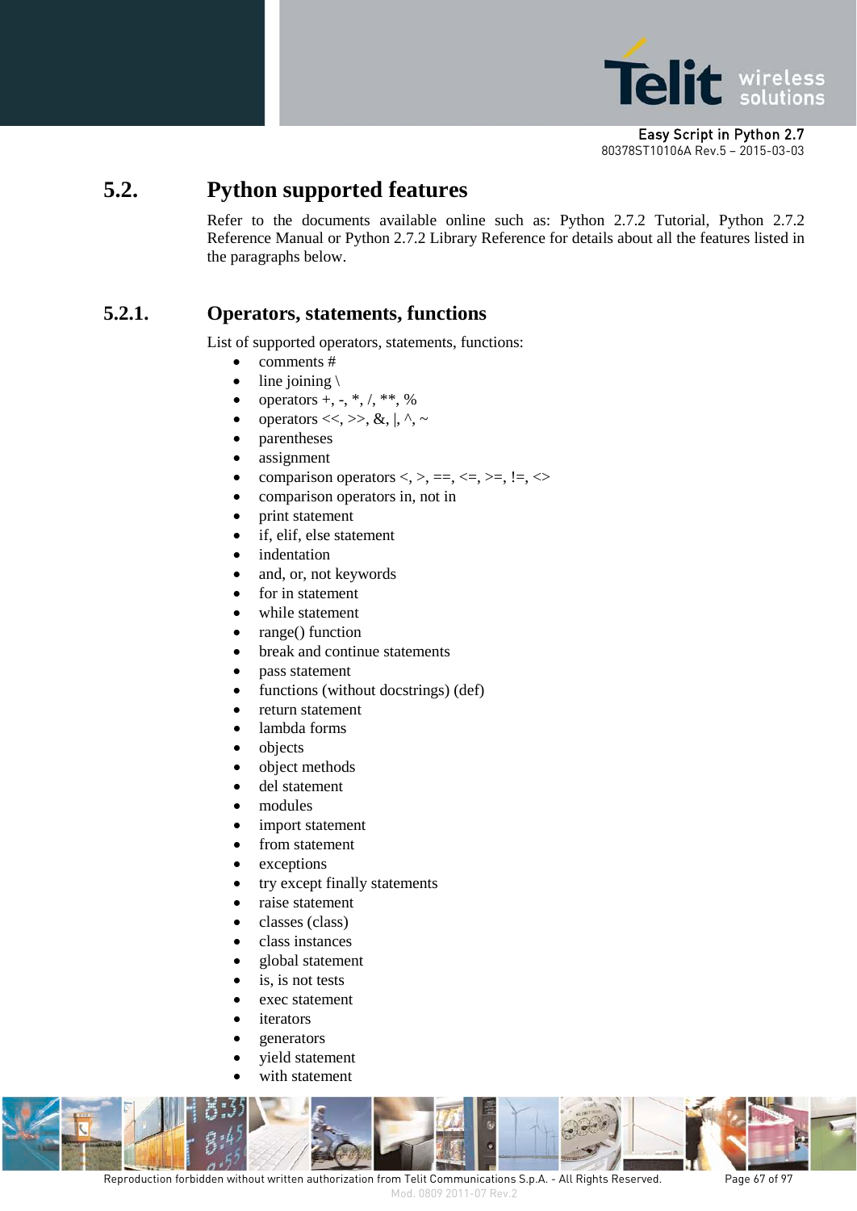## 5.2. Python supported features

Refer to the documents available online such as: Python 2.7.2 Tutorial, Python 2.7.2 Reference Manual or Python 2.7.2 Library Reference for details about all the features listed in the paragraphs below.

### 5.2.1. Operators, statements, functions

List of supported operators, statements, functions:

- comments #
- line joining \
- operators +, -, *, /, **, %
- operators <<, >>, &, |, ^, ~
- parentheses
- assignment
- comparison operators <, >, ==, <=, >=, !=, <>
- comparison operators in, not in
- print statement
- if, elif, else statement
- indentation
- and, or, not keywords
- for in statement
- while statement
- range() function
- break and continue statements
- pass statement
- functions (without docstrings) (def)
- return statement
- lambda forms
- objects
- object methods
- del statement
- modules
- import statement
- from statement
- exceptions
- try except finally statements
- raise statement
- classes (class)
- class instances
- global statement
- is, is not tests
- exec statement
- iterators
- generators
- yield statement
- with statement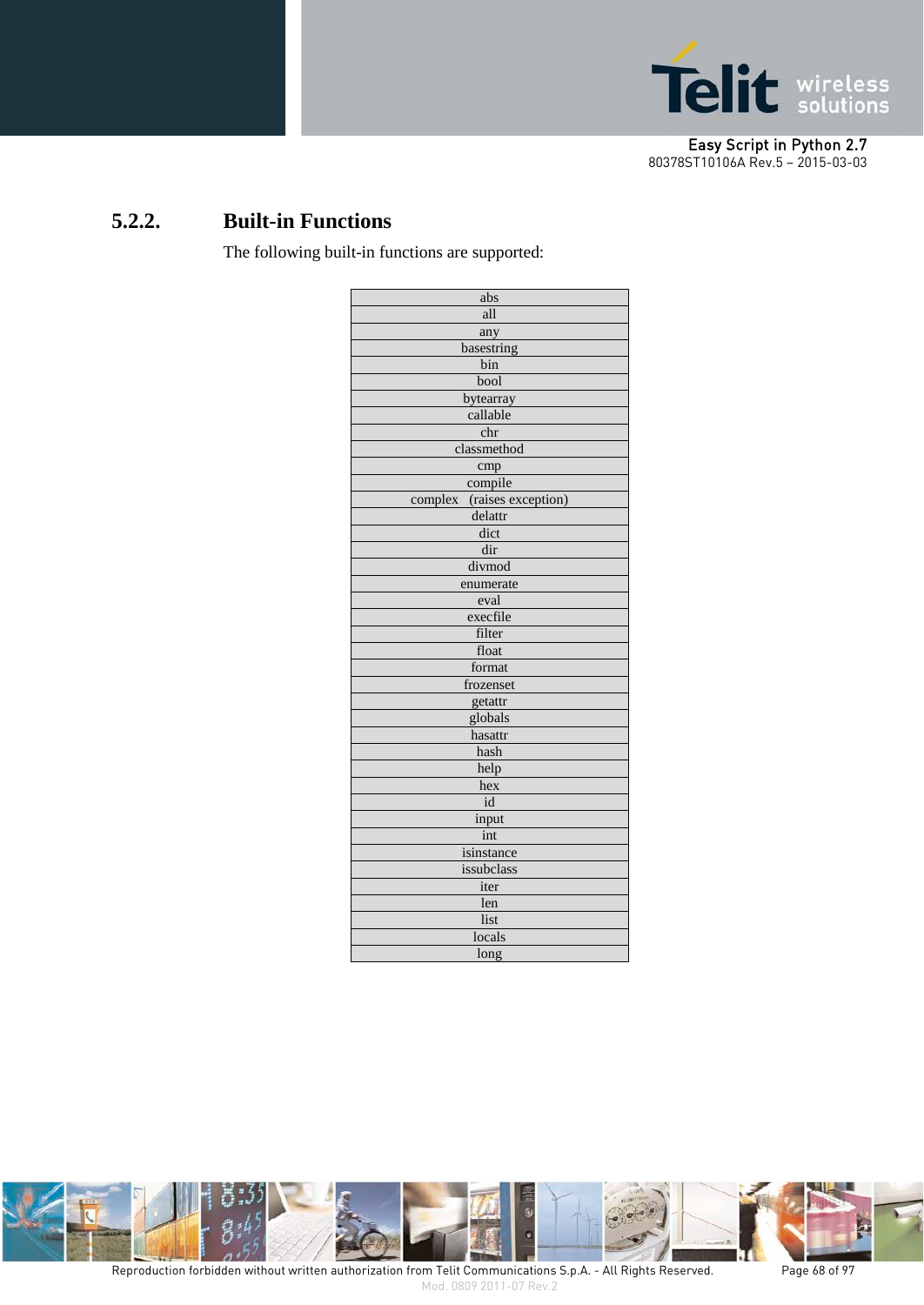### 5.2.2. Built-in Functions

The following built-in functions are supported:

| abs |
|---|
| all |
| any |
| basestring |
| bin |
| bool |
| bytearray |
| callable |
| chr |
| classmethod |
| cmp |
| compile |
| complex (raises exception) |
| delattr |
| dict |
| dir |
| divmod |
| enumerate |
| eval |
| execfile |
| filter |
| float |
| format |
| frozenset |
| getattr |
| globals |
| hasattr |
| hash |
| help |
| hex |
| id |
| input |
| int |
| isinstance |
| issubclass |
| iter |
| len |
| list |
| locals |
| long |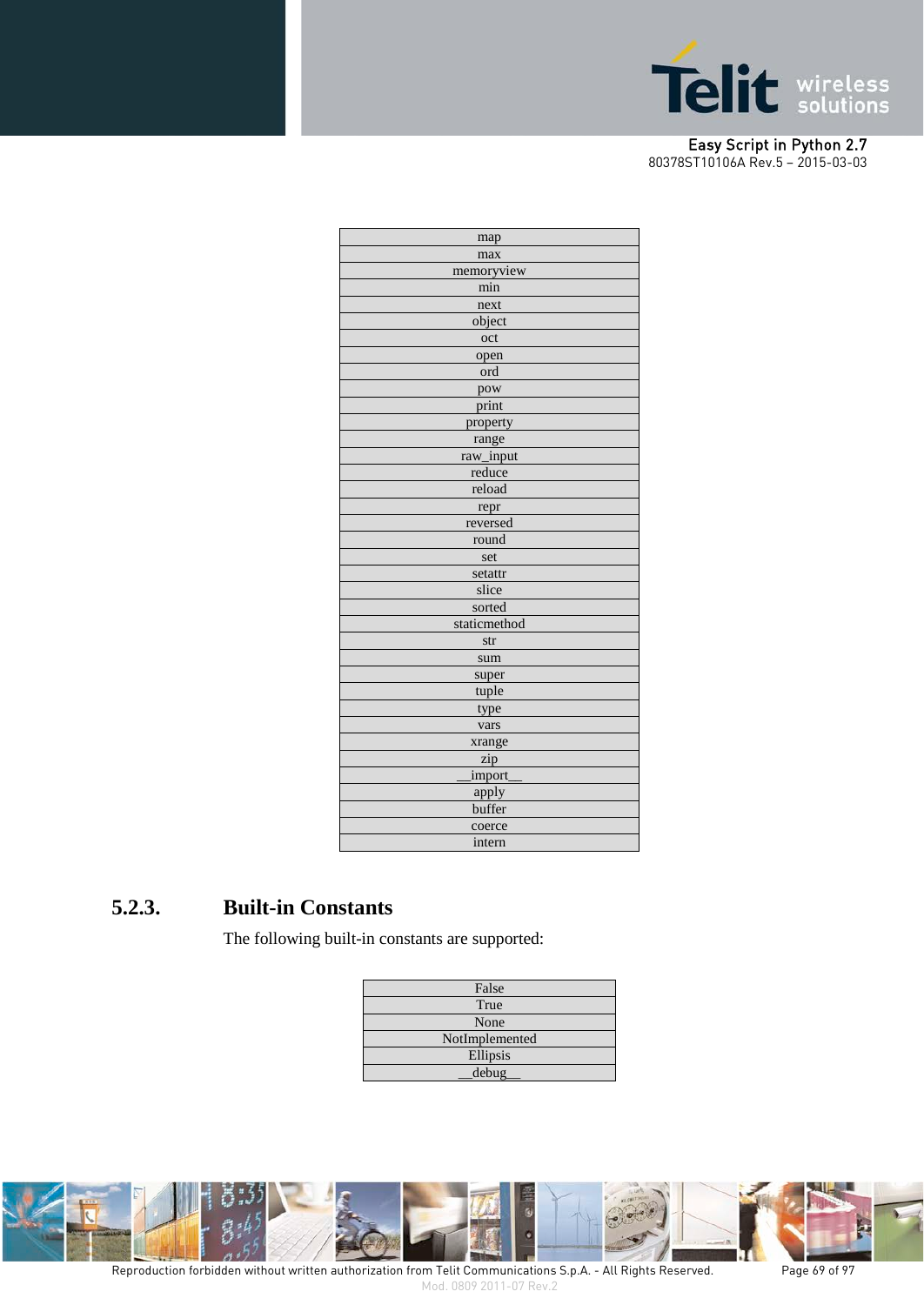| map |
|---|
| max |
| memoryview |
| min |
| next |
| object |
| oct |
| open |
| ord |
| pow |
| print |
| property |
| range |
| raw_input |
| reduce |
| reload |
| repr |
| reversed |
| round |
| set |
| setattr |
| slice |
| sorted |
| staticmethod |
| str |
| sum |
| super |
| tuple |
| type |
| vars |
| xrange |
| zip |
| __import__ |
| apply |
| buffer |
| coerce |
| intern |

### 5.2.3. Built-in Constants

The following built-in constants are supported:

| False |
|---|
| True |
| None |
| NotImplemented |
| Ellipsis |
| __debug__ |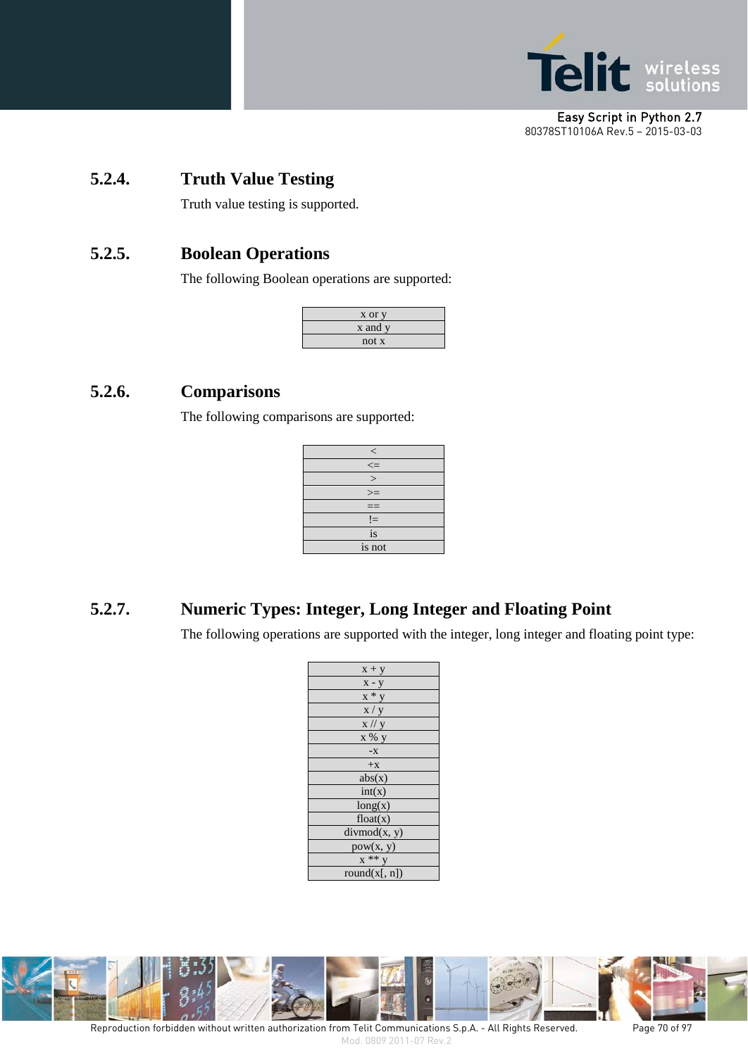### 5.2.4. Truth Value Testing

Truth value testing is supported.

### 5.2.5. Boolean Operations

The following Boolean operations are supported:

| x or y |
|---|
| x and y |
| not x |

### 5.2.6. Comparisons

The following comparisons are supported:

| < |
|---|
| <= |
| > |
| >= |
| == |
| != |
| is |
| is not |

### 5.2.7. Numeric Types: Integer, Long Integer and Floating Point

The following operations are supported with the integer, long integer and floating point type:

| x + y |
|---|
| x - y |
| x * y |
| x / y |
| x // y |
| x % y |
| -x |
| +x |
| abs(x) |
| int(x) |
| long(x) |
| float(x) |
| divmod(x, y) |
| pow(x, y) |
| x ** y |
| round(x[, n]) |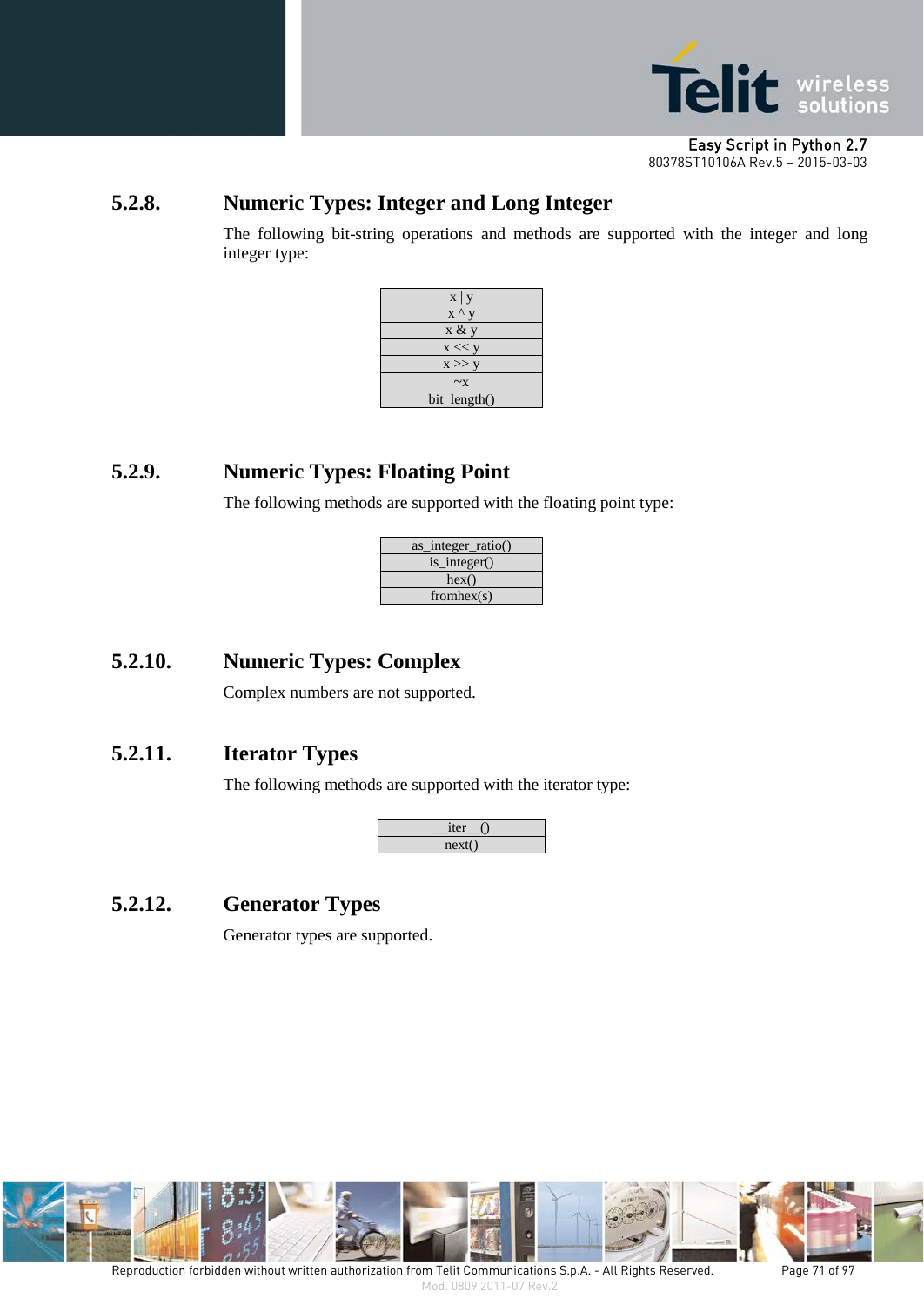### 5.2.8. Numeric Types: Integer and Long Integer

The following bit-string operations and methods are supported with the integer and long integer type:

| x \| y |
|---|
| x ^ y |
| x & y |
| x << y |
| x >> y |
| ~x |
| bit_length() |

### 5.2.9. Numeric Types: Floating Point

The following methods are supported with the floating point type:

| as_integer_ratio() |
|---|
| is_integer() |
| hex() |
| fromhex(s) |

### 5.2.10. Numeric Types: Complex

Complex numbers are not supported.

### 5.2.11. Iterator Types

The following methods are supported with the iterator type:

| __iter__() |
|---|
| next() |

### 5.2.12. Generator Types

Generator types are supported.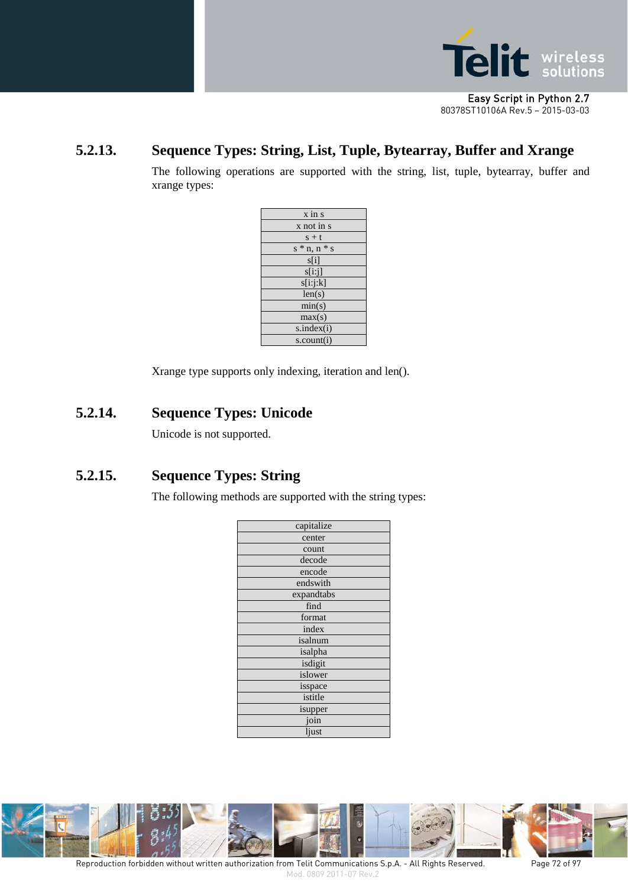### 5.2.13. Sequence Types: String, List, Tuple, Bytearray, Buffer and Xrange

The following operations are supported with the string, list, tuple, bytearray, buffer and xrange types:

| x in s |
|---|
| x not in s |
| s + t |
| s * n, n * s |
| s[i] |
| s[i:j] |
| s[i:j:k] |
| len(s) |
| min(s) |
| max(s) |
| s.index(i) |
| s.count(i) |

Xrange type supports only indexing, iteration and len().

### 5.2.14. Sequence Types: Unicode

Unicode is not supported.

### 5.2.15. Sequence Types: String

The following methods are supported with the string types:

| capitalize |
|---|
| center |
| count |
| decode |
| encode |
| endswith |
| expandtabs |
| find |
| format |
| index |
| isalnum |
| isalpha |
| isdigit |
| islower |
| isspace |
| istitle |
| isupper |
| join |
| ljust |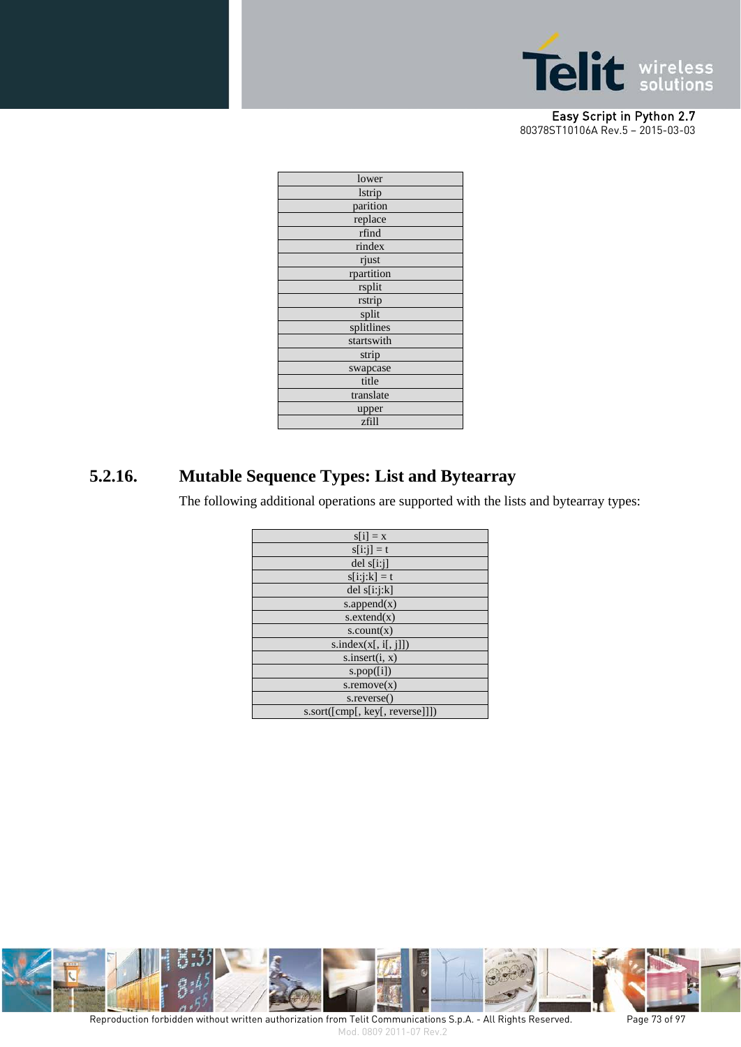| lower |
|---|
| lstrip |
| parition |
| replace |
| rfind |
| rindex |
| rjust |
| rpartition |
| rsplit |
| rstrip |
| split |
| splitlines |
| startswith |
| strip |
| swapcase |
| title |
| translate |
| upper |
| zfill |

### 5.2.16. Mutable Sequence Types: List and Bytearray

The following additional operations are supported with the lists and bytearray types:

| s[i] = x |
|---|
| s[i:j] = t |
| del s[i:j] |
| s[i:j:k] = t |
| del s[i:j:k] |
| s.append(x) |
| s.extend(x) |
| s.count(x) |
| s.index(x[, i[, j]]) |
| s.insert(i, x) |
| s.pop([i]) |
| s.remove(x) |
| s.reverse() |
| s.sort([cmp[, key[, reverse]]]) |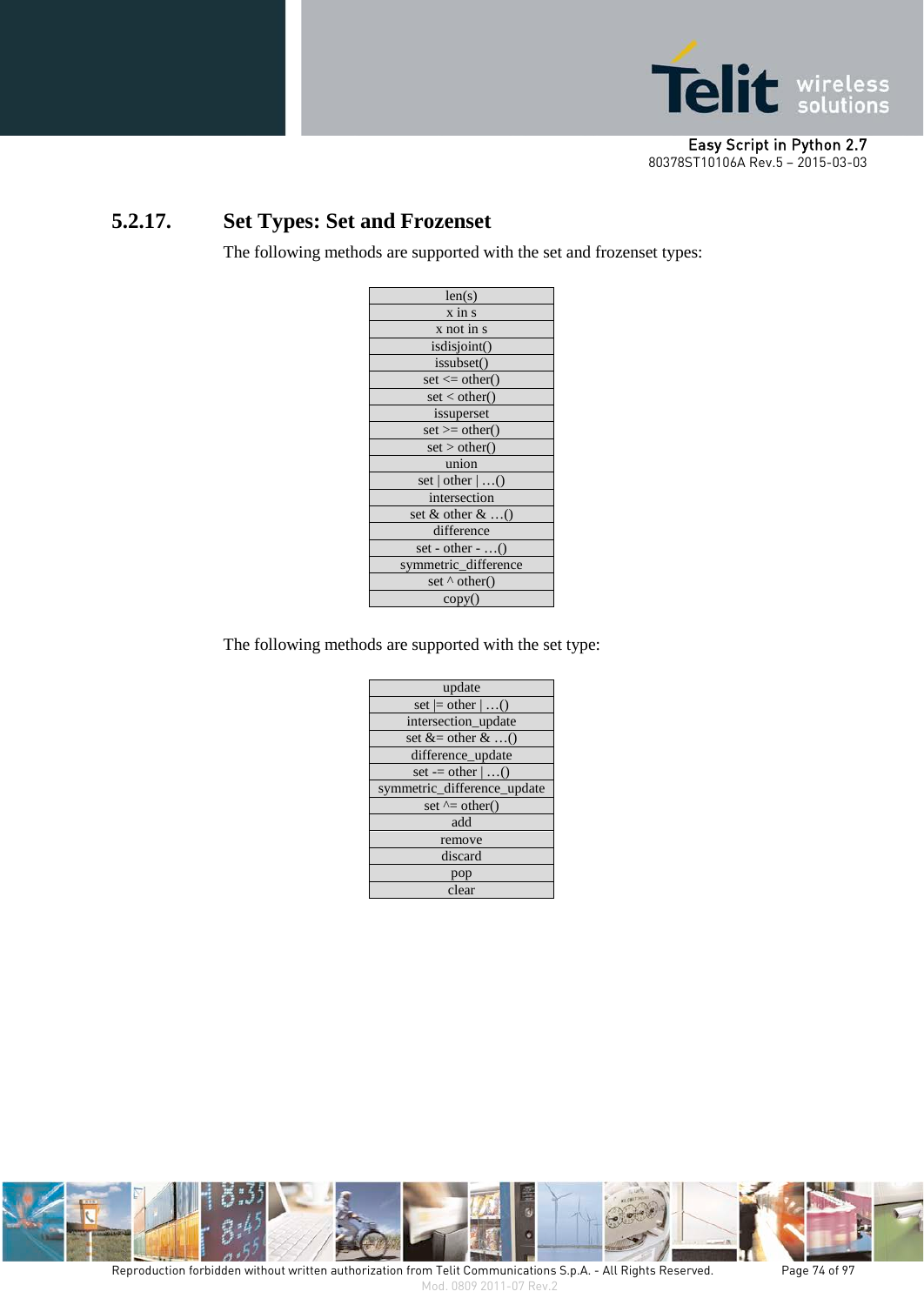### 5.2.17. Set Types: Set and Frozenset

The following methods are supported with the set and frozenset types:

| len(s) |
|---|
| x in s |
| x not in s |
| isdisjoint() |
| issubset() |
| set <= other() |
| set < other() |
| issuperset |
| set >= other() |
| set > other() |
| union |
| set \| other \| …() |
| intersection |
| set & other & …() |
| difference |
| set - other - …() |
| symmetric_difference |
| set ^ other() |
| copy() |

The following methods are supported with the set type:

| update |
|---|
| set \|= other \| …() |
| intersection_update |
| set &= other & …() |
| difference_update |
| set -= other \| …() |
| symmetric_difference_update |
| set ^= other() |
| add |
| remove |
| discard |
| pop |
| clear |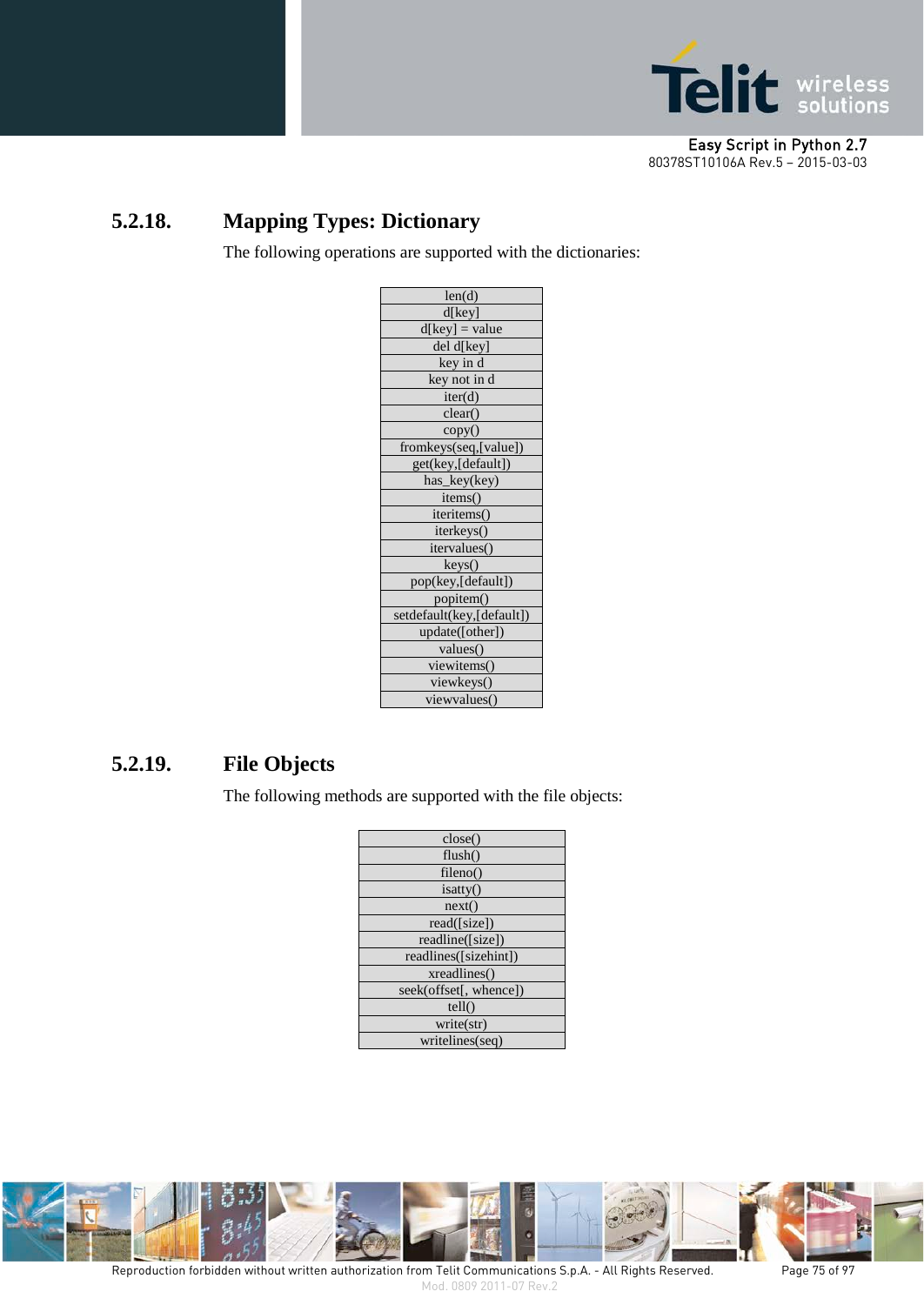## 5.2.18. Mapping Types: Dictionary

The following operations are supported with the dictionaries:

| len(d) |
|---|
| d[key] |
| d[key] = value |
| del d[key] |
| key in d |
| key not in d |
| iter(d) |
| clear() |
| copy() |
| fromkeys(seq,[value]) |
| get(key,[default]) |
| has_key(key) |
| items() |
| iteritems() |
| iterkeys() |
| itervalues() |
| keys() |
| pop(key,[default]) |
| popitem() |
| setdefault(key,[default]) |
| update([other]) |
| values() |
| viewitems() |
| viewkeys() |
| viewvalues() |

## 5.2.19. File Objects

The following methods are supported with the file objects:

| close() |
|---|
| flush() |
| fileno() |
| isatty() |
| next() |
| read([size]) |
| readline([size]) |
| readlines([sizehint]) |
| xreadlines() |
| seek(offset[, whence]) |
| tell() |
| write(str) |
| writelines(seq) |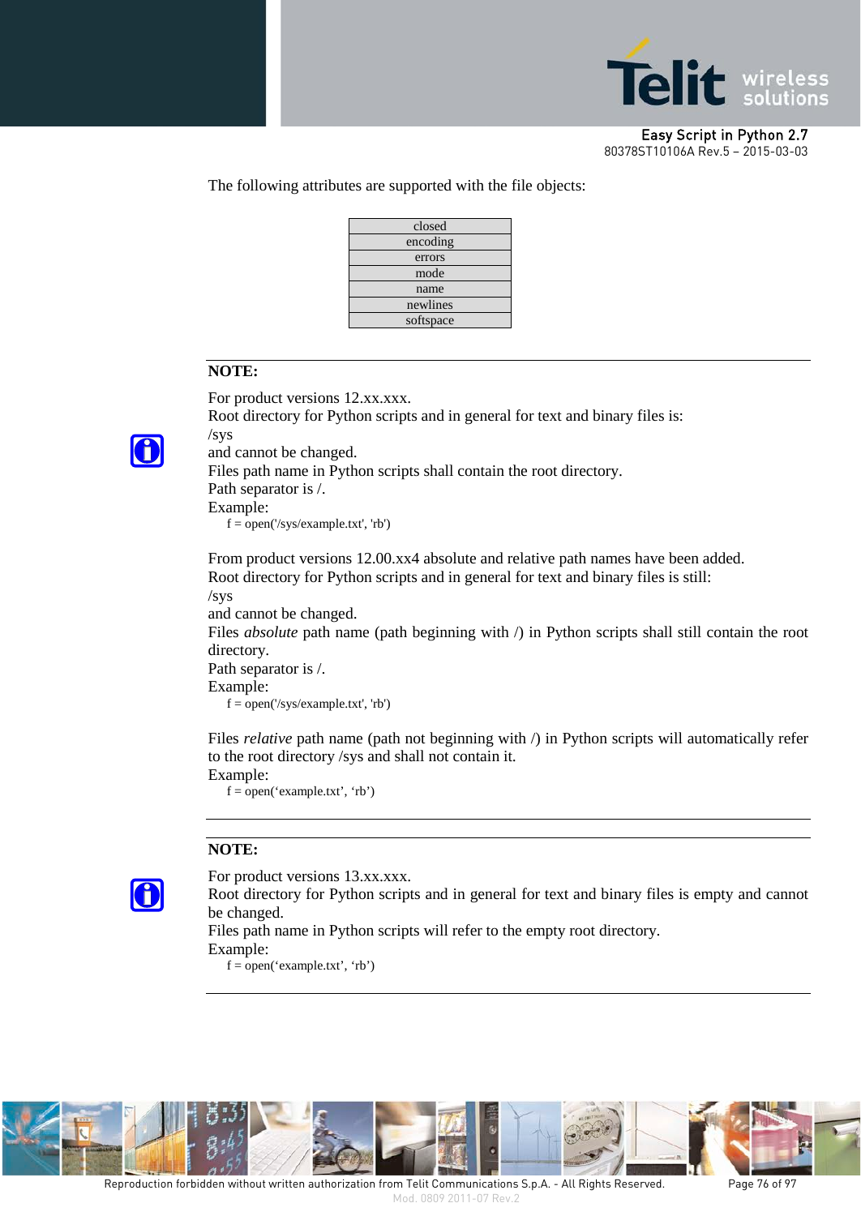The following attributes are supported with the file objects:

| closed |
| --- |
| encoding |
| errors |
| mode |
| name |
| newlines |
| softspace |

---

**NOTE:**

For product versions 12.xx.xxx.
Root directory for Python scripts and in general for text and binary files is:
/sys
and cannot be changed.
Files path name in Python scripts shall contain the root directory.
Path separator is /.
Example:

```
f = open('/sys/example.txt', 'rb')
```

From product versions 12.00.xx4 absolute and relative path names have been added.
Root directory for Python scripts and in general for text and binary files is still:
/sys
and cannot be changed.
Files *absolute* path name (path beginning with /) in Python scripts shall still contain the root directory.
Path separator is /.
Example:

```
f = open('/sys/example.txt', 'rb')
```

Files *relative* path name (path not beginning with /) in Python scripts will automatically refer to the root directory /sys and shall not contain it.
Example:

```
f = open(‘example.txt’, ‘rb’)
```

---

**NOTE:**

For product versions 13.xx.xxx.
Root directory for Python scripts and in general for text and binary files is empty and cannot be changed.
Files path name in Python scripts will refer to the empty root directory.
Example:

```
f = open(‘example.txt’, ‘rb’)
```

---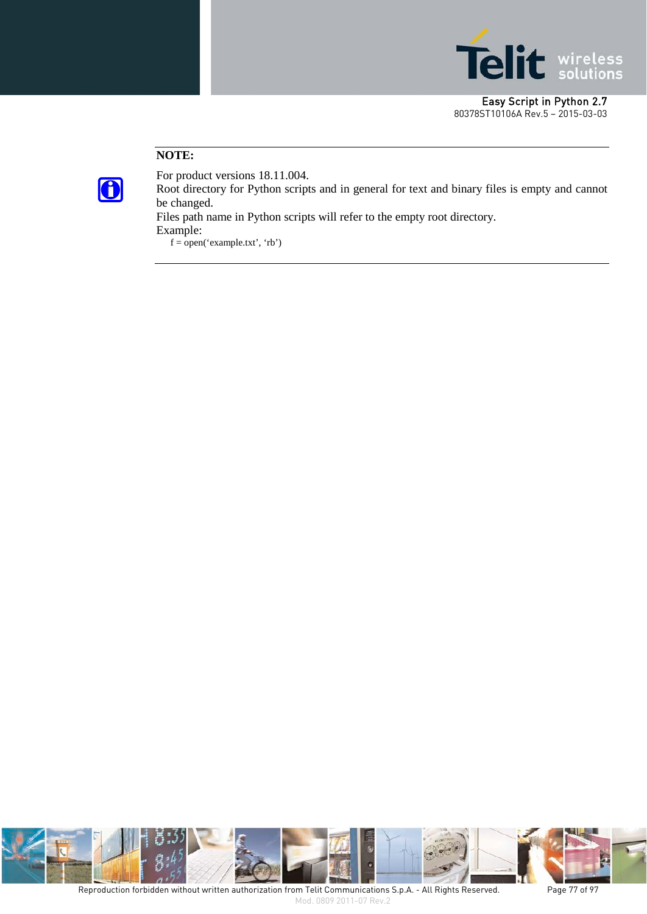**NOTE:**

For product versions 18.11.004.
Root directory for Python scripts and in general for text and binary files is empty and cannot be changed.
Files path name in Python scripts will refer to the empty root directory.
Example:

```
f = open(‘example.txt’, ‘rb’)
```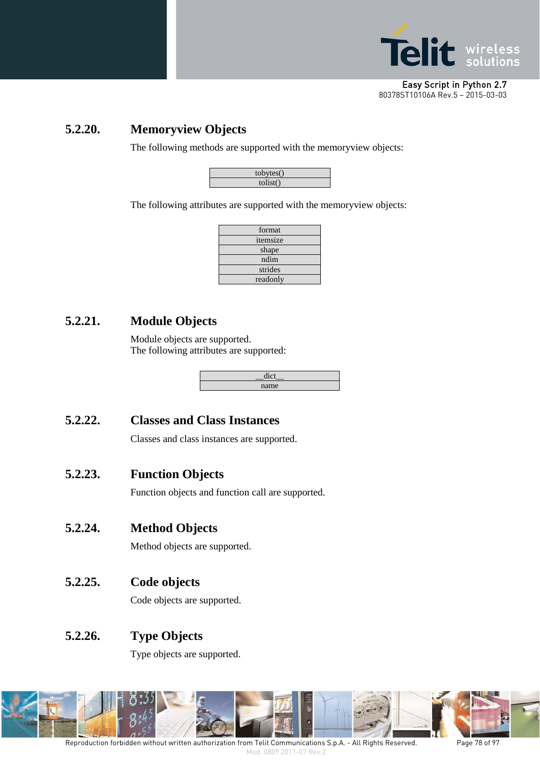### 5.2.20. Memoryview Objects

The following methods are supported with the memoryview objects:

| tobytes() |
|---|
| tolist() |

The following attributes are supported with the memoryview objects:

| format |
|---|
| itemsize |
| shape |
| ndim |
| strides |
| readonly |

### 5.2.21. Module Objects

Module objects are supported.
The following attributes are supported:

| __dict__ |
|---|
| name |

### 5.2.22. Classes and Class Instances

Classes and class instances are supported.

### 5.2.23. Function Objects

Function objects and function call are supported.

### 5.2.24. Method Objects

Method objects are supported.

### 5.2.25. Code objects

Code objects are supported.

### 5.2.26. Type Objects

Type objects are supported.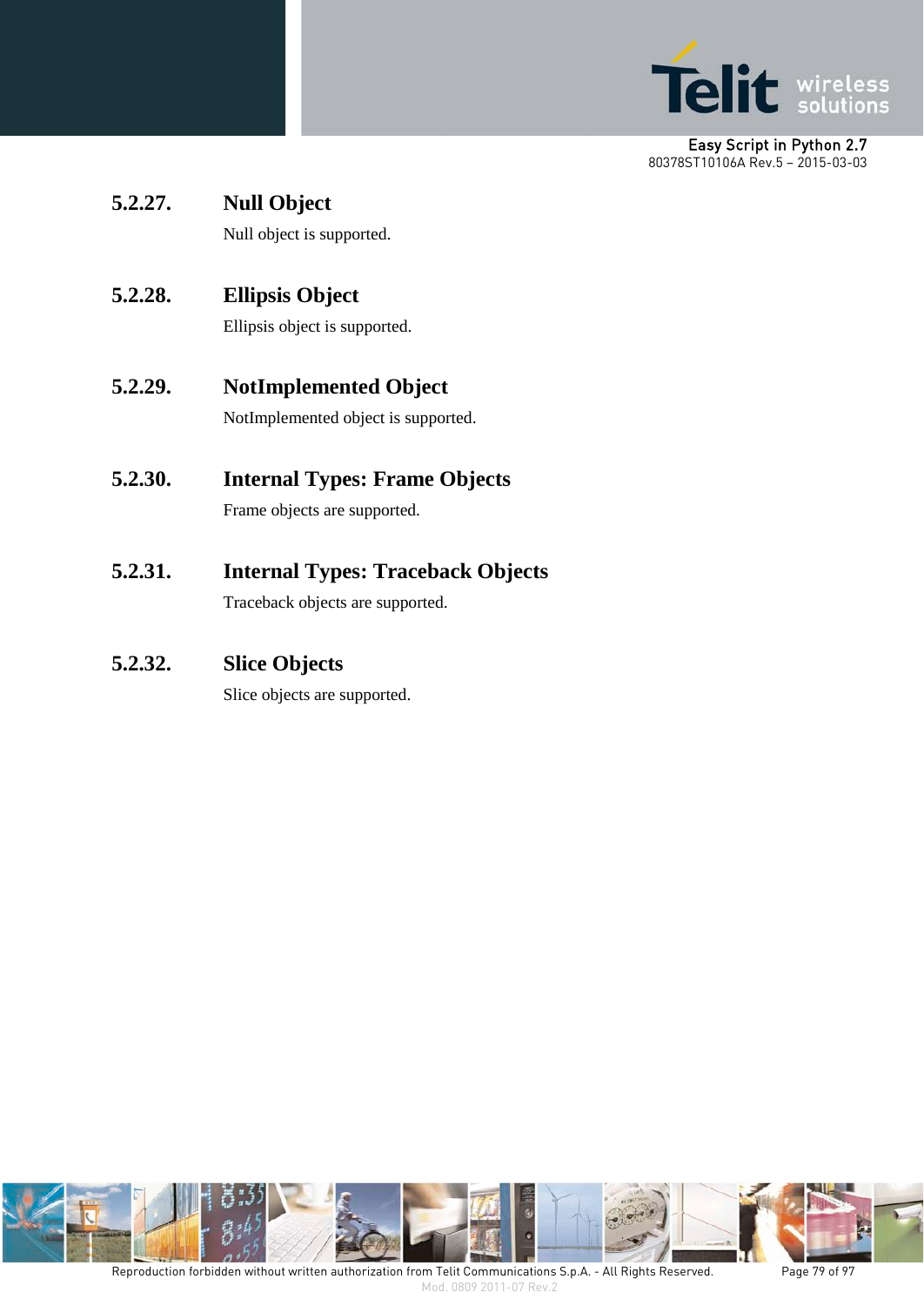### 5.2.27. Null Object

Null object is supported.

### 5.2.28. Ellipsis Object

Ellipsis object is supported.

### 5.2.29. NotImplemented Object

NotImplemented object is supported.

### 5.2.30. Internal Types: Frame Objects

Frame objects are supported.

### 5.2.31. Internal Types: Traceback Objects

Traceback objects are supported.

### 5.2.32. Slice Objects

Slice objects are supported.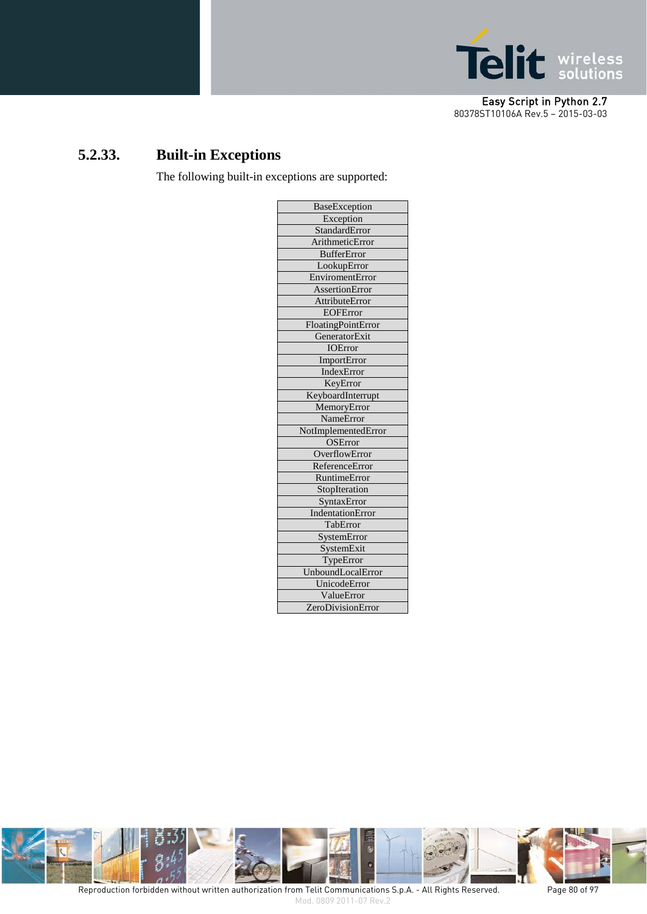### 5.2.33. Built-in Exceptions

The following built-in exceptions are supported:

| BaseException |
|---|
| Exception |
| StandardError |
| ArithmeticError |
| BufferError |
| LookupError |
| EnviromentError |
| AssertionError |
| AttributeError |
| EOFError |
| FloatingPointError |
| GeneratorExit |
| IOError |
| ImportError |
| IndexError |
| KeyError |
| KeyboardInterrupt |
| MemoryError |
| NameError |
| NotImplementedError |
| OSError |
| OverflowError |
| ReferenceError |
| RuntimeError |
| StopIteration |
| SyntaxError |
| IndentationError |
| TabError |
| SystemError |
| SystemExit |
| TypeError |
| UnboundLocalError |
| UnicodeError |
| ValueError |
| ZeroDivisionError |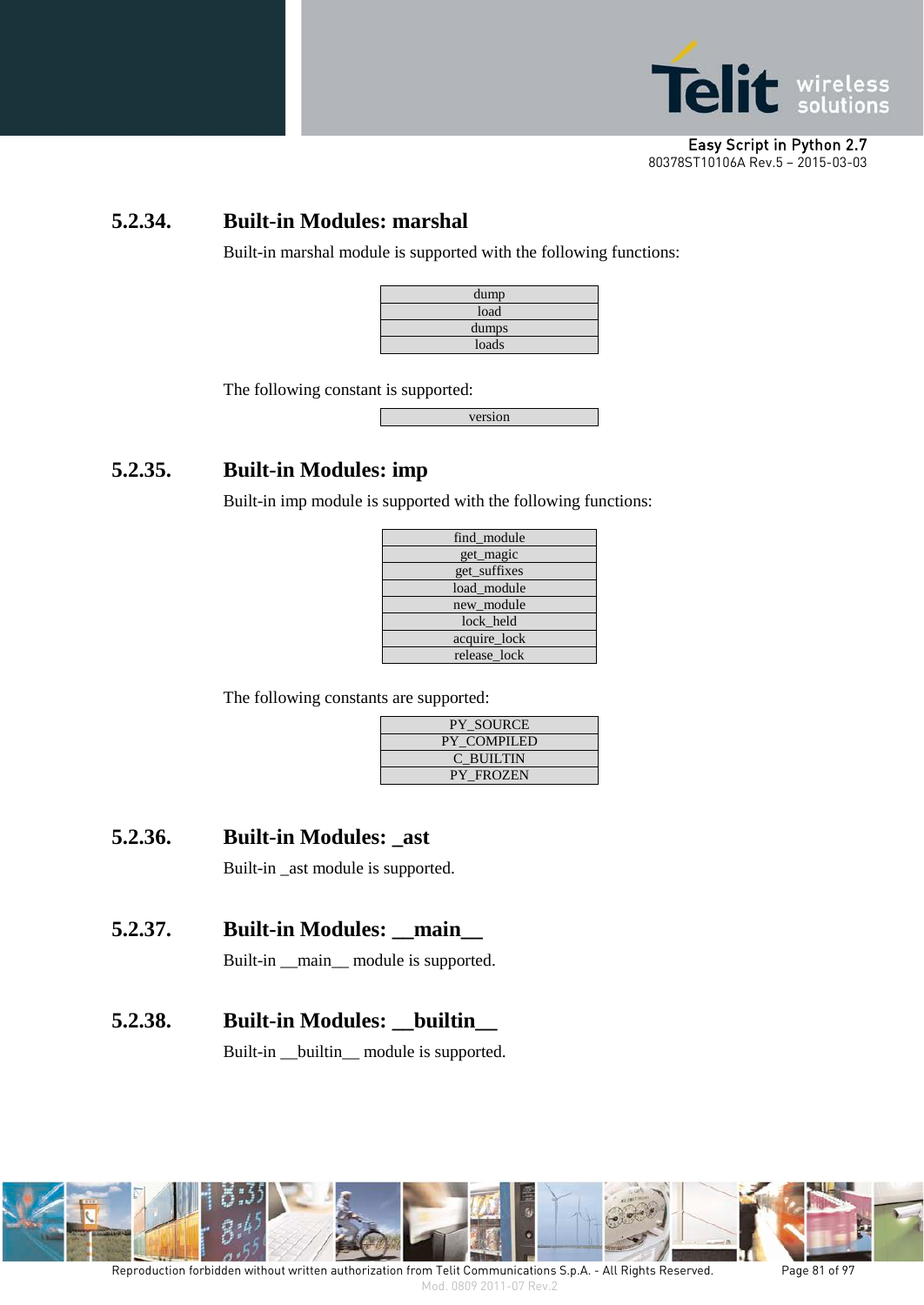### 5.2.34. Built-in Modules: marshal

Built-in marshal module is supported with the following functions:

| dump |
|---|
| load |
| dumps |
| loads |

The following constant is supported:

| version |
|---|

### 5.2.35. Built-in Modules: imp

Built-in imp module is supported with the following functions:

| find_module |
|---|
| get_magic |
| get_suffixes |
| load_module |
| new_module |
| lock_held |
| acquire_lock |
| release_lock |

The following constants are supported:

| PY_SOURCE |
|---|
| PY_COMPILED |
| C_BUILTIN |
| PY_FROZEN |

### 5.2.36. Built-in Modules: _ast

Built-in _ast module is supported.

### 5.2.37. Built-in Modules: __main__

Built-in __main__ module is supported.

### 5.2.38. Built-in Modules: __builtin__

Built-in __builtin__ module is supported.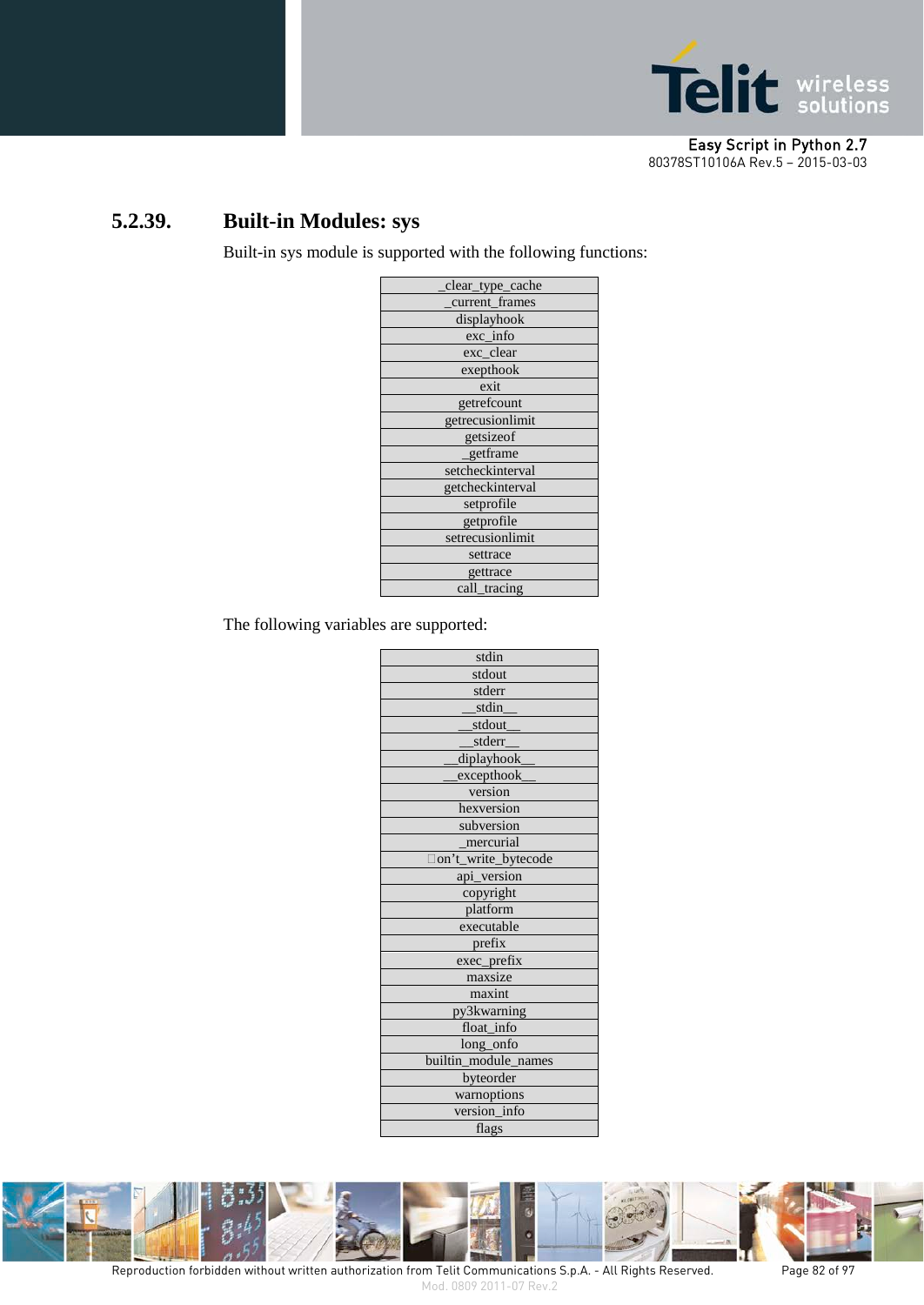### 5.2.39. Built-in Modules: sys

Built-in sys module is supported with the following functions:

| _clear_type_cache |
| --- |
| _current_frames |
| displayhook |
| exc_info |
| exc_clear |
| expepthook |
| exit |
| getrefcount |
| getrecusionlimit |
| getsizeof |
| _getframe |
| setcheckinterval |
| getcheckinterval |
| setprofile |
| getprofile |
| setrecusionlimit |
| settrace |
| gettrace |
| call_tracing |

The following variables are supported:

| stdin |
| --- |
| stdout |
| stderr |
| __stdin__ |
| __stdout__ |
| __stderr__ |
| __diplayhook__ |
| __excepthook__ |
| version |
| hexversion |
| subversion |
| _mercurial |
| on’t_write_bytecode |
| api_version |
| copyright |
| platform |
| executable |
| prefix |
| exec_prefix |
| maxsize |
| maxint |
| py3kwarning |
| float_info |
| long_onfo |
| builtin_module_names |
| byteorder |
| warnoptions |
| version_info |
| flags |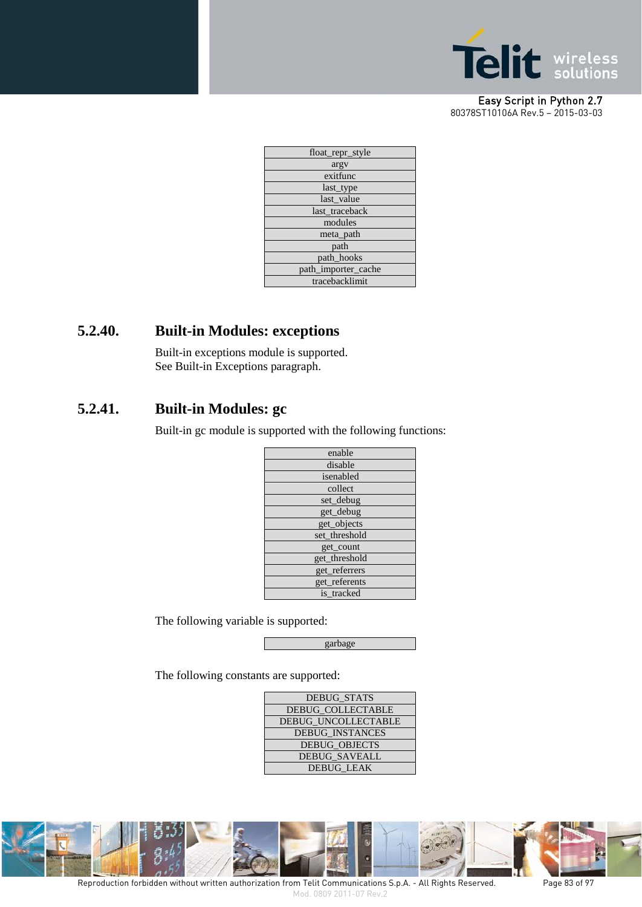| float_repr_style |
| --- |
| argv |
| exitfunc |
| last_type |
| last_value |
| last_traceback |
| modules |
| meta_path |
| path |
| path_hooks |
| path_importer_cache |
| tracebacklimit |

### 5.2.40. Built-in Modules: exceptions

Built-in exceptions module is supported.
See Built-in Exceptions paragraph.

### 5.2.41. Built-in Modules: gc

Built-in gc module is supported with the following functions:

| enable |
| --- |
| disable |
| isenabled |
| collect |
| set_debug |
| get_debug |
| get_objects |
| set_threshold |
| get_count |
| get_threshold |
| get_referrers |
| get_referents |
| is_tracked |

The following variable is supported:

| garbage |
| --- |

The following constants are supported:

| DEBUG_STATS |
| --- |
| DEBUG_COLLECTABLE |
| DEBUG_UNCOLLECTABLE |
| DEBUG_INSTANCES |
| DEBUG_OBJECTS |
| DEBUG_SAVEALL |
| DEBUG_LEAK |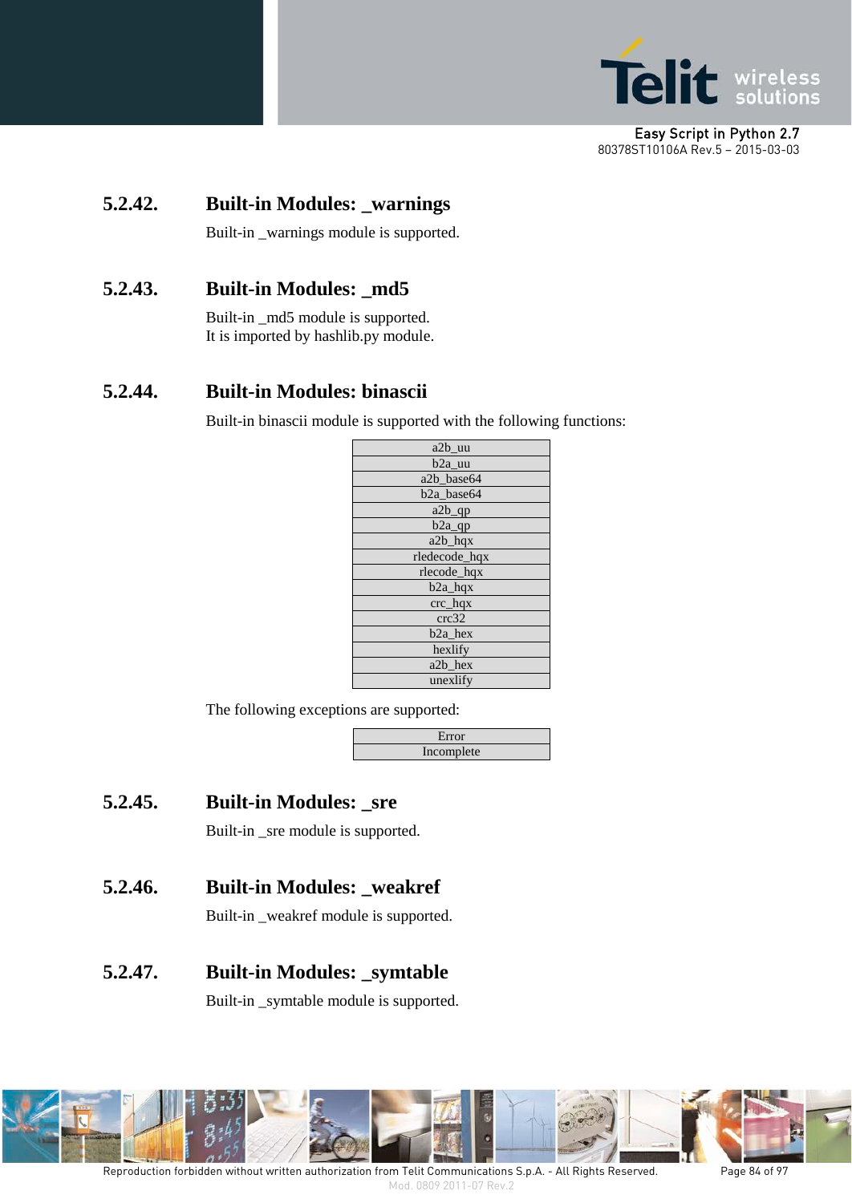### 5.2.42. Built-in Modules: _warnings

Built-in _warnings module is supported.

### 5.2.43. Built-in Modules: _md5

Built-in _md5 module is supported.
It is imported by hashlib.py module.

### 5.2.44. Built-in Modules: binascii

Built-in binascii module is supported with the following functions:

| a2b_uu |
|---|
| b2a_uu |
| a2b_base64 |
| b2a_base64 |
| a2b_qp |
| b2a_qp |
| a2b_hqx |
| rledecode_hqx |
| rlecode_hqx |
| b2a_hqx |
| crc_hqx |
| crc32 |
| b2a_hex |
| hexlify |
| a2b_hex |
| unexlify |

The following exceptions are supported:

| Error |
|---|
| Incomplete |

### 5.2.45. Built-in Modules: _sre

Built-in _sre module is supported.

### 5.2.46. Built-in Modules: _weakref

Built-in _weakref module is supported.

### 5.2.47. Built-in Modules: _symtable

Built-in _symtable module is supported.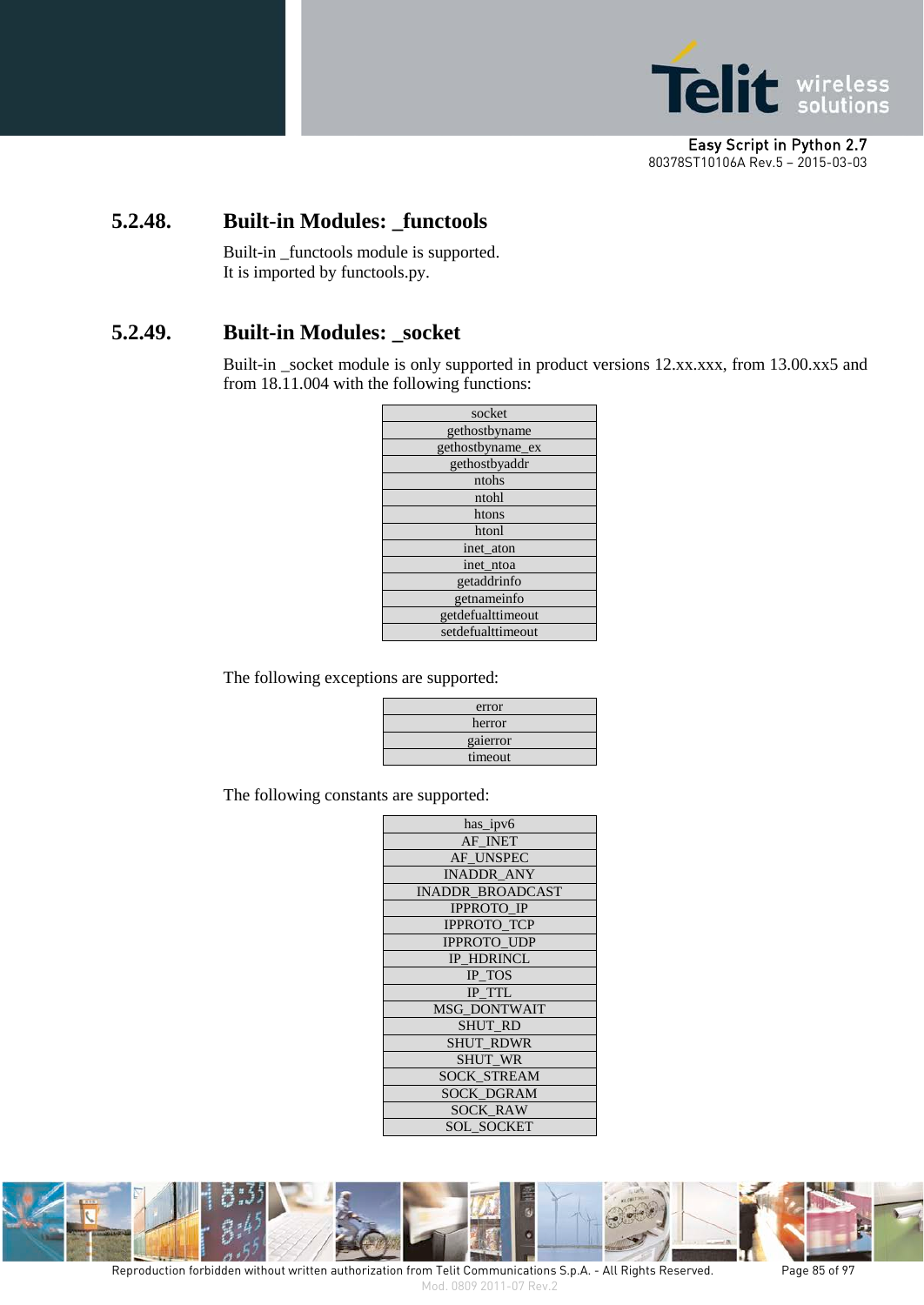### 5.2.48. Built-in Modules: _functools

Built-in _functools module is supported.
It is imported by functools.py.

### 5.2.49. Built-in Modules: _socket

Built-in _socket module is only supported in product versions 12.xx.xxx, from 13.00.xx5 and from 18.11.004 with the following functions:

| socket |
|---|
| gethostbyname |
| gethostbyname_ex |
| gethostbyaddr |
| ntohs |
| ntohl |
| htons |
| htonl |
| inet_aton |
| inet_ntoa |
| getaddrinfo |
| getnameinfo |
| getdefualttimeout |
| setdefualttimeout |

The following exceptions are supported:

| error |
|---|
| herror |
| gaierror |
| timeout |

The following constants are supported:

| has_ipv6 |
|---|
| AF_INET |
| AF_UNSPEC |
| INADDR_ANY |
| INADDR_BROADCAST |
| IPPROTO_IP |
| IPPROTO_TCP |
| IPPROTO_UDP |
| IP_HDRINCL |
| IP_TOS |
| IP_TTL |
| MSG_DONTWAIT |
| SHUT_RD |
| SHUT_RDWR |
| SHUT_WR |
| SOCK_STREAM |
| SOCK_DGRAM |
| SOCK_RAW |
| SOL_SOCKET |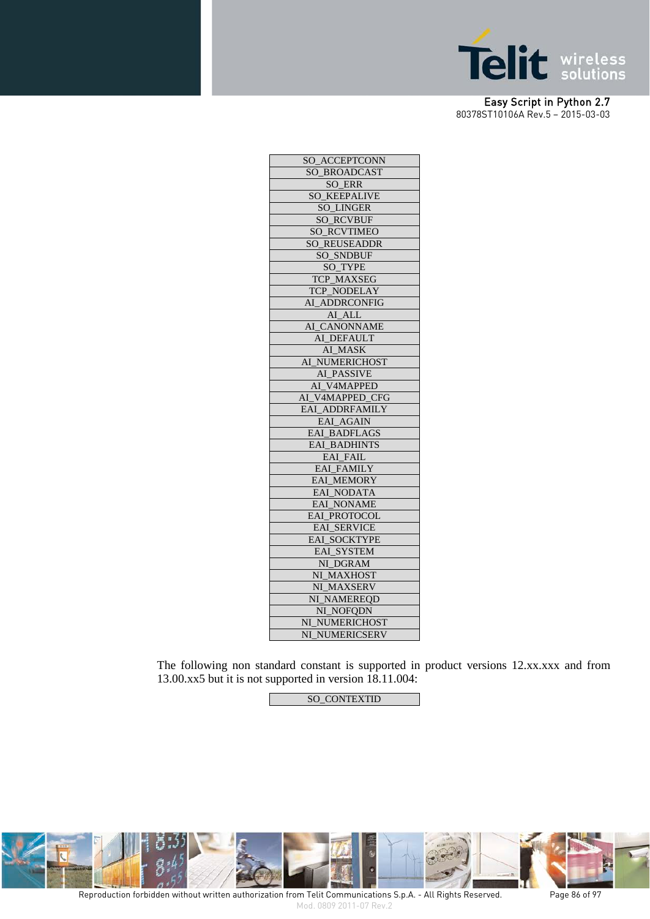| SO_ACCEPTCONN |
|---|
| SO_BROADCAST |
| SO_ERR |
| SO_KEEPALIVE |
| SO_LINGER |
| SO_RCVBUF |
| SO_RCVTIMEO |
| SO_REUSEADDR |
| SO_SNDBUF |
| SO_TYPE |
| TCP_MAXSEG |
| TCP_NODELAY |
| AI_ADDRCONFIG |
| AI_ALL |
| AI_CANONNAME |
| AI_DEFAULT |
| AI_MASK |
| AI_NUMERICHOST |
| AI_PASSIVE |
| AI_V4MAPPED |
| AI_V4MAPPED_CFG |
| EAI_ADDRFAMILY |
| EAI_AGAIN |
| EAI_BADFLAGS |
| EAI_BADHINTS |
| EAI_FAIL |
| EAI_FAMILY |
| EAI_MEMORY |
| EAI_NODATA |
| EAI_NONAME |
| EAI_PROTOCOL |
| EAI_SERVICE |
| EAI_SOCKTYPE |
| EAI_SYSTEM |
| NI_DGRAM |
| NI_MAXHOST |
| NI_MAXSERV |
| NI_NAMEREQD |
| NI_NOFQDN |
| NI_NUMERICHOST |
| NI_NUMERICSERV |

The following non standard constant is supported in product versions 12.xx.xxx and from 13.00.xx5 but it is not supported in version 18.11.004:

| SO_CONTEXTID |
|---|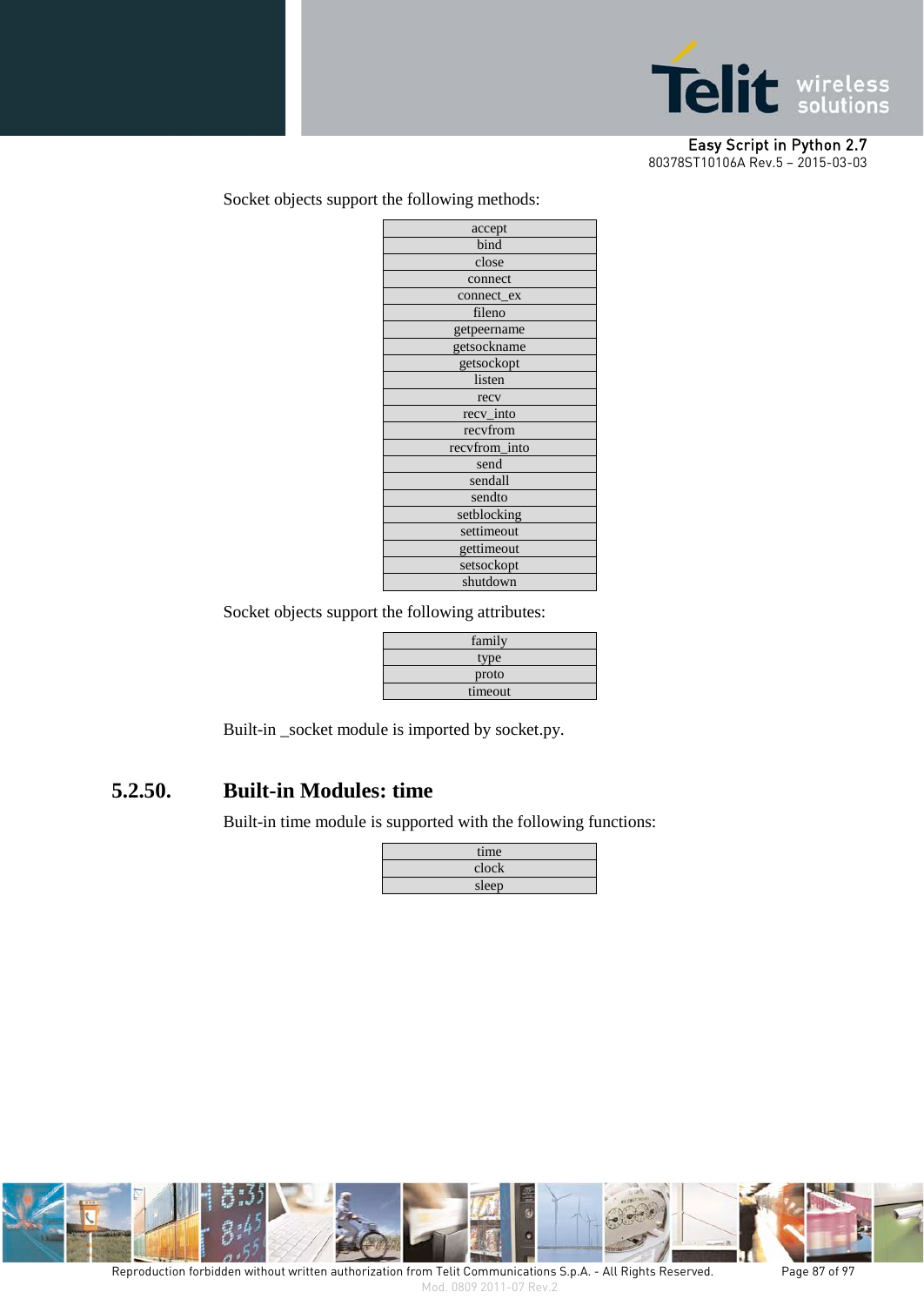Socket objects support the following methods:

| accept |
|---|
| bind |
| close |
| connect |
| connect_ex |
| fileno |
| getpeername |
| getsockname |
| getsockopt |
| listen |
| recv |
| recv_into |
| recvfrom |
| recvfrom_into |
| send |
| sendall |
| sendto |
| setblocking |
| settimeout |
| gettimeout |
| setsockopt |
| shutdown |

Socket objects support the following attributes:

| family |
|---|
| type |
| proto |
| timeout |

Built-in _socket module is imported by socket.py.

### 5.2.50. Built-in Modules: time

Built-in time module is supported with the following functions:

| time |
|---|
| clock |
| sleep |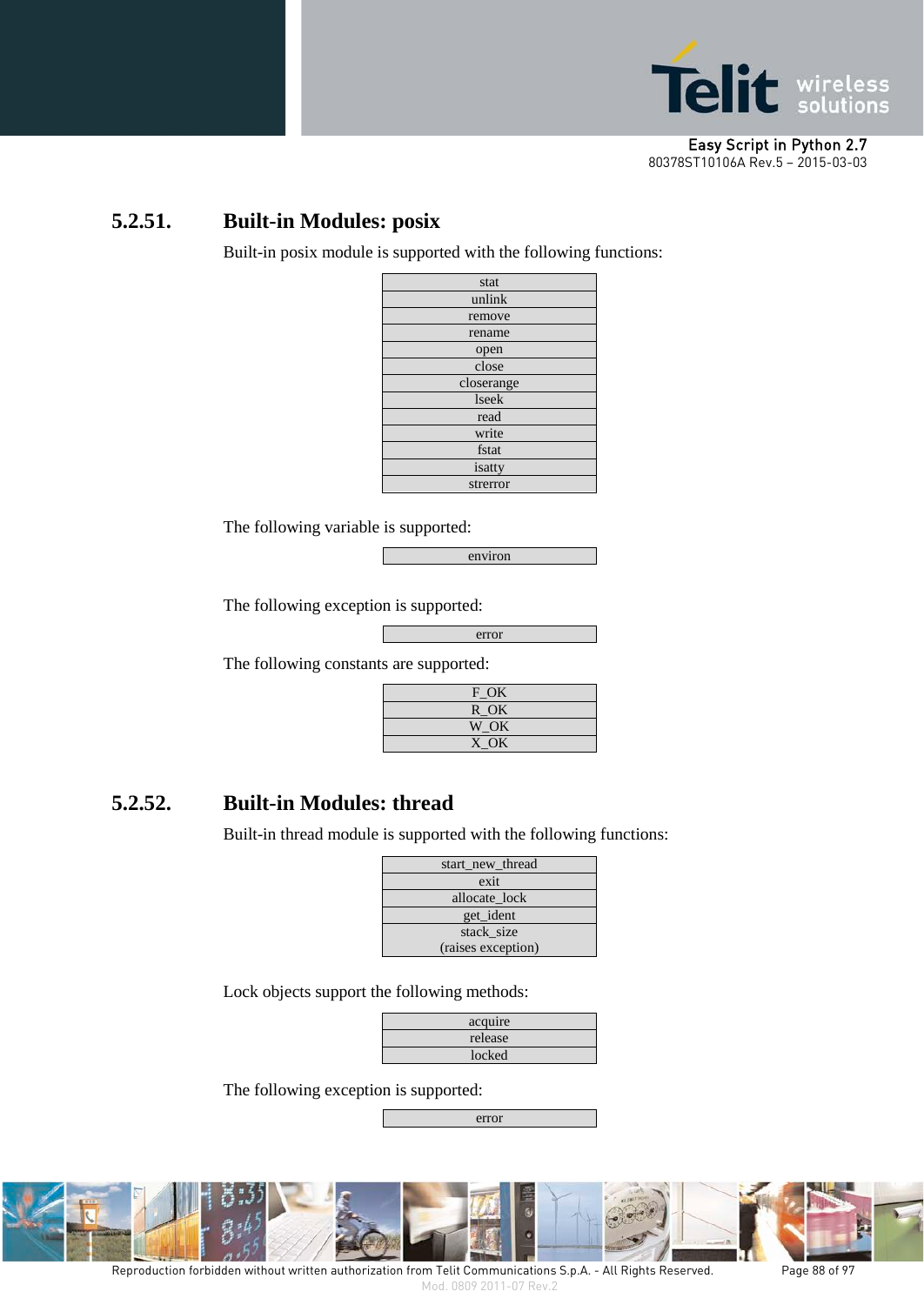### 5.2.51. Built-in Modules: posix

Built-in posix module is supported with the following functions:

| stat |
|---|
| unlink |
| remove |
| rename |
| open |
| close |
| closerange |
| lseek |
| read |
| write |
| fstat |
| isatty |
| strerror |

The following variable is supported:

| environ |
|---|

The following exception is supported:

| error |
|---|

The following constants are supported:

| F_OK |
|---|
| R_OK |
| W_OK |
| X_OK |

### 5.2.52. Built-in Modules: thread

Built-in thread module is supported with the following functions:

| start_new_thread |
|---|
| exit |
| allocate_lock |
| get_ident |
| stack_size (raises exception) |

Lock objects support the following methods:

| acquire |
|---|
| release |
| locked |

The following exception is supported:

| error |
|---|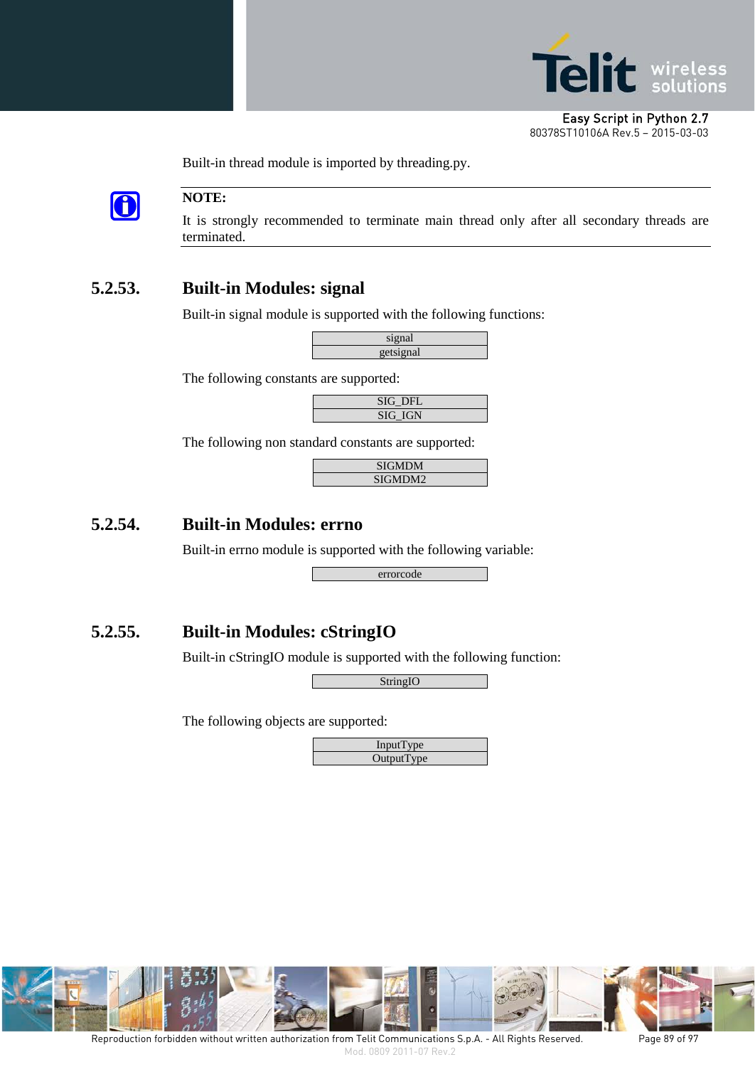Built-in thread module is imported by threading.py.

**NOTE:**
It is strongly recommended to terminate main thread only after all secondary threads are terminated.

### 5.2.53. Built-in Modules: signal

Built-in signal module is supported with the following functions:

| signal |
|---|
| getsignal |

The following constants are supported:

| SIG_DFL |
|---|
| SIG_IGN |

The following non standard constants are supported:

| SIGMDM |
|---|
| SIGMDM2 |

### 5.2.54. Built-in Modules: errno

Built-in errno module is supported with the following variable:

| errorcode |
|---|

### 5.2.55. Built-in Modules: cStringIO

Built-in cStringIO module is supported with the following function:

| StringIO |
|---|

The following objects are supported:

| InputType |
|---|
| OutputType |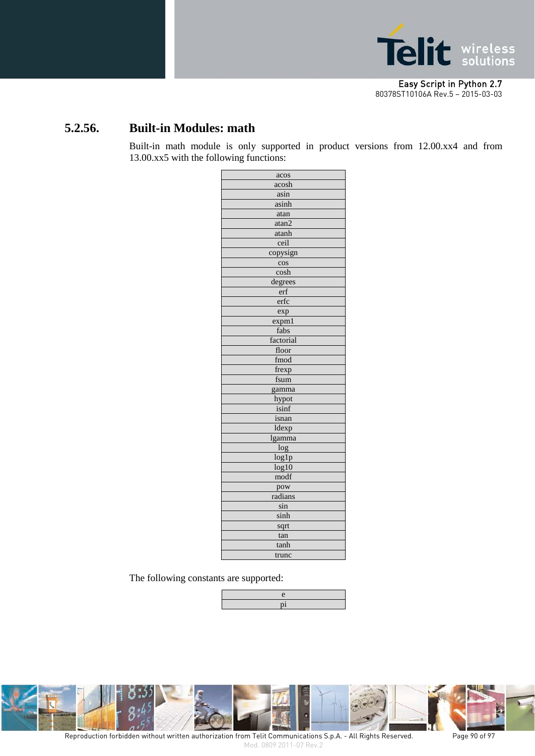### 5.2.56. Built-in Modules: math

Built-in math module is only supported in product versions from 12.00.xx4 and from 13.00.xx5 with the following functions:

| acos |
|---|
| acosh |
| asin |
| asinh |
| atan |
| atan2 |
| atanh |
| ceil |
| copysign |
| cos |
| cosh |
| degrees |
| erf |
| erfc |
| exp |
| expm1 |
| fabs |
| factorial |
| floor |
| fmod |
| frexp |
| fsum |
| gamma |
| hypot |
| isinf |
| isnan |
| ldexp |
| lgamma |
| log |
| log1p |
| log10 |
| modf |
| pow |
| radians |
| sin |
| sinh |
| sqrt |
| tan |
| tanh |
| trunc |

The following constants are supported:

| e |
|---|
| pi |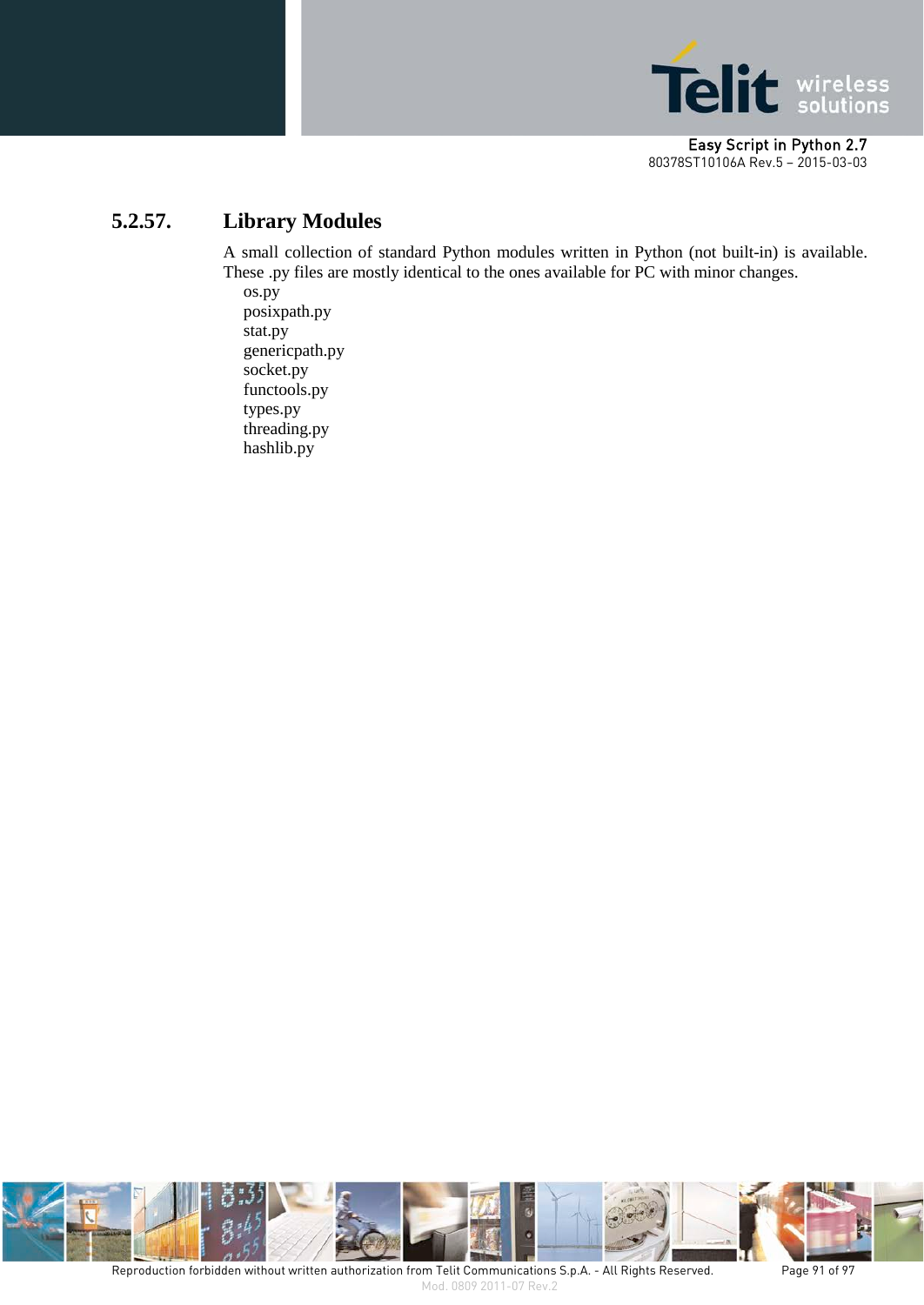### 5.2.57. Library Modules

A small collection of standard Python modules written in Python (not built-in) is available. These .py files are mostly identical to the ones available for PC with minor changes.

os.py
posixpath.py
stat.py
genericpath.py
socket.py
functools.py
types.py
threading.py
hashlib.py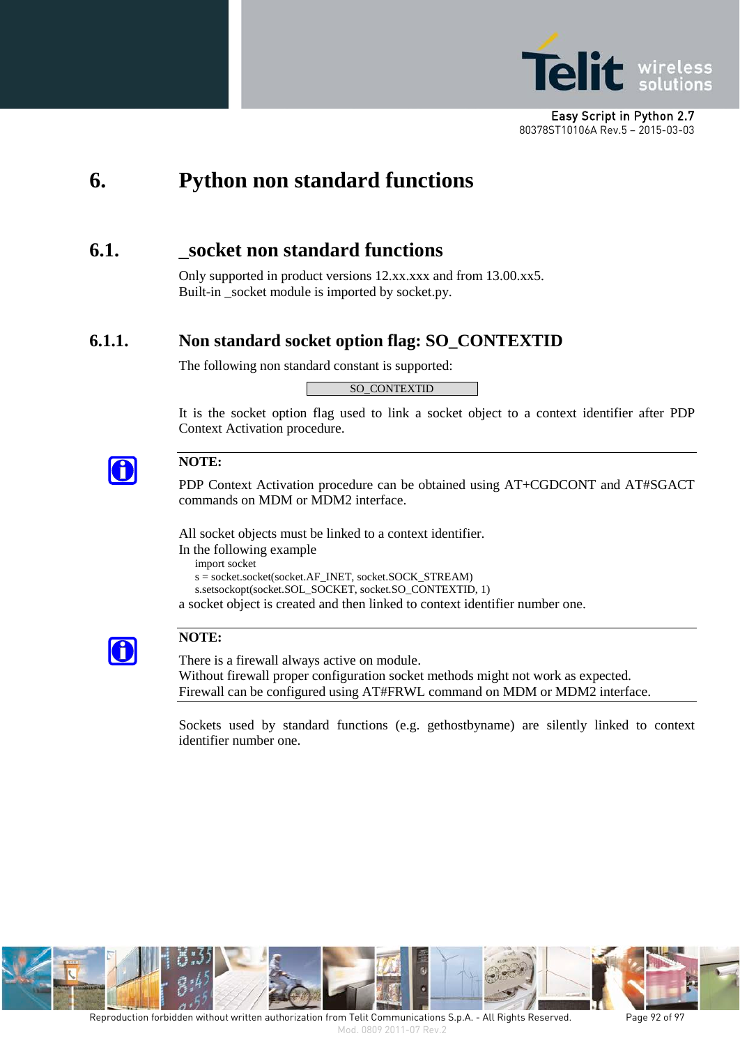# 6. Python non standard functions

## 6.1. _socket non standard functions

Only supported in product versions 12.xx.xxx and from 13.00.xx5.
Built-in _socket module is imported by socket.py.

### 6.1.1. Non standard socket option flag: SO_CONTEXTID

The following non standard constant is supported:

| SO_CONTEXTID |
|---|

It is the socket option flag used to link a socket object to a context identifier after PDP Context Activation procedure.

**NOTE:**

PDP Context Activation procedure can be obtained using AT+CGDCONT and AT#SGACT commands on MDM or MDM2 interface.

All socket objects must be linked to a context identifier.
In the following example

```
import socket
s = socket.socket(socket.AF_INET, socket.SOCK_STREAM)
s.setsockopt(socket.SOL_SOCKET, socket.SO_CONTEXTID, 1)
```

a socket object is created and then linked to context identifier number one.

**NOTE:**

There is a firewall always active on module.
Without firewall proper configuration socket methods might not work as expected.
Firewall can be configured using AT#FRWL command on MDM or MDM2 interface.

Sockets used by standard functions (e.g. gethostbyname) are silently linked to context identifier number one.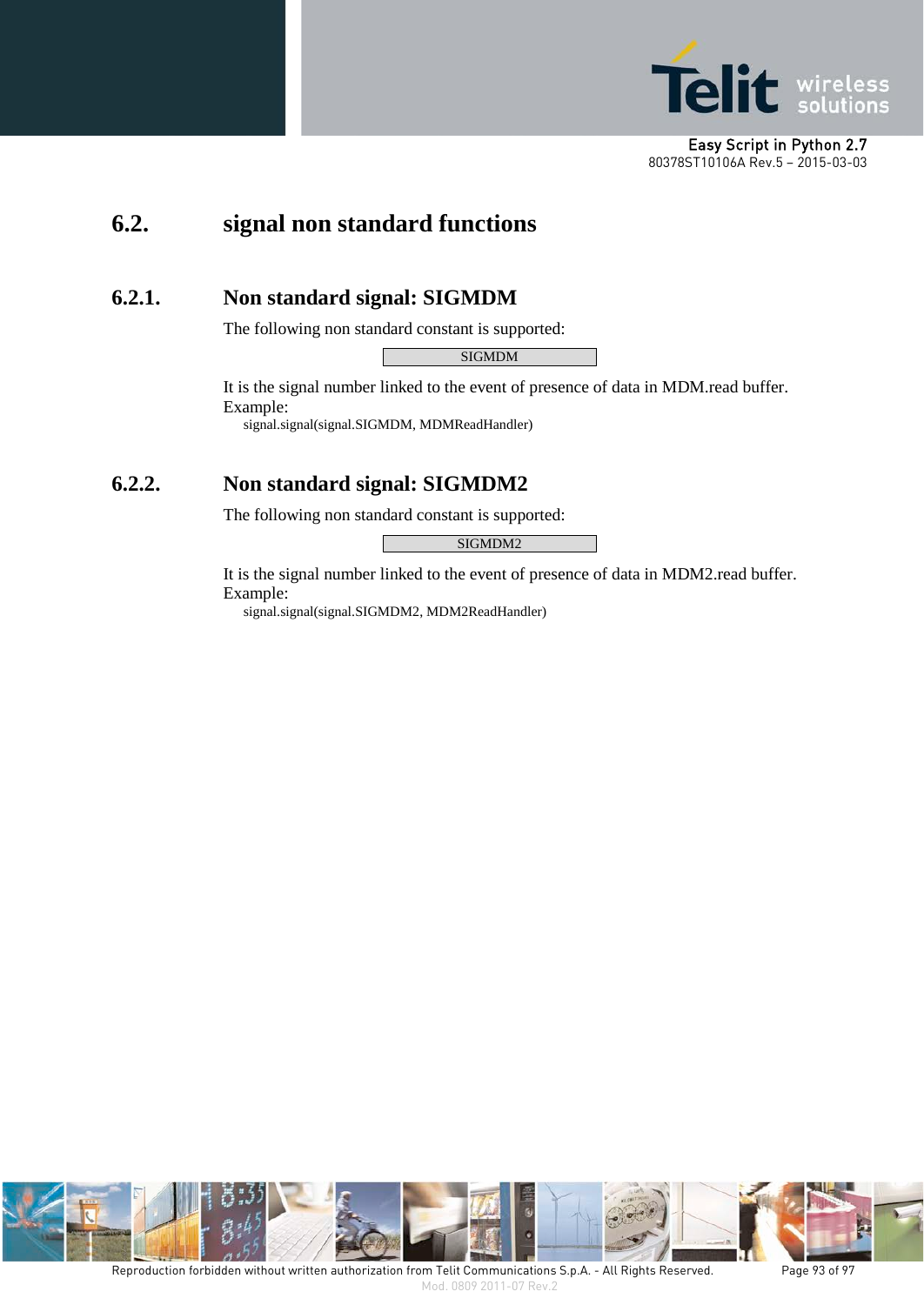## 6.2. signal non standard functions

### 6.2.1. Non standard signal: SIGMDM

The following non standard constant is supported:

| SIGMDM |
|---|

It is the signal number linked to the event of presence of data in MDM.read buffer.

Example:

```
signal.signal(signal.SIGMDM, MDMReadHandler)
```

### 6.2.2. Non standard signal: SIGMDM2

The following non standard constant is supported:

| SIGMDM2 |
|---|

It is the signal number linked to the event of presence of data in MDM2.read buffer.

Example:

```
signal.signal(signal.SIGMDM2, MDM2ReadHandler)
```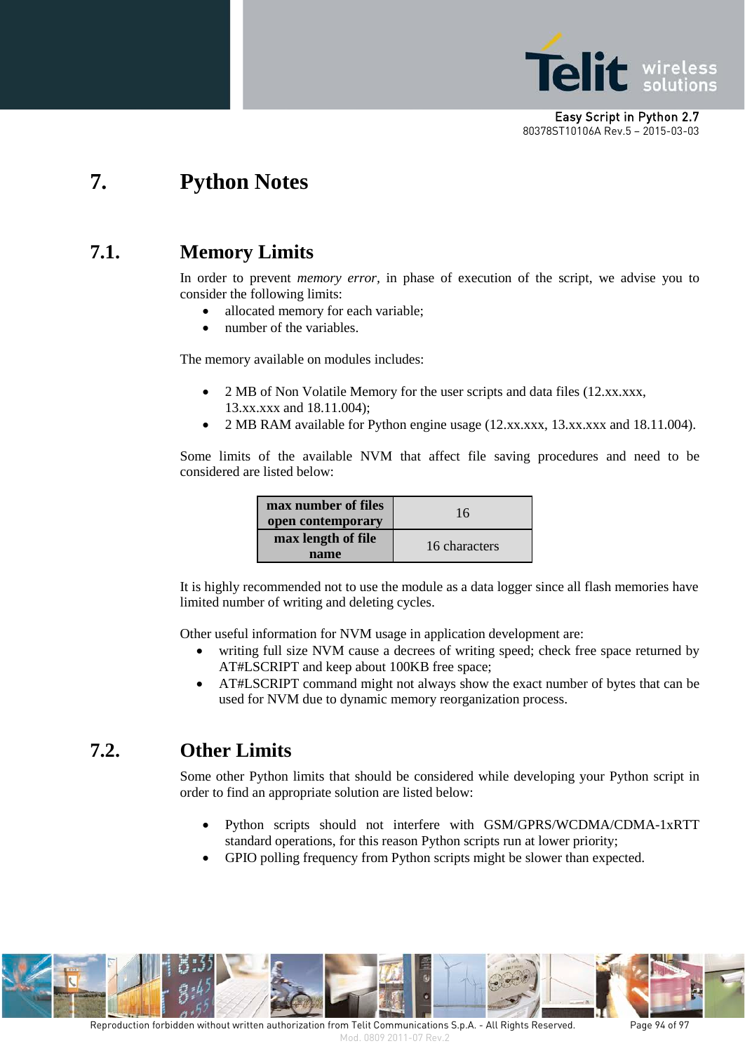# 7. Python Notes

## 7.1. Memory Limits

In order to prevent *memory error*, in phase of execution of the script, we advise you to consider the following limits:

- allocated memory for each variable;
- number of the variables.

The memory available on modules includes:

- 2 MB of Non Volatile Memory for the user scripts and data files (12.xx.xxx, 13.xx.xxx and 18.11.004);
- 2 MB RAM available for Python engine usage (12.xx.xxx, 13.xx.xxx and 18.11.004).

Some limits of the available NVM that affect file saving procedures and need to be considered are listed below:

| **max number of files open contemporary** | 16 |
|---|---|
| **max length of file name** | 16 characters |

It is highly recommended not to use the module as a data logger since all flash memories have limited number of writing and deleting cycles.

Other useful information for NVM usage in application development are:

- writing full size NVM cause a decrees of writing speed; check free space returned by AT#LSCRIPT and keep about 100KB free space;
- AT#LSCRIPT command might not always show the exact number of bytes that can be used for NVM due to dynamic memory reorganization process.

## 7.2. Other Limits

Some other Python limits that should be considered while developing your Python script in order to find an appropriate solution are listed below:

- Python scripts should not interfere with GSM/GPRS/WCDMA/CDMA-1xRTT standard operations, for this reason Python scripts run at lower priority;
- GPIO polling frequency from Python scripts might be slower than expected.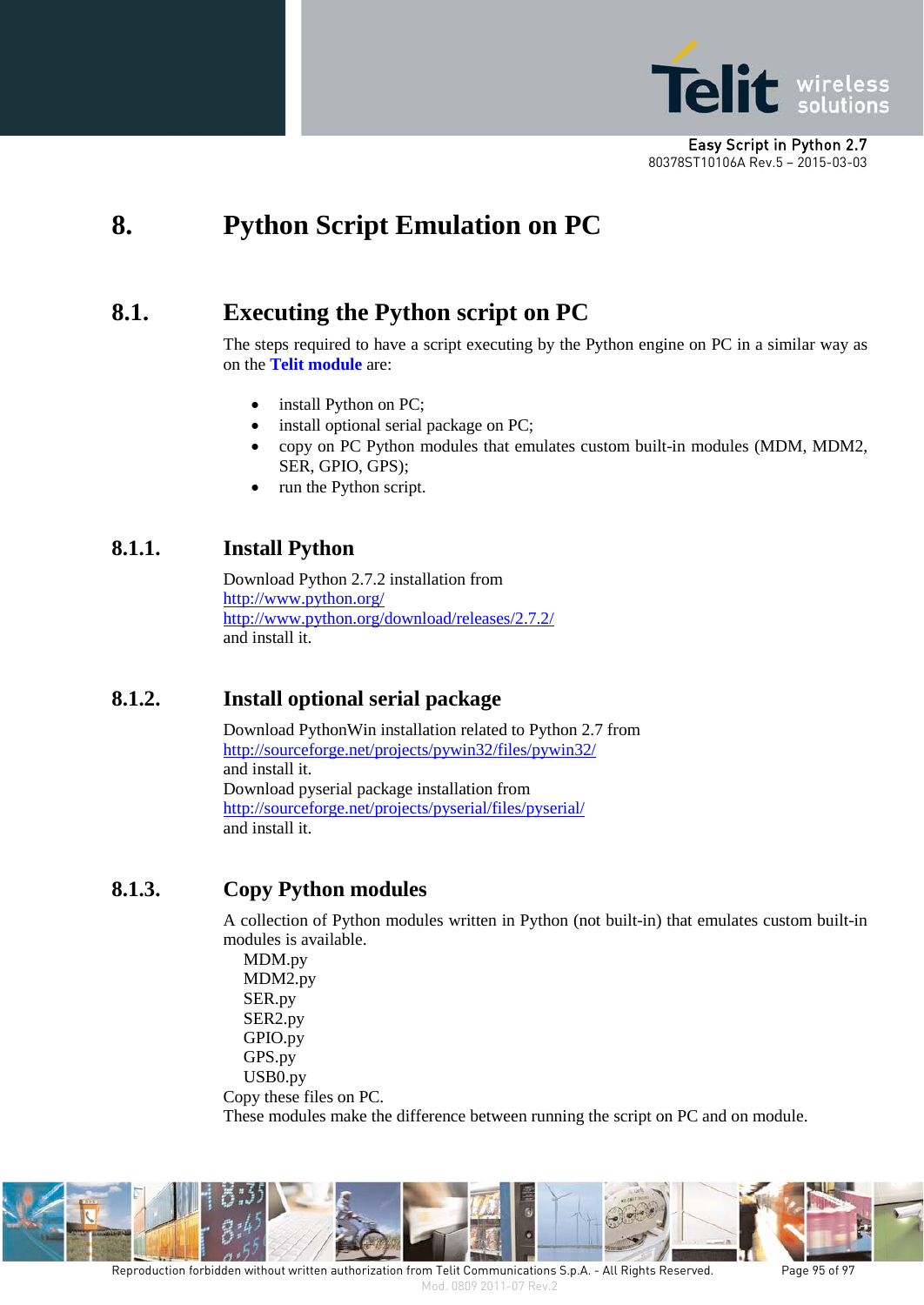# 8. Python Script Emulation on PC

## 8.1. Executing the Python script on PC

The steps required to have a script executing by the Python engine on PC in a similar way as on the **Telit module** are:

- install Python on PC;
- install optional serial package on PC;
- copy on PC Python modules that emulates custom built-in modules (MDM, MDM2, SER, GPIO, GPS);
- run the Python script.

### 8.1.1. Install Python

Download Python 2.7.2 installation from
http://www.python.org/
http://www.python.org/download/releases/2.7.2/
and install it.

### 8.1.2. Install optional serial package

Download PythonWin installation related to Python 2.7 from
http://sourceforge.net/projects/pywin32/files/pywin32/
and install it.
Download pyserial package installation from
http://sourceforge.net/projects/pyserial/files/pyserial/
and install it.

### 8.1.3. Copy Python modules

A collection of Python modules written in Python (not built-in) that emulates custom built-in modules is available.

MDM.py
MDM2.py
SER.py
SER2.py
GPIO.py
GPS.py
USB0.py

Copy these files on PC.
These modules make the difference between running the script on PC and on module.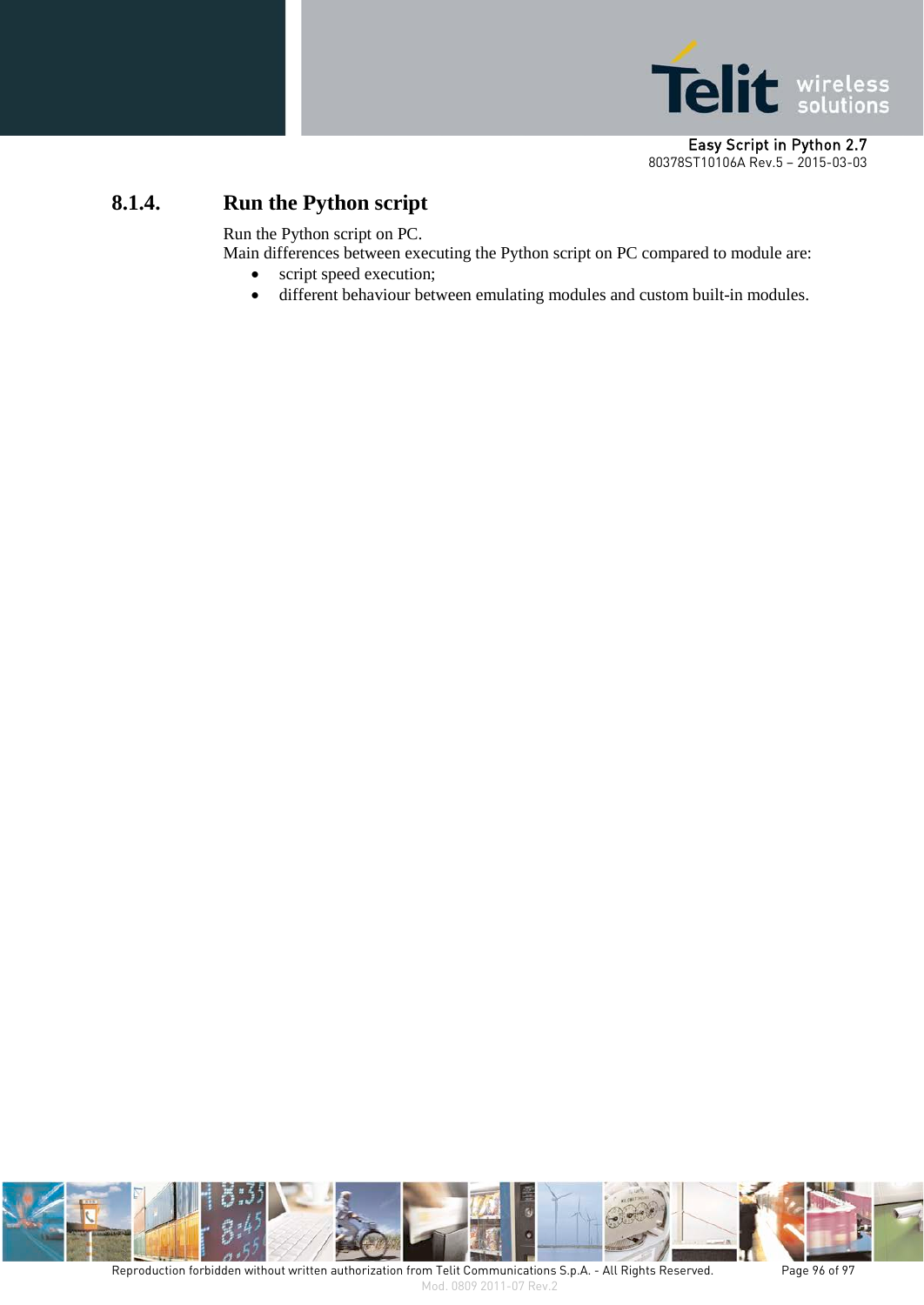#### 8.1.4. Run the Python script

Run the Python script on PC.
Main differences between executing the Python script on PC compared to module are:

- script speed execution;
- different behaviour between emulating modules and custom built-in modules.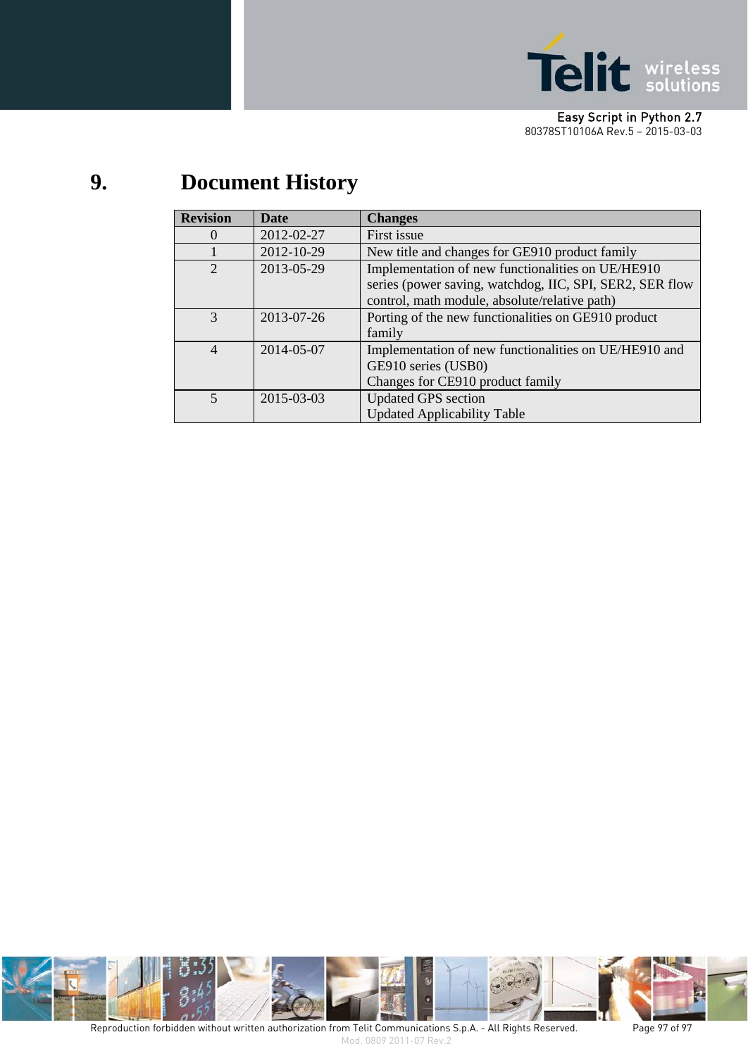# 9. Document History

| Revision | Date | Changes |
|---|---|---|
| 0 | 2012-02-27 | First issue |
| 1 | 2012-10-29 | New title and changes for GE910 product family |
| 2 | 2013-05-29 | Implementation of new functionalities on UE/HE910 series (power saving, watchdog, IIC, SPI, SER2, SER flow control, math module, absolute/relative path) |
| 3 | 2013-07-26 | Porting of the new functionalities on GE910 product family |
| 4 | 2014-05-07 | Implementation of new functionalities on UE/HE910 and GE910 series (USB0)<br>Changes for CE910 product family |
| 5 | 2015-03-03 | Updated GPS section<br>Updated Applicability Table |